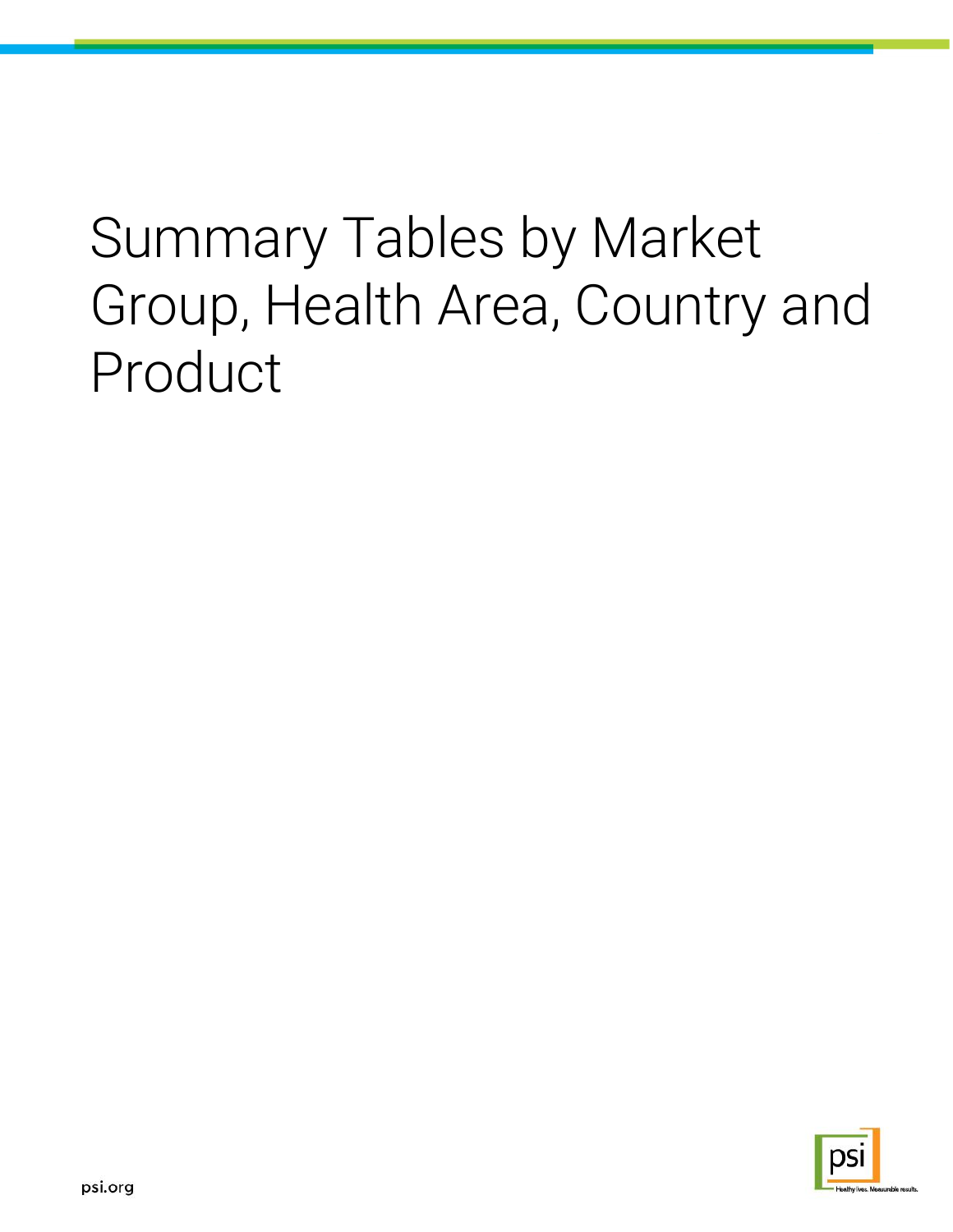# Summary Tables by Market Group, Health Area, Country and Product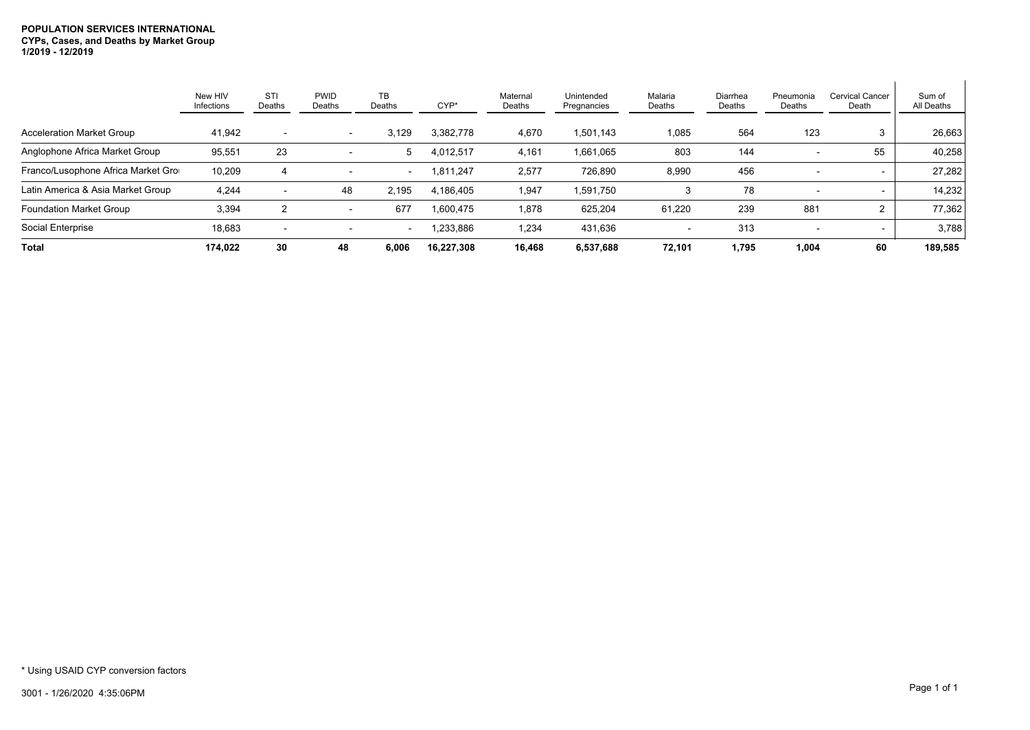**POPULATION SERVICES INTERNATIONAL**
**CYPs, Cases, and Deaths by Market Group**
**1/2019 - 12/2019**

| | New HIV Infections | STI Deaths | PWID Deaths | TB Deaths | CYP* | Maternal Deaths | Unintended Pregnancies | Malaria Deaths | Diarrhea Deaths | Pneumonia Deaths | Cervical Cancer Death | Sum of All Deaths |
|---|---|---|---|---|---|---|---|---|---|---|---|---|
| Acceleration Market Group | 41,942 | - | - | 3,129 | 3,382,778 | 4,670 | 1,501,143 | 1,085 | 564 | 123 | 3 | 26,663 |
| Anglophone Africa Market Group | 95,551 | 23 | - | 5 | 4,012,517 | 4,161 | 1,661,065 | 803 | 144 | - | 55 | 40,258 |
| Franco/Lusophone Africa Market Gro | 10,209 | 4 | - | - | 1,811,247 | 2,577 | 726,890 | 8,990 | 456 | - | - | 27,282 |
| Latin America & Asia Market Group | 4,244 | - | 48 | 2,195 | 4,186,405 | 1,947 | 1,591,750 | 3 | 78 | - | - | 14,232 |
| Foundation Market Group | 3,394 | 2 | - | 677 | 1,600,475 | 1,878 | 625,204 | 61,220 | 239 | 881 | 2 | 77,362 |
| Social Enterprise | 18,683 | - | - | - | 1,233,886 | 1,234 | 431,636 | - | 313 | - | - | 3,788 |
| **Total** | **174,022** | **30** | **48** | **6,006** | **16,227,308** | **16,468** | **6,537,688** | **72,101** | **1,795** | **1,004** | **60** | **189,585** |

\* Using USAID CYP conversion factors

3001 - 1/26/2020 4:35:06PM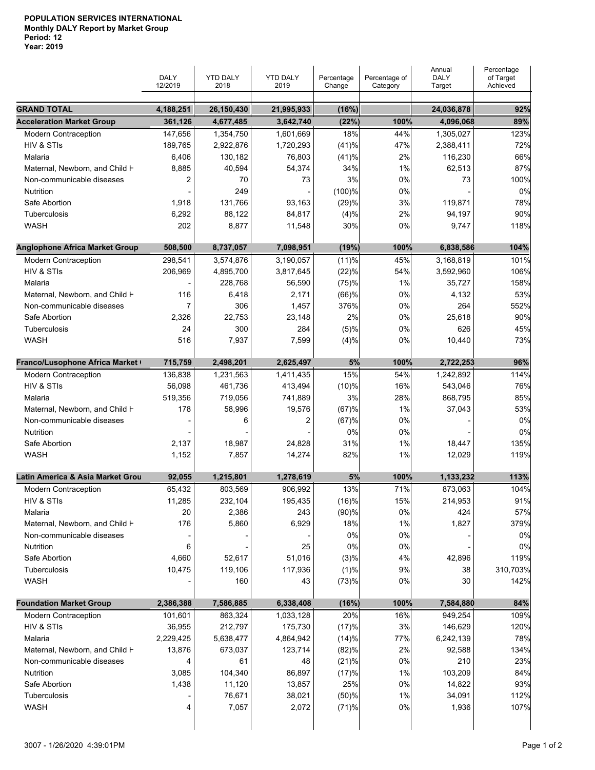**POPULATION SERVICES INTERNATIONAL**
**Monthly DALY Report by Market Group**
**Period: 12**
**Year: 2019**

| | DALY 12/2019 | YTD DALY 2018 | YTD DALY 2019 | Percentage Change | Percentage of Category | Annual DALY Target | Percentage of Target Achieved |
|---|---|---|---|---|---|---|---|
| **GRAND TOTAL** | **4,188,251** | **26,150,430** | **21,995,933** | **(16%)** | | **24,036,878** | **92%** |
| **Acceleration Market Group** | **361,126** | **4,677,485** | **3,642,740** | **(22%)** | **100%** | **4,096,068** | **89%** |
| Modern Contraception | 147,656 | 1,354,750 | 1,601,669 | 18% | 44% | 1,305,027 | 123% |
| HIV & STIs | 189,765 | 2,922,876 | 1,720,293 | (41)% | 47% | 2,388,411 | 72% |
| Malaria | 6,406 | 130,182 | 76,803 | (41)% | 2% | 116,230 | 66% |
| Maternal, Newborn, and Child H | 8,885 | 40,594 | 54,374 | 34% | 1% | 62,513 | 87% |
| Non-communicable diseases | 2 | 70 | 73 | 3% | 0% | 73 | 100% |
| Nutrition | - | 249 | - | (100)% | 0% | - | 0% |
| Safe Abortion | 1,918 | 131,766 | 93,163 | (29)% | 3% | 119,871 | 78% |
| Tuberculosis | 6,292 | 88,122 | 84,817 | (4)% | 2% | 94,197 | 90% |
| WASH | 202 | 8,877 | 11,548 | 30% | 0% | 9,747 | 118% |
| **Anglophone Africa Market Group** | **508,500** | **8,737,057** | **7,098,951** | **(19%)** | **100%** | **6,838,586** | **104%** |
| Modern Contraception | 298,541 | 3,574,876 | 3,190,057 | (11)% | 45% | 3,168,819 | 101% |
| HIV & STIs | 206,969 | 4,895,700 | 3,817,645 | (22)% | 54% | 3,592,960 | 106% |
| Malaria | - | 228,768 | 56,590 | (75)% | 1% | 35,727 | 158% |
| Maternal, Newborn, and Child H | 116 | 6,418 | 2,171 | (66)% | 0% | 4,132 | 53% |
| Non-communicable diseases | 7 | 306 | 1,457 | 376% | 0% | 264 | 552% |
| Safe Abortion | 2,326 | 22,753 | 23,148 | 2% | 0% | 25,618 | 90% |
| Tuberculosis | 24 | 300 | 284 | (5)% | 0% | 626 | 45% |
| WASH | 516 | 7,937 | 7,599 | (4)% | 0% | 10,440 | 73% |
| **Franco/Lusophone Africa Market (** | **715,759** | **2,498,201** | **2,625,497** | **5%** | **100%** | **2,722,253** | **96%** |
| Modern Contraception | 136,838 | 1,231,563 | 1,411,435 | 15% | 54% | 1,242,892 | 114% |
| HIV & STIs | 56,098 | 461,736 | 413,494 | (10)% | 16% | 543,046 | 76% |
| Malaria | 519,356 | 719,056 | 741,889 | 3% | 28% | 868,795 | 85% |
| Maternal, Newborn, and Child H | 178 | 58,996 | 19,576 | (67)% | 1% | 37,043 | 53% |
| Non-communicable diseases | - | 6 | 2 | (67)% | 0% | - | 0% |
| Nutrition | - | - | - | 0% | 0% | - | 0% |
| Safe Abortion | 2,137 | 18,987 | 24,828 | 31% | 1% | 18,447 | 135% |
| WASH | 1,152 | 7,857 | 14,274 | 82% | 1% | 12,029 | 119% |
| **Latin America & Asia Market Grou** | **92,055** | **1,215,801** | **1,278,619** | **5%** | **100%** | **1,133,232** | **113%** |
| Modern Contraception | 65,432 | 803,569 | 906,992 | 13% | 71% | 873,063 | 104% |
| HIV & STIs | 11,285 | 232,104 | 195,435 | (16)% | 15% | 214,953 | 91% |
| Malaria | 20 | 2,386 | 243 | (90)% | 0% | 424 | 57% |
| Maternal, Newborn, and Child H | 176 | 5,860 | 6,929 | 18% | 1% | 1,827 | 379% |
| Non-communicable diseases | - | - | - | 0% | 0% | - | 0% |
| Nutrition | 6 | - | 25 | 0% | 0% | - | 0% |
| Safe Abortion | 4,660 | 52,617 | 51,016 | (3)% | 4% | 42,896 | 119% |
| Tuberculosis | 10,475 | 119,106 | 117,936 | (1)% | 9% | 38 | 310,703% |
| WASH | - | 160 | 43 | (73)% | 0% | 30 | 142% |
| **Foundation Market Group** | **2,386,388** | **7,586,885** | **6,338,408** | **(16%)** | **100%** | **7,584,880** | **84%** |
| Modern Contraception | 101,601 | 863,324 | 1,033,128 | 20% | 16% | 949,254 | 109% |
| HIV & STIs | 36,955 | 212,797 | 175,730 | (17)% | 3% | 146,629 | 120% |
| Malaria | 2,229,425 | 5,638,477 | 4,864,942 | (14)% | 77% | 6,242,139 | 78% |
| Maternal, Newborn, and Child H | 13,876 | 673,037 | 123,714 | (82)% | 2% | 92,588 | 134% |
| Non-communicable diseases | 4 | 61 | 48 | (21)% | 0% | 210 | 23% |
| Nutrition | 3,085 | 104,340 | 86,897 | (17)% | 1% | 103,209 | 84% |
| Safe Abortion | 1,438 | 11,120 | 13,857 | 25% | 0% | 14,822 | 93% |
| Tuberculosis | - | 76,671 | 38,021 | (50)% | 1% | 34,091 | 112% |
| WASH | 4 | 7,057 | 2,072 | (71)% | 0% | 1,936 | 107% |

3007 - 1/26/2020 4:39:01PM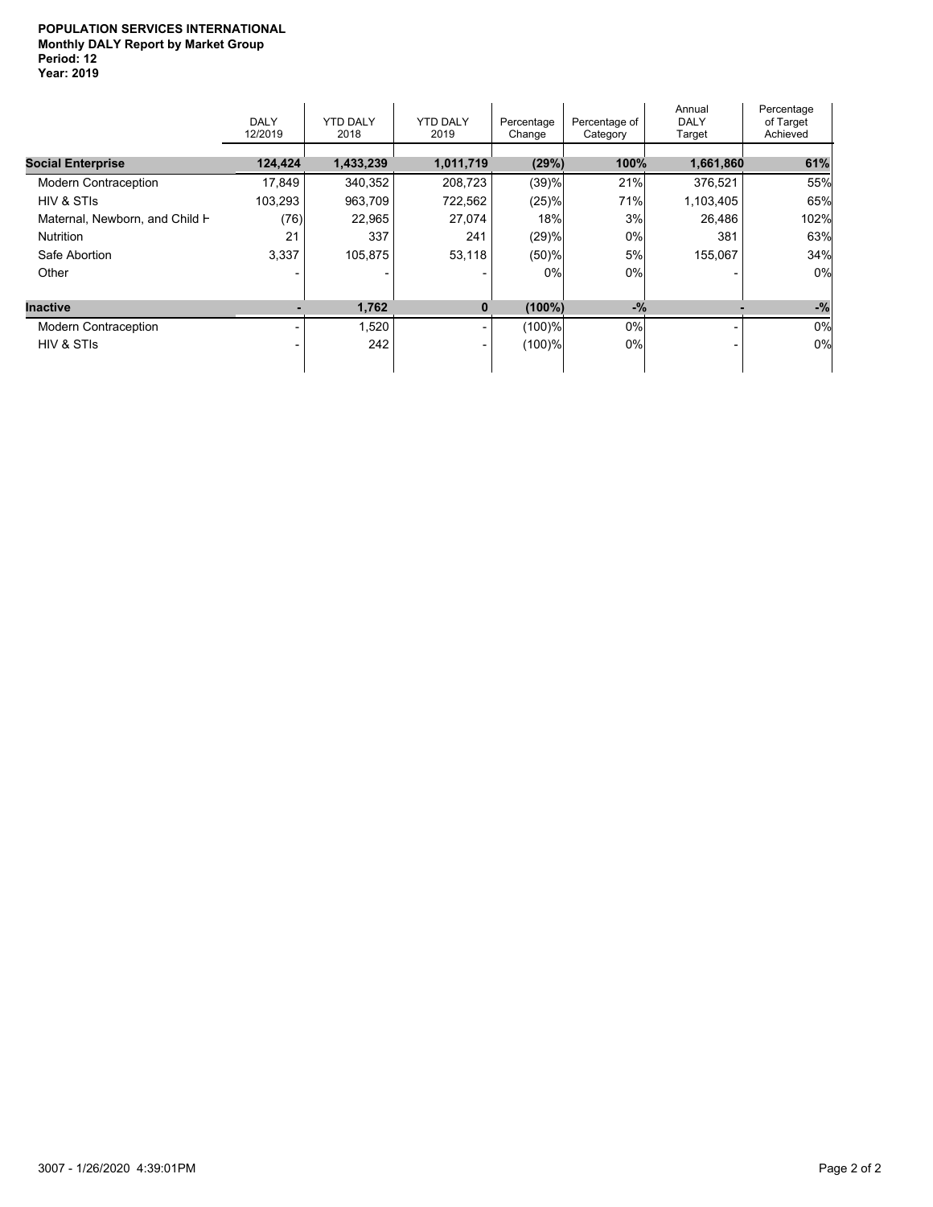**POPULATION SERVICES INTERNATIONAL**
**Monthly DALY Report by Market Group**
**Period: 12**
**Year: 2019**

| | DALY 12/2019 | YTD DALY 2018 | YTD DALY 2019 | Percentage Change | Percentage of Category | Annual DALY Target | Percentage of Target Achieved |
|---|---|---|---|---|---|---|---|
| **Social Enterprise** | **124,424** | **1,433,239** | **1,011,719** | **(29%)** | **100%** | **1,661,860** | **61%** |
| Modern Contraception | 17,849 | 340,352 | 208,723 | (39)% | 21% | 376,521 | 55% |
| HIV & STIs | 103,293 | 963,709 | 722,562 | (25)% | 71% | 1,103,405 | 65% |
| Maternal, Newborn, and Child H | (76) | 22,965 | 27,074 | 18% | 3% | 26,486 | 102% |
| Nutrition | 21 | 337 | 241 | (29)% | 0% | 381 | 63% |
| Safe Abortion | 3,337 | 105,875 | 53,118 | (50)% | 5% | 155,067 | 34% |
| Other | - | - | - | 0% | 0% | - | 0% |
| **Inactive** | **-** | **1,762** | **0** | **(100%)** | **-%** | **-** | **-%** |
| Modern Contraception | - | 1,520 | - | (100)% | 0% | - | 0% |
| HIV & STIs | - | 242 | - | (100)% | 0% | - | 0% |

3007 - 1/26/2020 4:39:01PM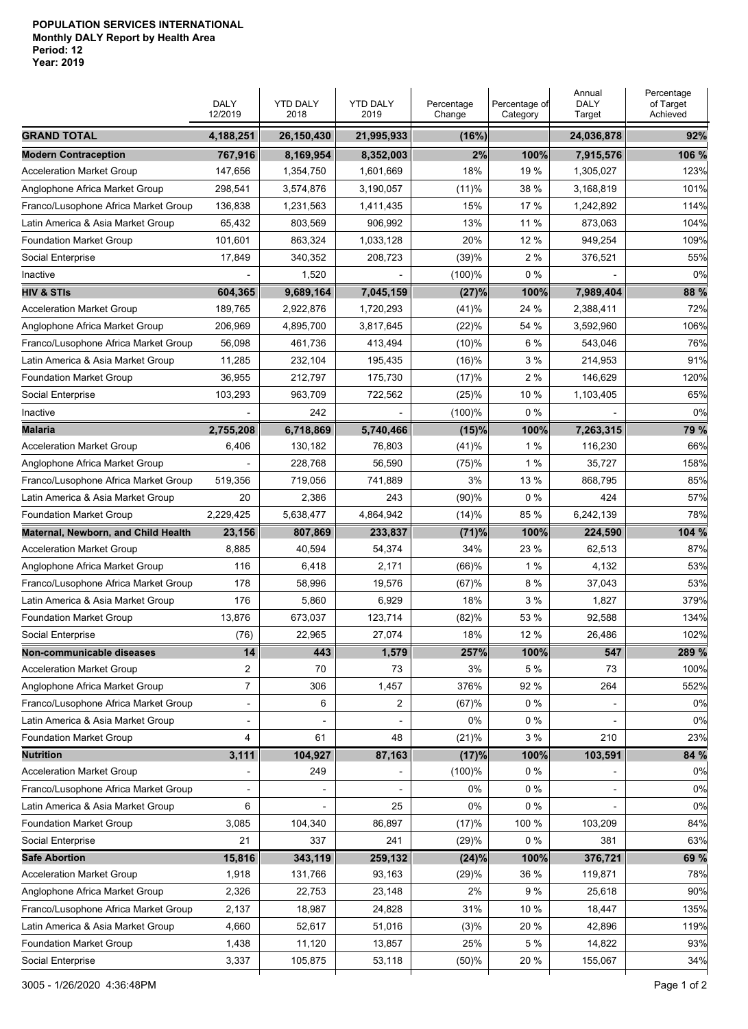**POPULATION SERVICES INTERNATIONAL**
**Monthly DALY Report by Health Area**
**Period: 12**
**Year: 2019**

| | DALY 12/2019 | YTD DALY 2018 | YTD DALY 2019 | Percentage Change | Percentage of Category | Annual DALY Target | Percentage of Target Achieved |
|---|---|---|---|---|---|---|---|
| **GRAND TOTAL** | **4,188,251** | **26,150,430** | **21,995,933** | **(16%)** | | **24,036,878** | **92%** |
| **Modern Contraception** | **767,916** | **8,169,954** | **8,352,003** | **2%** | **100%** | **7,915,576** | **106 %** |
| Acceleration Market Group | 147,656 | 1,354,750 | 1,601,669 | 18% | 19 % | 1,305,027 | 123% |
| Anglophone Africa Market Group | 298,541 | 3,574,876 | 3,190,057 | (11)% | 38 % | 3,168,819 | 101% |
| Franco/Lusophone Africa Market Group | 136,838 | 1,231,563 | 1,411,435 | 15% | 17 % | 1,242,892 | 114% |
| Latin America & Asia Market Group | 65,432 | 803,569 | 906,992 | 13% | 11 % | 873,063 | 104% |
| Foundation Market Group | 101,601 | 863,324 | 1,033,128 | 20% | 12 % | 949,254 | 109% |
| Social Enterprise | 17,849 | 340,352 | 208,723 | (39)% | 2 % | 376,521 | 55% |
| Inactive | - | 1,520 | - | (100)% | 0 % | - | 0% |
| **HIV & STIs** | **604,365** | **9,689,164** | **7,045,159** | **(27)%** | **100%** | **7,989,404** | **88 %** |
| Acceleration Market Group | 189,765 | 2,922,876 | 1,720,293 | (41)% | 24 % | 2,388,411 | 72% |
| Anglophone Africa Market Group | 206,969 | 4,895,700 | 3,817,645 | (22)% | 54 % | 3,592,960 | 106% |
| Franco/Lusophone Africa Market Group | 56,098 | 461,736 | 413,494 | (10)% | 6 % | 543,046 | 76% |
| Latin America & Asia Market Group | 11,285 | 232,104 | 195,435 | (16)% | 3 % | 214,953 | 91% |
| Foundation Market Group | 36,955 | 212,797 | 175,730 | (17)% | 2 % | 146,629 | 120% |
| Social Enterprise | 103,293 | 963,709 | 722,562 | (25)% | 10 % | 1,103,405 | 65% |
| Inactive | - | 242 | - | (100)% | 0 % | - | 0% |
| **Malaria** | **2,755,208** | **6,718,869** | **5,740,466** | **(15)%** | **100%** | **7,263,315** | **79 %** |
| Acceleration Market Group | 6,406 | 130,182 | 76,803 | (41)% | 1 % | 116,230 | 66% |
| Anglophone Africa Market Group | - | 228,768 | 56,590 | (75)% | 1 % | 35,727 | 158% |
| Franco/Lusophone Africa Market Group | 519,356 | 719,056 | 741,889 | 3% | 13 % | 868,795 | 85% |
| Latin America & Asia Market Group | 20 | 2,386 | 243 | (90)% | 0 % | 424 | 57% |
| Foundation Market Group | 2,229,425 | 5,638,477 | 4,864,942 | (14)% | 85 % | 6,242,139 | 78% |
| **Maternal, Newborn, and Child Health** | **23,156** | **807,869** | **233,837** | **(71)%** | **100%** | **224,590** | **104 %** |
| Acceleration Market Group | 8,885 | 40,594 | 54,374 | 34% | 23 % | 62,513 | 87% |
| Anglophone Africa Market Group | 116 | 6,418 | 2,171 | (66)% | 1 % | 4,132 | 53% |
| Franco/Lusophone Africa Market Group | 178 | 58,996 | 19,576 | (67)% | 8 % | 37,043 | 53% |
| Latin America & Asia Market Group | 176 | 5,860 | 6,929 | 18% | 3 % | 1,827 | 379% |
| Foundation Market Group | 13,876 | 673,037 | 123,714 | (82)% | 53 % | 92,588 | 134% |
| Social Enterprise | (76) | 22,965 | 27,074 | 18% | 12 % | 26,486 | 102% |
| **Non-communicable diseases** | **14** | **443** | **1,579** | **257%** | **100%** | **547** | **289 %** |
| Acceleration Market Group | 2 | 70 | 73 | 3% | 5 % | 73 | 100% |
| Anglophone Africa Market Group | 7 | 306 | 1,457 | 376% | 92 % | 264 | 552% |
| Franco/Lusophone Africa Market Group | - | 6 | 2 | (67)% | 0 % | - | 0% |
| Latin America & Asia Market Group | - | - | - | 0% | 0 % | - | 0% |
| Foundation Market Group | 4 | 61 | 48 | (21)% | 3 % | 210 | 23% |
| **Nutrition** | **3,111** | **104,927** | **87,163** | **(17)%** | **100%** | **103,591** | **84 %** |
| Acceleration Market Group | - | 249 | - | (100)% | 0 % | - | 0% |
| Franco/Lusophone Africa Market Group | - | - | - | 0% | 0 % | - | 0% |
| Latin America & Asia Market Group | 6 | - | 25 | 0% | 0 % | - | 0% |
| Foundation Market Group | 3,085 | 104,340 | 86,897 | (17)% | 100 % | 103,209 | 84% |
| Social Enterprise | 21 | 337 | 241 | (29)% | 0 % | 381 | 63% |
| **Safe Abortion** | **15,816** | **343,119** | **259,132** | **(24)%** | **100%** | **376,721** | **69 %** |
| Acceleration Market Group | 1,918 | 131,766 | 93,163 | (29)% | 36 % | 119,871 | 78% |
| Anglophone Africa Market Group | 2,326 | 22,753 | 23,148 | 2% | 9 % | 25,618 | 90% |
| Franco/Lusophone Africa Market Group | 2,137 | 18,987 | 24,828 | 31% | 10 % | 18,447 | 135% |
| Latin America & Asia Market Group | 4,660 | 52,617 | 51,016 | (3)% | 20 % | 42,896 | 119% |
| Foundation Market Group | 1,438 | 11,120 | 13,857 | 25% | 5 % | 14,822 | 93% |
| Social Enterprise | 3,337 | 105,875 | 53,118 | (50)% | 20 % | 155,067 | 34% |

3005 - 1/26/2020 4:36:48PM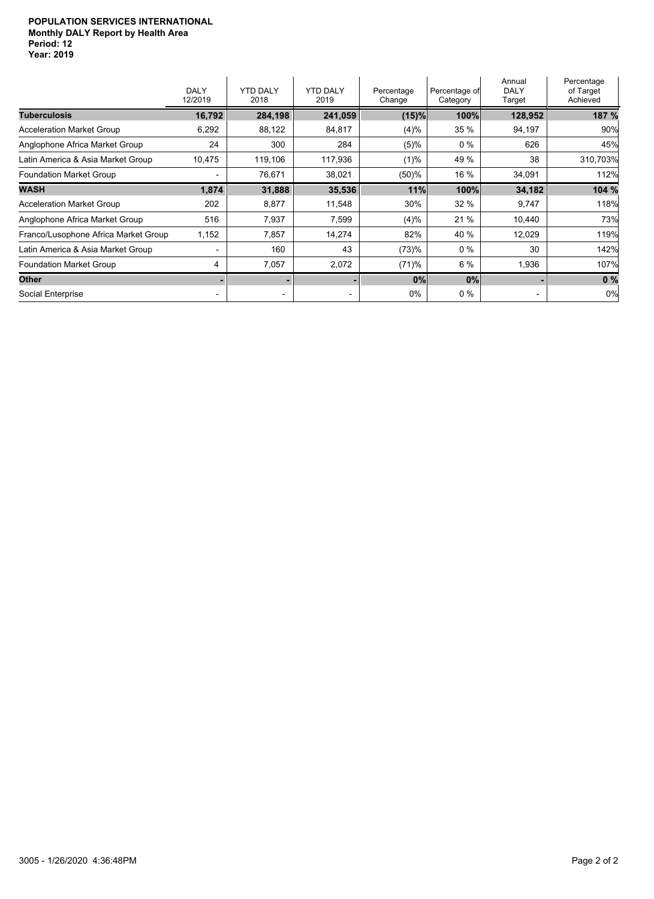**POPULATION SERVICES INTERNATIONAL**
**Monthly DALY Report by Health Area**
**Period: 12**
**Year: 2019**

| | DALY 12/2019 | YTD DALY 2018 | YTD DALY 2019 | Percentage Change | Percentage of Category | Annual DALY Target | Percentage of Target Achieved |
|---|---|---|---|---|---|---|---|
| **Tuberculosis** | **16,792** | **284,198** | **241,059** | **(15)%** | **100%** | **128,952** | **187 %** |
| Acceleration Market Group | 6,292 | 88,122 | 84,817 | (4)% | 35 % | 94,197 | 90% |
| Anglophone Africa Market Group | 24 | 300 | 284 | (5)% | 0 % | 626 | 45% |
| Latin America & Asia Market Group | 10,475 | 119,106 | 117,936 | (1)% | 49 % | 38 | 310,703% |
| Foundation Market Group | - | 76,671 | 38,021 | (50)% | 16 % | 34,091 | 112% |
| **WASH** | **1,874** | **31,888** | **35,536** | **11%** | **100%** | **34,182** | **104 %** |
| Acceleration Market Group | 202 | 8,877 | 11,548 | 30% | 32 % | 9,747 | 118% |
| Anglophone Africa Market Group | 516 | 7,937 | 7,599 | (4)% | 21 % | 10,440 | 73% |
| Franco/Lusophone Africa Market Group | 1,152 | 7,857 | 14,274 | 82% | 40 % | 12,029 | 119% |
| Latin America & Asia Market Group | - | 160 | 43 | (73)% | 0 % | 30 | 142% |
| Foundation Market Group | 4 | 7,057 | 2,072 | (71)% | 6 % | 1,936 | 107% |
| **Other** | **-** | **-** | **-** | **0%** | **0%** | **-** | **0 %** |
| Social Enterprise | - | - | - | 0% | 0 % | - | 0% |

3005 - 1/26/2020 4:36:48PM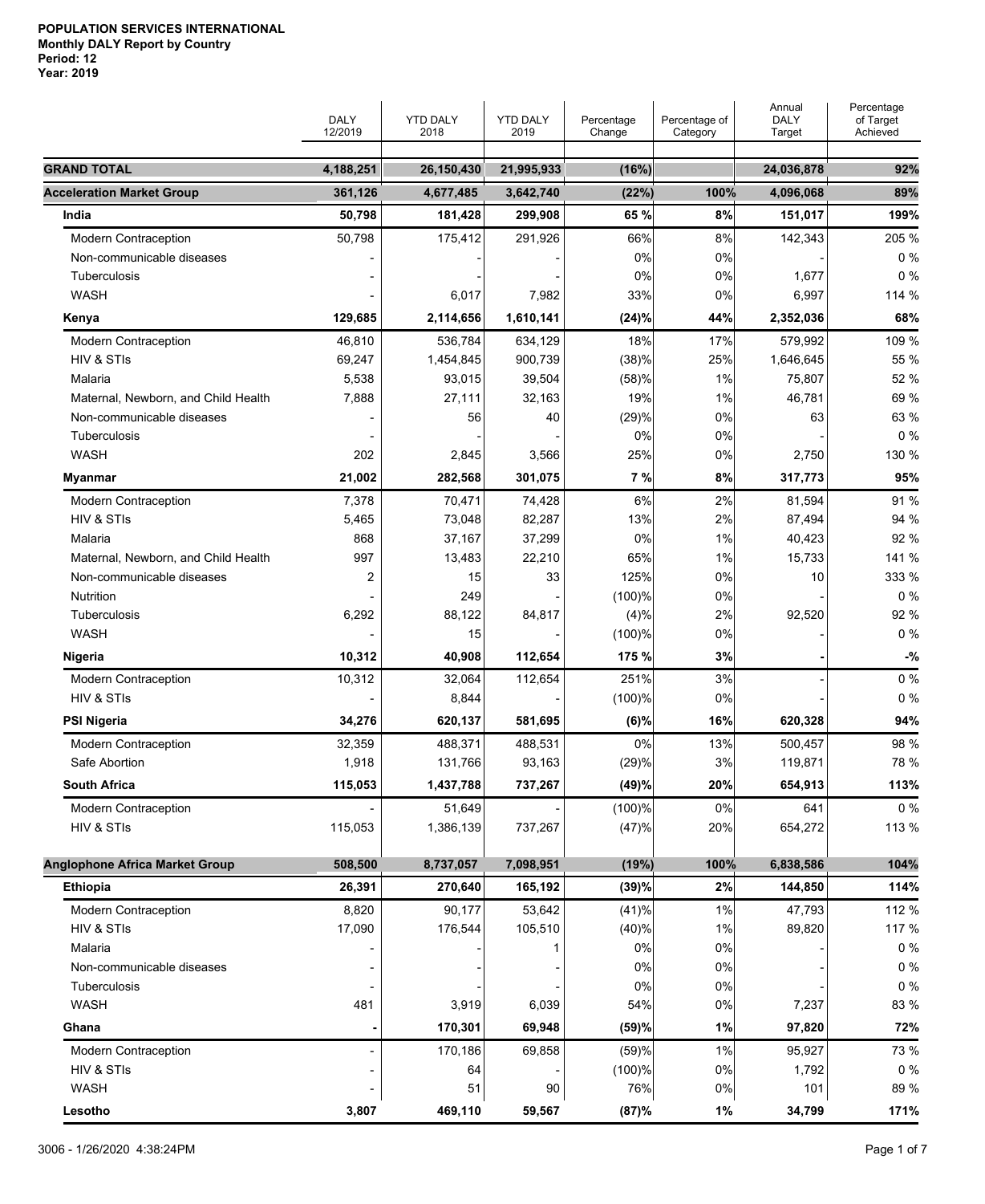**POPULATION SERVICES INTERNATIONAL**
**Monthly DALY Report by Country**
**Period: 12**
**Year: 2019**

| | DALY 12/2019 | YTD DALY 2018 | YTD DALY 2019 | Percentage Change | Percentage of Category | Annual DALY Target | Percentage of Target Achieved |
|---|---|---|---|---|---|---|---|
| **GRAND TOTAL** | **4,188,251** | **26,150,430** | **21,995,933** | **(16%)** | | **24,036,878** | **92%** |
| **Acceleration Market Group** | **361,126** | **4,677,485** | **3,642,740** | **(22%)** | **100%** | **4,096,068** | **89%** |
| **India** | **50,798** | **181,428** | **299,908** | **65 %** | **8%** | **151,017** | **199%** |
| Modern Contraception | 50,798 | 175,412 | 291,926 | 66% | 8% | 142,343 | 205 % |
| Non-communicable diseases | - | - | - | 0% | 0% | - | 0 % |
| Tuberculosis | - | - | - | 0% | 0% | 1,677 | 0 % |
| WASH | - | 6,017 | 7,982 | 33% | 0% | 6,997 | 114 % |
| **Kenya** | **129,685** | **2,114,656** | **1,610,141** | **(24)%** | **44%** | **2,352,036** | **68%** |
| Modern Contraception | 46,810 | 536,784 | 634,129 | 18% | 17% | 579,992 | 109 % |
| HIV & STIs | 69,247 | 1,454,845 | 900,739 | (38)% | 25% | 1,646,645 | 55 % |
| Malaria | 5,538 | 93,015 | 39,504 | (58)% | 1% | 75,807 | 52 % |
| Maternal, Newborn, and Child Health | 7,888 | 27,111 | 32,163 | 19% | 1% | 46,781 | 69 % |
| Non-communicable diseases | - | 56 | 40 | (29)% | 0% | 63 | 63 % |
| Tuberculosis | - | - | - | 0% | 0% | - | 0 % |
| WASH | 202 | 2,845 | 3,566 | 25% | 0% | 2,750 | 130 % |
| **Myanmar** | **21,002** | **282,568** | **301,075** | **7 %** | **8%** | **317,773** | **95%** |
| Modern Contraception | 7,378 | 70,471 | 74,428 | 6% | 2% | 81,594 | 91 % |
| HIV & STIs | 5,465 | 73,048 | 82,287 | 13% | 2% | 87,494 | 94 % |
| Malaria | 868 | 37,167 | 37,299 | 0% | 1% | 40,423 | 92 % |
| Maternal, Newborn, and Child Health | 997 | 13,483 | 22,210 | 65% | 1% | 15,733 | 141 % |
| Non-communicable diseases | 2 | 15 | 33 | 125% | 0% | 10 | 333 % |
| Nutrition | - | 249 | - | (100)% | 0% | - | 0 % |
| Tuberculosis | 6,292 | 88,122 | 84,817 | (4)% | 2% | 92,520 | 92 % |
| WASH | - | 15 | - | (100)% | 0% | - | 0 % |
| **Nigeria** | **10,312** | **40,908** | **112,654** | **175 %** | **3%** | **-** | **-%** |
| Modern Contraception | 10,312 | 32,064 | 112,654 | 251% | 3% | - | 0 % |
| HIV & STIs | - | 8,844 | - | (100)% | 0% | - | 0 % |
| **PSI Nigeria** | **34,276** | **620,137** | **581,695** | **(6)%** | **16%** | **620,328** | **94%** |
| Modern Contraception | 32,359 | 488,371 | 488,531 | 0% | 13% | 500,457 | 98 % |
| Safe Abortion | 1,918 | 131,766 | 93,163 | (29)% | 3% | 119,871 | 78 % |
| **South Africa** | **115,053** | **1,437,788** | **737,267** | **(49)%** | **20%** | **654,913** | **113%** |
| Modern Contraception | - | 51,649 | - | (100)% | 0% | 641 | 0 % |
| HIV & STIs | 115,053 | 1,386,139 | 737,267 | (47)% | 20% | 654,272 | 113 % |
| **Anglophone Africa Market Group** | **508,500** | **8,737,057** | **7,098,951** | **(19%)** | **100%** | **6,838,586** | **104%** |
| **Ethiopia** | **26,391** | **270,640** | **165,192** | **(39)%** | **2%** | **144,850** | **114%** |
| Modern Contraception | 8,820 | 90,177 | 53,642 | (41)% | 1% | 47,793 | 112 % |
| HIV & STIs | 17,090 | 176,544 | 105,510 | (40)% | 1% | 89,820 | 117 % |
| Malaria | - | - | 1 | 0% | 0% | - | 0 % |
| Non-communicable diseases | - | - | - | 0% | 0% | - | 0 % |
| Tuberculosis | - | - | - | 0% | 0% | - | 0 % |
| WASH | 481 | 3,919 | 6,039 | 54% | 0% | 7,237 | 83 % |
| **Ghana** | **-** | **170,301** | **69,948** | **(59)%** | **1%** | **97,820** | **72%** |
| Modern Contraception | - | 170,186 | 69,858 | (59)% | 1% | 95,927 | 73 % |
| HIV & STIs | - | 64 | - | (100)% | 0% | 1,792 | 0 % |
| WASH | - | 51 | 90 | 76% | 0% | 101 | 89 % |
| **Lesotho** | **3,807** | **469,110** | **59,567** | **(87)%** | **1%** | **34,799** | **171%** |

3006 - 1/26/2020 4:38:24PM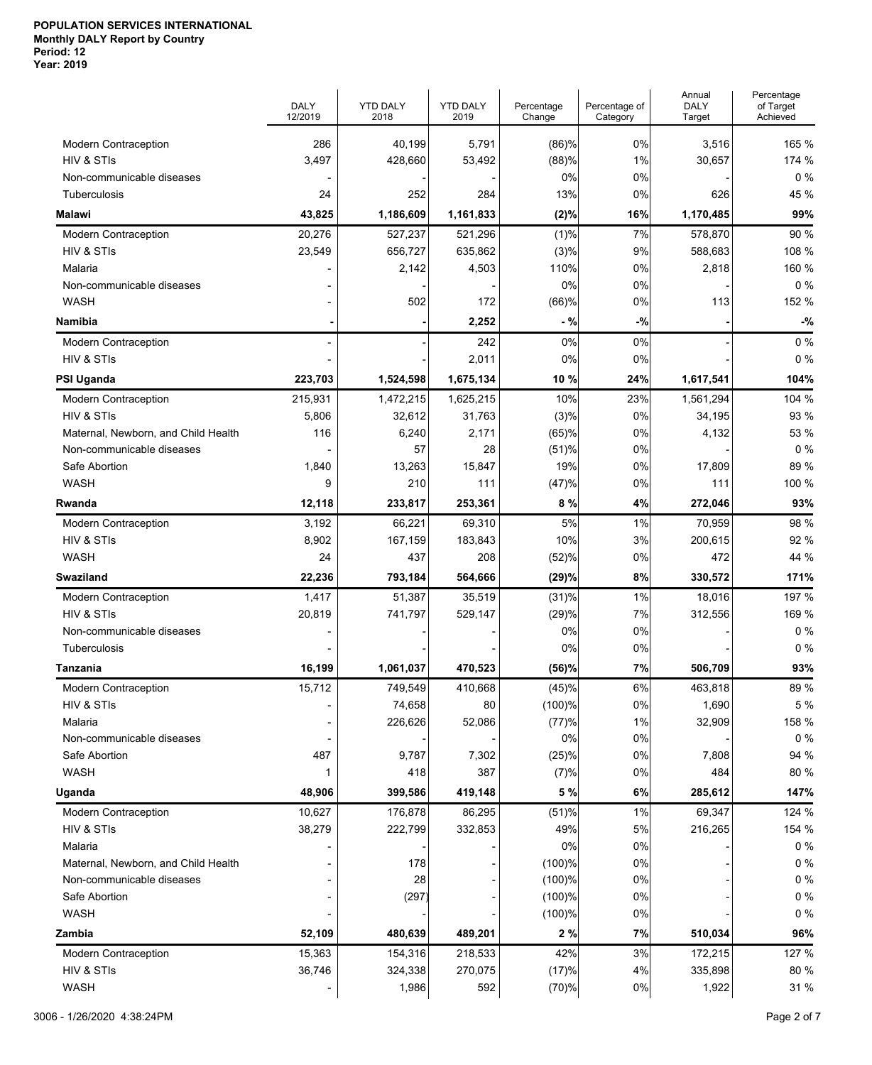**POPULATION SERVICES INTERNATIONAL**
**Monthly DALY Report by Country**
**Period: 12**
**Year: 2019**

| | DALY 12/2019 | YTD DALY 2018 | YTD DALY 2019 | Percentage Change | Percentage of Category | Annual DALY Target | Percentage of Target Achieved |
|---|---|---|---|---|---|---|---|
| Modern Contraception | 286 | 40,199 | 5,791 | (86)% | 0% | 3,516 | 165 % |
| HIV & STIs | 3,497 | 428,660 | 53,492 | (88)% | 1% | 30,657 | 174 % |
| Non-communicable diseases | - | - | - | 0% | 0% | - | 0 % |
| Tuberculosis | 24 | 252 | 284 | 13% | 0% | 626 | 45 % |
| **Malawi** | **43,825** | **1,186,609** | **1,161,833** | **(2)%** | **16%** | **1,170,485** | **99%** |
| Modern Contraception | 20,276 | 527,237 | 521,296 | (1)% | 7% | 578,870 | 90 % |
| HIV & STIs | 23,549 | 656,727 | 635,862 | (3)% | 9% | 588,683 | 108 % |
| Malaria | - | 2,142 | 4,503 | 110% | 0% | 2,818 | 160 % |
| Non-communicable diseases | - | - | - | 0% | 0% | - | 0 % |
| WASH | - | 502 | 172 | (66)% | 0% | 113 | 152 % |
| **Namibia** | **-** | **-** | **2,252** | **- %** | **-%** | **-** | **-%** |
| Modern Contraception | - | - | 242 | 0% | 0% | - | 0 % |
| HIV & STIs | - | - | 2,011 | 0% | 0% | - | 0 % |
| **PSI Uganda** | **223,703** | **1,524,598** | **1,675,134** | **10 %** | **24%** | **1,617,541** | **104%** |
| Modern Contraception | 215,931 | 1,472,215 | 1,625,215 | 10% | 23% | 1,561,294 | 104 % |
| HIV & STIs | 5,806 | 32,612 | 31,763 | (3)% | 0% | 34,195 | 93 % |
| Maternal, Newborn, and Child Health | 116 | 6,240 | 2,171 | (65)% | 0% | 4,132 | 53 % |
| Non-communicable diseases | - | 57 | 28 | (51)% | 0% | - | 0 % |
| Safe Abortion | 1,840 | 13,263 | 15,847 | 19% | 0% | 17,809 | 89 % |
| WASH | 9 | 210 | 111 | (47)% | 0% | 111 | 100 % |
| **Rwanda** | **12,118** | **233,817** | **253,361** | **8 %** | **4%** | **272,046** | **93%** |
| Modern Contraception | 3,192 | 66,221 | 69,310 | 5% | 1% | 70,959 | 98 % |
| HIV & STIs | 8,902 | 167,159 | 183,843 | 10% | 3% | 200,615 | 92 % |
| WASH | 24 | 437 | 208 | (52)% | 0% | 472 | 44 % |
| **Swaziland** | **22,236** | **793,184** | **564,666** | **(29)%** | **8%** | **330,572** | **171%** |
| Modern Contraception | 1,417 | 51,387 | 35,519 | (31)% | 1% | 18,016 | 197 % |
| HIV & STIs | 20,819 | 741,797 | 529,147 | (29)% | 7% | 312,556 | 169 % |
| Non-communicable diseases | - | - | - | 0% | 0% | - | 0 % |
| Tuberculosis | - | - | - | 0% | 0% | - | 0 % |
| **Tanzania** | **16,199** | **1,061,037** | **470,523** | **(56)%** | **7%** | **506,709** | **93%** |
| Modern Contraception | 15,712 | 749,549 | 410,668 | (45)% | 6% | 463,818 | 89 % |
| HIV & STIs | - | 74,658 | 80 | (100)% | 0% | 1,690 | 5 % |
| Malaria | - | 226,626 | 52,086 | (77)% | 1% | 32,909 | 158 % |
| Non-communicable diseases | - | - | - | 0% | 0% | - | 0 % |
| Safe Abortion | 487 | 9,787 | 7,302 | (25)% | 0% | 7,808 | 94 % |
| WASH | 1 | 418 | 387 | (7)% | 0% | 484 | 80 % |
| **Uganda** | **48,906** | **399,586** | **419,148** | **5 %** | **6%** | **285,612** | **147%** |
| Modern Contraception | 10,627 | 176,878 | 86,295 | (51)% | 1% | 69,347 | 124 % |
| HIV & STIs | 38,279 | 222,799 | 332,853 | 49% | 5% | 216,265 | 154 % |
| Malaria | - | - | - | 0% | 0% | - | 0 % |
| Maternal, Newborn, and Child Health | - | 178 | - | (100)% | 0% | - | 0 % |
| Non-communicable diseases | - | 28 | - | (100)% | 0% | - | 0 % |
| Safe Abortion | - | (297) | - | (100)% | 0% | - | 0 % |
| WASH | - | - | - | (100)% | 0% | - | 0 % |
| **Zambia** | **52,109** | **480,639** | **489,201** | **2 %** | **7%** | **510,034** | **96%** |
| Modern Contraception | 15,363 | 154,316 | 218,533 | 42% | 3% | 172,215 | 127 % |
| HIV & STIs | 36,746 | 324,338 | 270,075 | (17)% | 4% | 335,898 | 80 % |
| WASH | - | 1,986 | 592 | (70)% | 0% | 1,922 | 31 % |

3006 - 1/26/2020 4:38:24PM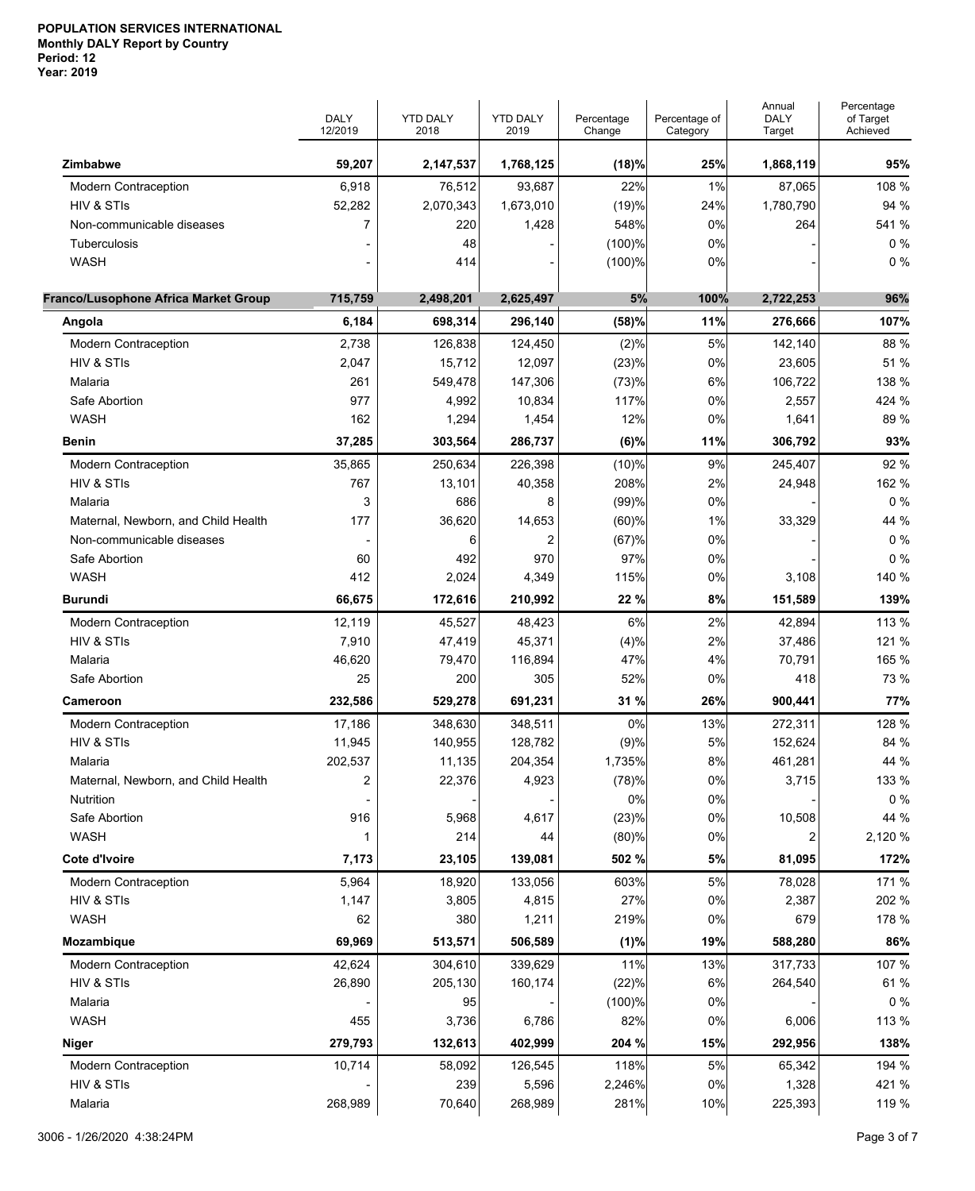**POPULATION SERVICES INTERNATIONAL**
**Monthly DALY Report by Country**
**Period: 12**
**Year: 2019**

| | DALY 12/2019 | YTD DALY 2018 | YTD DALY 2019 | Percentage Change | Percentage of Category | Annual DALY Target | Percentage of Target Achieved |
|---|---|---|---|---|---|---|---|
| **Zimbabwe** | **59,207** | **2,147,537** | **1,768,125** | **(18)%** | **25%** | **1,868,119** | **95%** |
| Modern Contraception | 6,918 | 76,512 | 93,687 | 22% | 1% | 87,065 | 108 % |
| HIV & STIs | 52,282 | 2,070,343 | 1,673,010 | (19)% | 24% | 1,780,790 | 94 % |
| Non-communicable diseases | 7 | 220 | 1,428 | 548% | 0% | 264 | 541 % |
| Tuberculosis | - | 48 | - | (100)% | 0% | - | 0 % |
| WASH | - | 414 | - | (100)% | 0% | - | 0 % |
| **Franco/Lusophone Africa Market Group** | **715,759** | **2,498,201** | **2,625,497** | **5%** | **100%** | **2,722,253** | **96%** |
| **Angola** | **6,184** | **698,314** | **296,140** | **(58)%** | **11%** | **276,666** | **107%** |
| Modern Contraception | 2,738 | 126,838 | 124,450 | (2)% | 5% | 142,140 | 88 % |
| HIV & STIs | 2,047 | 15,712 | 12,097 | (23)% | 0% | 23,605 | 51 % |
| Malaria | 261 | 549,478 | 147,306 | (73)% | 6% | 106,722 | 138 % |
| Safe Abortion | 977 | 4,992 | 10,834 | 117% | 0% | 2,557 | 424 % |
| WASH | 162 | 1,294 | 1,454 | 12% | 0% | 1,641 | 89 % |
| **Benin** | **37,285** | **303,564** | **286,737** | **(6)%** | **11%** | **306,792** | **93%** |
| Modern Contraception | 35,865 | 250,634 | 226,398 | (10)% | 9% | 245,407 | 92 % |
| HIV & STIs | 767 | 13,101 | 40,358 | 208% | 2% | 24,948 | 162 % |
| Malaria | 3 | 686 | 8 | (99)% | 0% | - | 0 % |
| Maternal, Newborn, and Child Health | 177 | 36,620 | 14,653 | (60)% | 1% | 33,329 | 44 % |
| Non-communicable diseases | - | 6 | 2 | (67)% | 0% | - | 0 % |
| Safe Abortion | 60 | 492 | 970 | 97% | 0% | - | 0 % |
| WASH | 412 | 2,024 | 4,349 | 115% | 0% | 3,108 | 140 % |
| **Burundi** | **66,675** | **172,616** | **210,992** | **22 %** | **8%** | **151,589** | **139%** |
| Modern Contraception | 12,119 | 45,527 | 48,423 | 6% | 2% | 42,894 | 113 % |
| HIV & STIs | 7,910 | 47,419 | 45,371 | (4)% | 2% | 37,486 | 121 % |
| Malaria | 46,620 | 79,470 | 116,894 | 47% | 4% | 70,791 | 165 % |
| Safe Abortion | 25 | 200 | 305 | 52% | 0% | 418 | 73 % |
| **Cameroon** | **232,586** | **529,278** | **691,231** | **31 %** | **26%** | **900,441** | **77%** |
| Modern Contraception | 17,186 | 348,630 | 348,511 | 0% | 13% | 272,311 | 128 % |
| HIV & STIs | 11,945 | 140,955 | 128,782 | (9)% | 5% | 152,624 | 84 % |
| Malaria | 202,537 | 11,135 | 204,354 | 1,735% | 8% | 461,281 | 44 % |
| Maternal, Newborn, and Child Health | 2 | 22,376 | 4,923 | (78)% | 0% | 3,715 | 133 % |
| Nutrition | - | - | - | 0% | 0% | - | 0 % |
| Safe Abortion | 916 | 5,968 | 4,617 | (23)% | 0% | 10,508 | 44 % |
| WASH | 1 | 214 | 44 | (80)% | 0% | 2 | 2,120 % |
| **Cote d'Ivoire** | **7,173** | **23,105** | **139,081** | **502 %** | **5%** | **81,095** | **172%** |
| Modern Contraception | 5,964 | 18,920 | 133,056 | 603% | 5% | 78,028 | 171 % |
| HIV & STIs | 1,147 | 3,805 | 4,815 | 27% | 0% | 2,387 | 202 % |
| WASH | 62 | 380 | 1,211 | 219% | 0% | 679 | 178 % |
| **Mozambique** | **69,969** | **513,571** | **506,589** | **(1)%** | **19%** | **588,280** | **86%** |
| Modern Contraception | 42,624 | 304,610 | 339,629 | 11% | 13% | 317,733 | 107 % |
| HIV & STIs | 26,890 | 205,130 | 160,174 | (22)% | 6% | 264,540 | 61 % |
| Malaria | - | 95 | - | (100)% | 0% | - | 0 % |
| WASH | 455 | 3,736 | 6,786 | 82% | 0% | 6,006 | 113 % |
| **Niger** | **279,793** | **132,613** | **402,999** | **204 %** | **15%** | **292,956** | **138%** |
| Modern Contraception | 10,714 | 58,092 | 126,545 | 118% | 5% | 65,342 | 194 % |
| HIV & STIs | - | 239 | 5,596 | 2,246% | 0% | 1,328 | 421 % |
| Malaria | 268,989 | 70,640 | 268,989 | 281% | 10% | 225,393 | 119 % |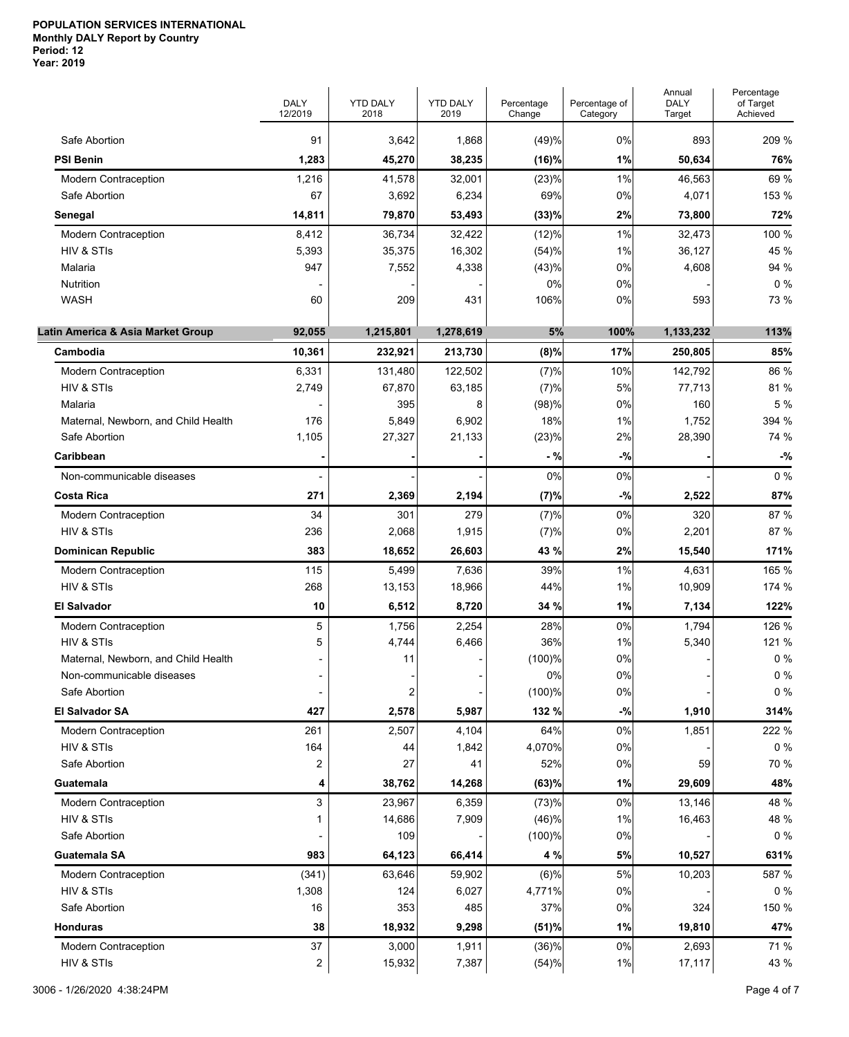**POPULATION SERVICES INTERNATIONAL**
**Monthly DALY Report by Country**
**Period: 12**
**Year: 2019**

| | DALY 12/2019 | YTD DALY 2018 | YTD DALY 2019 | Percentage Change | Percentage of Category | Annual DALY Target | Percentage of Target Achieved |
|---|---|---|---|---|---|---|---|
| Safe Abortion | 91 | 3,642 | 1,868 | (49)% | 0% | 893 | 209 % |
| **PSI Benin** | **1,283** | **45,270** | **38,235** | **(16)%** | **1%** | **50,634** | **76%** |
| Modern Contraception | 1,216 | 41,578 | 32,001 | (23)% | 1% | 46,563 | 69 % |
| Safe Abortion | 67 | 3,692 | 6,234 | 69% | 0% | 4,071 | 153 % |
| **Senegal** | **14,811** | **79,870** | **53,493** | **(33)%** | **2%** | **73,800** | **72%** |
| Modern Contraception | 8,412 | 36,734 | 32,422 | (12)% | 1% | 32,473 | 100 % |
| HIV & STIs | 5,393 | 35,375 | 16,302 | (54)% | 1% | 36,127 | 45 % |
| Malaria | 947 | 7,552 | 4,338 | (43)% | 0% | 4,608 | 94 % |
| Nutrition | - | - | - | 0% | 0% | - | 0 % |
| WASH | 60 | 209 | 431 | 106% | 0% | 593 | 73 % |
| **Latin America & Asia Market Group** | **92,055** | **1,215,801** | **1,278,619** | **5%** | **100%** | **1,133,232** | **113%** |
| **Cambodia** | **10,361** | **232,921** | **213,730** | **(8)%** | **17%** | **250,805** | **85%** |
| Modern Contraception | 6,331 | 131,480 | 122,502 | (7)% | 10% | 142,792 | 86 % |
| HIV & STIs | 2,749 | 67,870 | 63,185 | (7)% | 5% | 77,713 | 81 % |
| Malaria | - | 395 | 8 | (98)% | 0% | 160 | 5 % |
| Maternal, Newborn, and Child Health | 176 | 5,849 | 6,902 | 18% | 1% | 1,752 | 394 % |
| Safe Abortion | 1,105 | 27,327 | 21,133 | (23)% | 2% | 28,390 | 74 % |
| **Caribbean** | **-** | **-** | **-** | **- %** | **-%** | **-** | **-%** |
| Non-communicable diseases | - | - | - | 0% | 0% | - | 0 % |
| **Costa Rica** | **271** | **2,369** | **2,194** | **(7)%** | **-%** | **2,522** | **87%** |
| Modern Contraception | 34 | 301 | 279 | (7)% | 0% | 320 | 87 % |
| HIV & STIs | 236 | 2,068 | 1,915 | (7)% | 0% | 2,201 | 87 % |
| **Dominican Republic** | **383** | **18,652** | **26,603** | **43 %** | **2%** | **15,540** | **171%** |
| Modern Contraception | 115 | 5,499 | 7,636 | 39% | 1% | 4,631 | 165 % |
| HIV & STIs | 268 | 13,153 | 18,966 | 44% | 1% | 10,909 | 174 % |
| **El Salvador** | **10** | **6,512** | **8,720** | **34 %** | **1%** | **7,134** | **122%** |
| Modern Contraception | 5 | 1,756 | 2,254 | 28% | 0% | 1,794 | 126 % |
| HIV & STIs | 5 | 4,744 | 6,466 | 36% | 1% | 5,340 | 121 % |
| Maternal, Newborn, and Child Health | - | 11 | - | (100)% | 0% | - | 0 % |
| Non-communicable diseases | - | - | - | 0% | 0% | - | 0 % |
| Safe Abortion | - | 2 | - | (100)% | 0% | - | 0 % |
| **El Salvador SA** | **427** | **2,578** | **5,987** | **132 %** | **-%** | **1,910** | **314%** |
| Modern Contraception | 261 | 2,507 | 4,104 | 64% | 0% | 1,851 | 222 % |
| HIV & STIs | 164 | 44 | 1,842 | 4,070% | 0% | - | 0 % |
| Safe Abortion | 2 | 27 | 41 | 52% | 0% | 59 | 70 % |
| **Guatemala** | **4** | **38,762** | **14,268** | **(63)%** | **1%** | **29,609** | **48%** |
| Modern Contraception | 3 | 23,967 | 6,359 | (73)% | 0% | 13,146 | 48 % |
| HIV & STIs | 1 | 14,686 | 7,909 | (46)% | 1% | 16,463 | 48 % |
| Safe Abortion | - | 109 | - | (100)% | 0% | - | 0 % |
| **Guatemala SA** | **983** | **64,123** | **66,414** | **4 %** | **5%** | **10,527** | **631%** |
| Modern Contraception | (341) | 63,646 | 59,902 | (6)% | 5% | 10,203 | 587 % |
| HIV & STIs | 1,308 | 124 | 6,027 | 4,771% | 0% | - | 0 % |
| Safe Abortion | 16 | 353 | 485 | 37% | 0% | 324 | 150 % |
| **Honduras** | **38** | **18,932** | **9,298** | **(51)%** | **1%** | **19,810** | **47%** |
| Modern Contraception | 37 | 3,000 | 1,911 | (36)% | 0% | 2,693 | 71 % |
| HIV & STIs | 2 | 15,932 | 7,387 | (54)% | 1% | 17,117 | 43 % |

3006 - 1/26/2020 4:38:24PM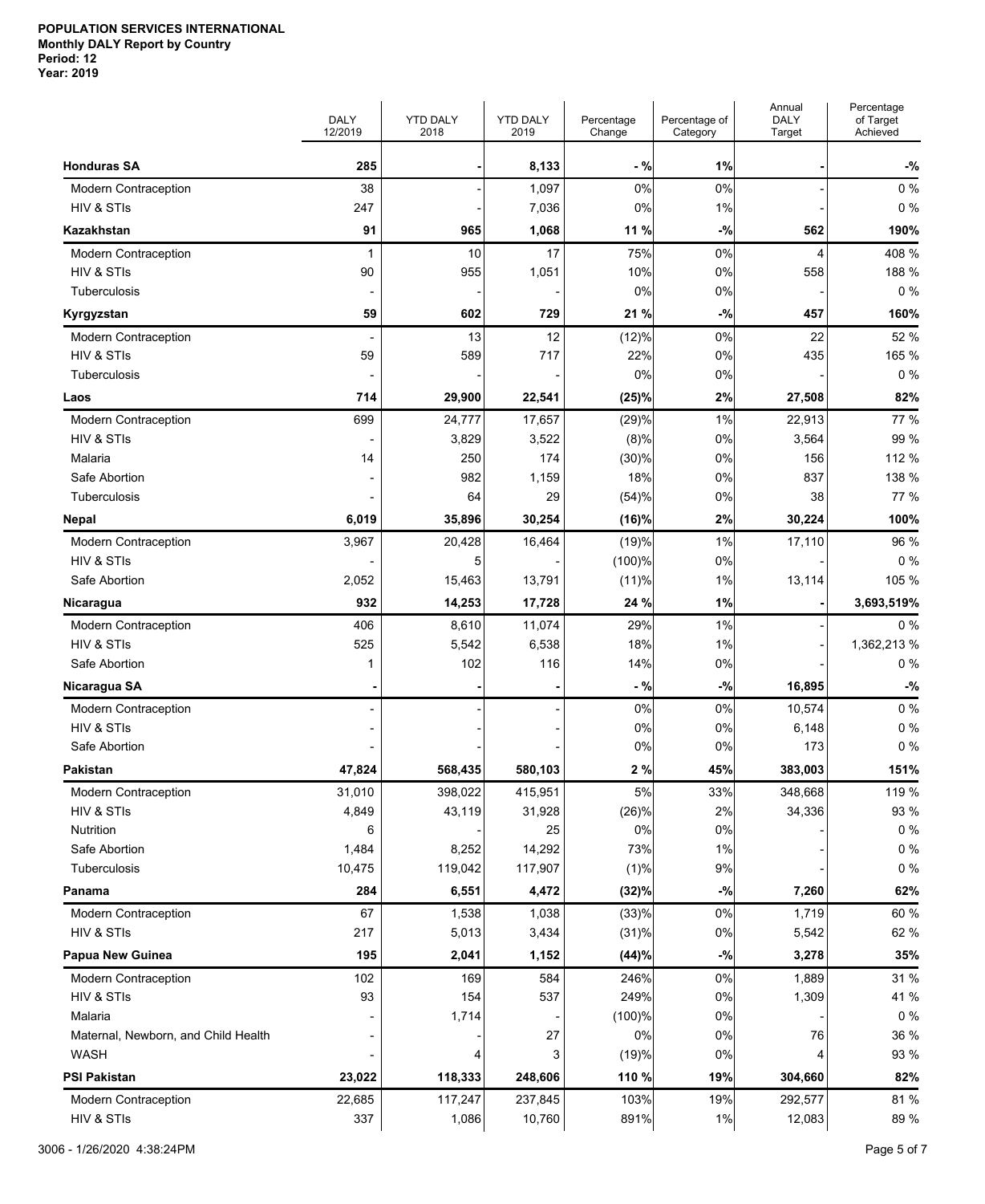**POPULATION SERVICES INTERNATIONAL**
**Monthly DALY Report by Country**
**Period: 12**
**Year: 2019**

| | DALY 12/2019 | YTD DALY 2018 | YTD DALY 2019 | Percentage Change | Percentage of Category | Annual DALY Target | Percentage of Target Achieved |
|---|---|---|---|---|---|---|---|
| **Honduras SA** | **285** | **-** | **8,133** | **- %** | **1%** | **-** | **-%** |
| Modern Contraception | 38 | - | 1,097 | 0% | 0% | - | 0 % |
| HIV & STIs | 247 | - | 7,036 | 0% | 1% | - | 0 % |
| **Kazakhstan** | **91** | **965** | **1,068** | **11 %** | **-%** | **562** | **190%** |
| Modern Contraception | 1 | 10 | 17 | 75% | 0% | 4 | 408 % |
| HIV & STIs | 90 | 955 | 1,051 | 10% | 0% | 558 | 188 % |
| Tuberculosis | - | - | - | 0% | 0% | - | 0 % |
| **Kyrgyzstan** | **59** | **602** | **729** | **21 %** | **-%** | **457** | **160%** |
| Modern Contraception | - | 13 | 12 | (12)% | 0% | 22 | 52 % |
| HIV & STIs | 59 | 589 | 717 | 22% | 0% | 435 | 165 % |
| Tuberculosis | - | - | - | 0% | 0% | - | 0 % |
| **Laos** | **714** | **29,900** | **22,541** | **(25)%** | **2%** | **27,508** | **82%** |
| Modern Contraception | 699 | 24,777 | 17,657 | (29)% | 1% | 22,913 | 77 % |
| HIV & STIs | - | 3,829 | 3,522 | (8)% | 0% | 3,564 | 99 % |
| Malaria | 14 | 250 | 174 | (30)% | 0% | 156 | 112 % |
| Safe Abortion | - | 982 | 1,159 | 18% | 0% | 837 | 138 % |
| Tuberculosis | - | 64 | 29 | (54)% | 0% | 38 | 77 % |
| **Nepal** | **6,019** | **35,896** | **30,254** | **(16)%** | **2%** | **30,224** | **100%** |
| Modern Contraception | 3,967 | 20,428 | 16,464 | (19)% | 1% | 17,110 | 96 % |
| HIV & STIs | - | 5 | - | (100)% | 0% | - | 0 % |
| Safe Abortion | 2,052 | 15,463 | 13,791 | (11)% | 1% | 13,114 | 105 % |
| **Nicaragua** | **932** | **14,253** | **17,728** | **24 %** | **1%** | **-** | **3,693,519%** |
| Modern Contraception | 406 | 8,610 | 11,074 | 29% | 1% | - | 0 % |
| HIV & STIs | 525 | 5,542 | 6,538 | 18% | 1% | - | 1,362,213 % |
| Safe Abortion | 1 | 102 | 116 | 14% | 0% | - | 0 % |
| **Nicaragua SA** | **-** | **-** | **-** | **- %** | **-%** | **16,895** | **-%** |
| Modern Contraception | - | - | - | 0% | 0% | 10,574 | 0 % |
| HIV & STIs | - | - | - | 0% | 0% | 6,148 | 0 % |
| Safe Abortion | - | - | - | 0% | 0% | 173 | 0 % |
| **Pakistan** | **47,824** | **568,435** | **580,103** | **2 %** | **45%** | **383,003** | **151%** |
| Modern Contraception | 31,010 | 398,022 | 415,951 | 5% | 33% | 348,668 | 119 % |
| HIV & STIs | 4,849 | 43,119 | 31,928 | (26)% | 2% | 34,336 | 93 % |
| Nutrition | 6 | - | 25 | 0% | 0% | - | 0 % |
| Safe Abortion | 1,484 | 8,252 | 14,292 | 73% | 1% | - | 0 % |
| Tuberculosis | 10,475 | 119,042 | 117,907 | (1)% | 9% | - | 0 % |
| **Panama** | **284** | **6,551** | **4,472** | **(32)%** | **-%** | **7,260** | **62%** |
| Modern Contraception | 67 | 1,538 | 1,038 | (33)% | 0% | 1,719 | 60 % |
| HIV & STIs | 217 | 5,013 | 3,434 | (31)% | 0% | 5,542 | 62 % |
| **Papua New Guinea** | **195** | **2,041** | **1,152** | **(44)%** | **-%** | **3,278** | **35%** |
| Modern Contraception | 102 | 169 | 584 | 246% | 0% | 1,889 | 31 % |
| HIV & STIs | 93 | 154 | 537 | 249% | 0% | 1,309 | 41 % |
| Malaria | - | 1,714 | - | (100)% | 0% | - | 0 % |
| Maternal, Newborn, and Child Health | - | - | 27 | 0% | 0% | 76 | 36 % |
| WASH | - | 4 | 3 | (19)% | 0% | 4 | 93 % |
| **PSI Pakistan** | **23,022** | **118,333** | **248,606** | **110 %** | **19%** | **304,660** | **82%** |
| Modern Contraception | 22,685 | 117,247 | 237,845 | 103% | 19% | 292,577 | 81 % |
| HIV & STIs | 337 | 1,086 | 10,760 | 891% | 1% | 12,083 | 89 % |

3006 - 1/26/2020 4:38:24PM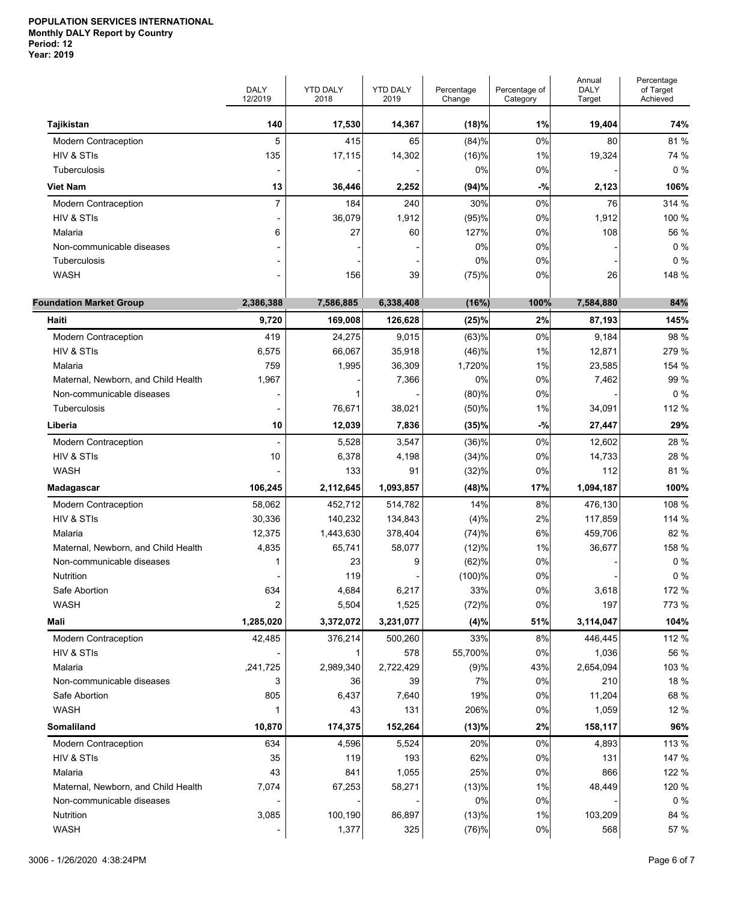**POPULATION SERVICES INTERNATIONAL**
**Monthly DALY Report by Country**
**Period: 12**
**Year: 2019**

| | DALY 12/2019 | YTD DALY 2018 | YTD DALY 2019 | Percentage Change | Percentage of Category | Annual DALY Target | Percentage of Target Achieved |
|---|---|---|---|---|---|---|---|
| **Tajikistan** | **140** | **17,530** | **14,367** | **(18)%** | **1%** | **19,404** | **74%** |
| Modern Contraception | 5 | 415 | 65 | (84)% | 0% | 80 | 81 % |
| HIV & STIs | 135 | 17,115 | 14,302 | (16)% | 1% | 19,324 | 74 % |
| Tuberculosis | - | - | - | 0% | 0% | - | 0 % |
| **Viet Nam** | **13** | **36,446** | **2,252** | **(94)%** | **-%** | **2,123** | **106%** |
| Modern Contraception | 7 | 184 | 240 | 30% | 0% | 76 | 314 % |
| HIV & STIs | - | 36,079 | 1,912 | (95)% | 0% | 1,912 | 100 % |
| Malaria | 6 | 27 | 60 | 127% | 0% | 108 | 56 % |
| Non-communicable diseases | - | - | - | 0% | 0% | - | 0 % |
| Tuberculosis | - | - | - | 0% | 0% | - | 0 % |
| WASH | - | 156 | 39 | (75)% | 0% | 26 | 148 % |
| **Foundation Market Group** | **2,386,388** | **7,586,885** | **6,338,408** | **(16%)** | **100%** | **7,584,880** | **84%** |
| **Haiti** | **9,720** | **169,008** | **126,628** | **(25)%** | **2%** | **87,193** | **145%** |
| Modern Contraception | 419 | 24,275 | 9,015 | (63)% | 0% | 9,184 | 98 % |
| HIV & STIs | 6,575 | 66,067 | 35,918 | (46)% | 1% | 12,871 | 279 % |
| Malaria | 759 | 1,995 | 36,309 | 1,720% | 1% | 23,585 | 154 % |
| Maternal, Newborn, and Child Health | 1,967 | - | 7,366 | 0% | 0% | 7,462 | 99 % |
| Non-communicable diseases | - | 1 | - | (80)% | 0% | - | 0 % |
| Tuberculosis | - | 76,671 | 38,021 | (50)% | 1% | 34,091 | 112 % |
| **Liberia** | **10** | **12,039** | **7,836** | **(35)%** | **-%** | **27,447** | **29%** |
| Modern Contraception | - | 5,528 | 3,547 | (36)% | 0% | 12,602 | 28 % |
| HIV & STIs | 10 | 6,378 | 4,198 | (34)% | 0% | 14,733 | 28 % |
| WASH | - | 133 | 91 | (32)% | 0% | 112 | 81 % |
| **Madagascar** | **106,245** | **2,112,645** | **1,093,857** | **(48)%** | **17%** | **1,094,187** | **100%** |
| Modern Contraception | 58,062 | 452,712 | 514,782 | 14% | 8% | 476,130 | 108 % |
| HIV & STIs | 30,336 | 140,232 | 134,843 | (4)% | 2% | 117,859 | 114 % |
| Malaria | 12,375 | 1,443,630 | 378,404 | (74)% | 6% | 459,706 | 82 % |
| Maternal, Newborn, and Child Health | 4,835 | 65,741 | 58,077 | (12)% | 1% | 36,677 | 158 % |
| Non-communicable diseases | 1 | 23 | 9 | (62)% | 0% | - | 0 % |
| Nutrition | - | 119 | - | (100)% | 0% | - | 0 % |
| Safe Abortion | 634 | 4,684 | 6,217 | 33% | 0% | 3,618 | 172 % |
| WASH | 2 | 5,504 | 1,525 | (72)% | 0% | 197 | 773 % |
| **Mali** | **1,285,020** | **3,372,072** | **3,231,077** | **(4)%** | **51%** | **3,114,047** | **104%** |
| Modern Contraception | 42,485 | 376,214 | 500,260 | 33% | 8% | 446,445 | 112 % |
| HIV & STIs | - | 1 | 578 | 55,700% | 0% | 1,036 | 56 % |
| Malaria | ,241,725 | 2,989,340 | 2,722,429 | (9)% | 43% | 2,654,094 | 103 % |
| Non-communicable diseases | 3 | 36 | 39 | 7% | 0% | 210 | 18 % |
| Safe Abortion | 805 | 6,437 | 7,640 | 19% | 0% | 11,204 | 68 % |
| WASH | 1 | 43 | 131 | 206% | 0% | 1,059 | 12 % |
| **Somaliland** | **10,870** | **174,375** | **152,264** | **(13)%** | **2%** | **158,117** | **96%** |
| Modern Contraception | 634 | 4,596 | 5,524 | 20% | 0% | 4,893 | 113 % |
| HIV & STIs | 35 | 119 | 193 | 62% | 0% | 131 | 147 % |
| Malaria | 43 | 841 | 1,055 | 25% | 0% | 866 | 122 % |
| Maternal, Newborn, and Child Health | 7,074 | 67,253 | 58,271 | (13)% | 1% | 48,449 | 120 % |
| Non-communicable diseases | - | - | - | 0% | 0% | - | 0 % |
| Nutrition | 3,085 | 100,190 | 86,897 | (13)% | 1% | 103,209 | 84 % |
| WASH | - | 1,377 | 325 | (76)% | 0% | 568 | 57 % |

3006 - 1/26/2020 4:38:24PM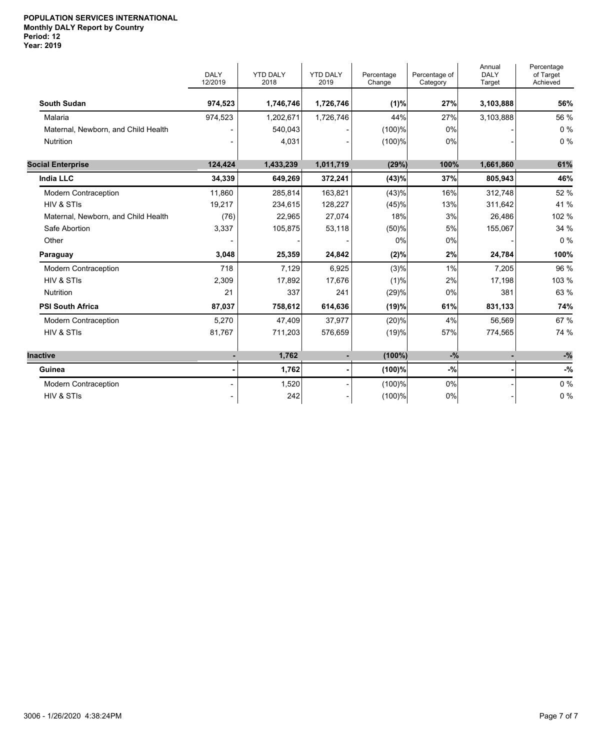**POPULATION SERVICES INTERNATIONAL**
**Monthly DALY Report by Country**
**Period: 12**
**Year: 2019**

| | DALY 12/2019 | YTD DALY 2018 | YTD DALY 2019 | Percentage Change | Percentage of Category | Annual DALY Target | Percentage of Target Achieved |
|---|---|---|---|---|---|---|---|
| **South Sudan** | **974,523** | **1,746,746** | **1,726,746** | **(1)%** | **27%** | **3,103,888** | **56%** |
| Malaria | 974,523 | 1,202,671 | 1,726,746 | 44% | 27% | 3,103,888 | 56 % |
| Maternal, Newborn, and Child Health | - | 540,043 | - | (100)% | 0% | - | 0 % |
| Nutrition | - | 4,031 | - | (100)% | 0% | - | 0 % |
| **Social Enterprise** | **124,424** | **1,433,239** | **1,011,719** | **(29%)** | **100%** | **1,661,860** | **61%** |
| **India LLC** | **34,339** | **649,269** | **372,241** | **(43)%** | **37%** | **805,943** | **46%** |
| Modern Contraception | 11,860 | 285,814 | 163,821 | (43)% | 16% | 312,748 | 52 % |
| HIV & STIs | 19,217 | 234,615 | 128,227 | (45)% | 13% | 311,642 | 41 % |
| Maternal, Newborn, and Child Health | (76) | 22,965 | 27,074 | 18% | 3% | 26,486 | 102 % |
| Safe Abortion | 3,337 | 105,875 | 53,118 | (50)% | 5% | 155,067 | 34 % |
| Other | - | - | - | 0% | 0% | - | 0 % |
| **Paraguay** | **3,048** | **25,359** | **24,842** | **(2)%** | **2%** | **24,784** | **100%** |
| Modern Contraception | 718 | 7,129 | 6,925 | (3)% | 1% | 7,205 | 96 % |
| HIV & STIs | 2,309 | 17,892 | 17,676 | (1)% | 2% | 17,198 | 103 % |
| Nutrition | 21 | 337 | 241 | (29)% | 0% | 381 | 63 % |
| **PSI South Africa** | **87,037** | **758,612** | **614,636** | **(19)%** | **61%** | **831,133** | **74%** |
| Modern Contraception | 5,270 | 47,409 | 37,977 | (20)% | 4% | 56,569 | 67 % |
| HIV & STIs | 81,767 | 711,203 | 576,659 | (19)% | 57% | 774,565 | 74 % |
| **Inactive** | **-** | **1,762** | **-** | **(100%)** | **-%** | **-** | **-%** |
| **Guinea** | **-** | **1,762** | **-** | **(100)%** | **-%** | **-** | **-%** |
| Modern Contraception | - | 1,520 | - | (100)% | 0% | - | 0 % |
| HIV & STIs | - | 242 | - | (100)% | 0% | - | 0 % |

3006 - 1/26/2020 4:38:24PM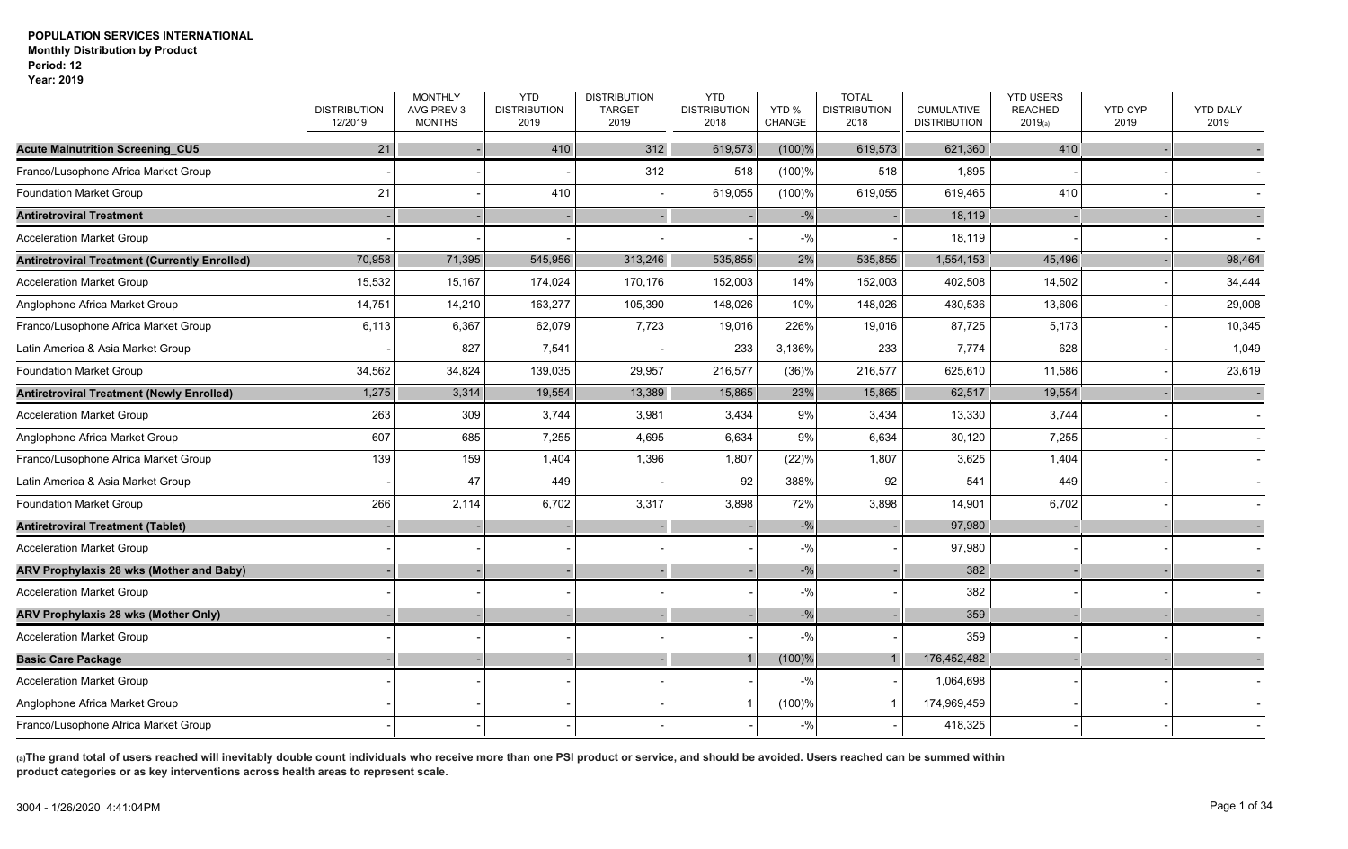**POPULATION SERVICES INTERNATIONAL**
**Monthly Distribution by Product**
**Period: 12**
**Year: 2019**

| | DISTRIBUTION 12/2019 | MONTHLY AVG PREV 3 MONTHS | YTD DISTRIBUTION 2019 | DISTRIBUTION TARGET 2019 | YTD DISTRIBUTION 2018 | YTD % CHANGE | TOTAL DISTRIBUTION 2018 | CUMULATIVE DISTRIBUTION | YTD USERS REACHED 2019(a) | YTD CYP 2019 | YTD DALY 2019 |
|---|---|---|---|---|---|---|---|---|---|---|---|
| **Acute Malnutrition Screening_CU5** | 21 | - | 410 | 312 | 619,573 | (100)% | 619,573 | 621,360 | 410 | - | - |
| Franco/Lusophone Africa Market Group | - | - | - | 312 | 518 | (100)% | 518 | 1,895 | - | - | - |
| Foundation Market Group | 21 | - | 410 | - | 619,055 | (100)% | 619,055 | 619,465 | 410 | - | - |
| **Antiretroviral Treatment** | - | - | - | - | - | -% | - | 18,119 | - | - | - |
| Acceleration Market Group | - | - | - | - | - | -% | - | 18,119 | - | - | - |
| **Antiretroviral Treatment (Currently Enrolled)** | 70,958 | 71,395 | 545,956 | 313,246 | 535,855 | 2% | 535,855 | 1,554,153 | 45,496 | - | 98,464 |
| Acceleration Market Group | 15,532 | 15,167 | 174,024 | 170,176 | 152,003 | 14% | 152,003 | 402,508 | 14,502 | - | 34,444 |
| Anglophone Africa Market Group | 14,751 | 14,210 | 163,277 | 105,390 | 148,026 | 10% | 148,026 | 430,536 | 13,606 | - | 29,008 |
| Franco/Lusophone Africa Market Group | 6,113 | 6,367 | 62,079 | 7,723 | 19,016 | 226% | 19,016 | 87,725 | 5,173 | - | 10,345 |
| Latin America & Asia Market Group | - | 827 | 7,541 | - | 233 | 3,136% | 233 | 7,774 | 628 | - | 1,049 |
| Foundation Market Group | 34,562 | 34,824 | 139,035 | 29,957 | 216,577 | (36)% | 216,577 | 625,610 | 11,586 | - | 23,619 |
| **Antiretroviral Treatment (Newly Enrolled)** | 1,275 | 3,314 | 19,554 | 13,389 | 15,865 | 23% | 15,865 | 62,517 | 19,554 | - | - |
| Acceleration Market Group | 263 | 309 | 3,744 | 3,981 | 3,434 | 9% | 3,434 | 13,330 | 3,744 | - | - |
| Anglophone Africa Market Group | 607 | 685 | 7,255 | 4,695 | 6,634 | 9% | 6,634 | 30,120 | 7,255 | - | - |
| Franco/Lusophone Africa Market Group | 139 | 159 | 1,404 | 1,396 | 1,807 | (22)% | 1,807 | 3,625 | 1,404 | - | - |
| Latin America & Asia Market Group | - | 47 | 449 | - | 92 | 388% | 92 | 541 | 449 | - | - |
| Foundation Market Group | 266 | 2,114 | 6,702 | 3,317 | 3,898 | 72% | 3,898 | 14,901 | 6,702 | - | - |
| **Antiretroviral Treatment (Tablet)** | - | - | - | - | - | -% | - | 97,980 | - | - | - |
| Acceleration Market Group | - | - | - | - | - | -% | - | 97,980 | - | - | - |
| **ARV Prophylaxis 28 wks (Mother and Baby)** | - | - | - | - | - | -% | - | 382 | - | - | - |
| Acceleration Market Group | - | - | - | - | - | -% | - | 382 | - | - | - |
| **ARV Prophylaxis 28 wks (Mother Only)** | - | - | - | - | - | -% | - | 359 | - | - | - |
| Acceleration Market Group | - | - | - | - | - | -% | - | 359 | - | - | - |
| **Basic Care Package** | - | - | - | - | 1 | (100)% | 1 | 176,452,482 | - | - | - |
| Acceleration Market Group | - | - | - | - | - | -% | - | 1,064,698 | - | - | - |
| Anglophone Africa Market Group | - | - | - | - | 1 | (100)% | 1 | 174,969,459 | - | - | - |
| Franco/Lusophone Africa Market Group | - | - | - | - | - | -% | - | 418,325 | - | - | - |

**(a)The grand total of users reached will inevitably double count individuals who receive more than one PSI product or service, and should be avoided. Users reached can be summed within product categories or as key interventions across health areas to represent scale.**

3004 - 1/26/2020 4:41:04PM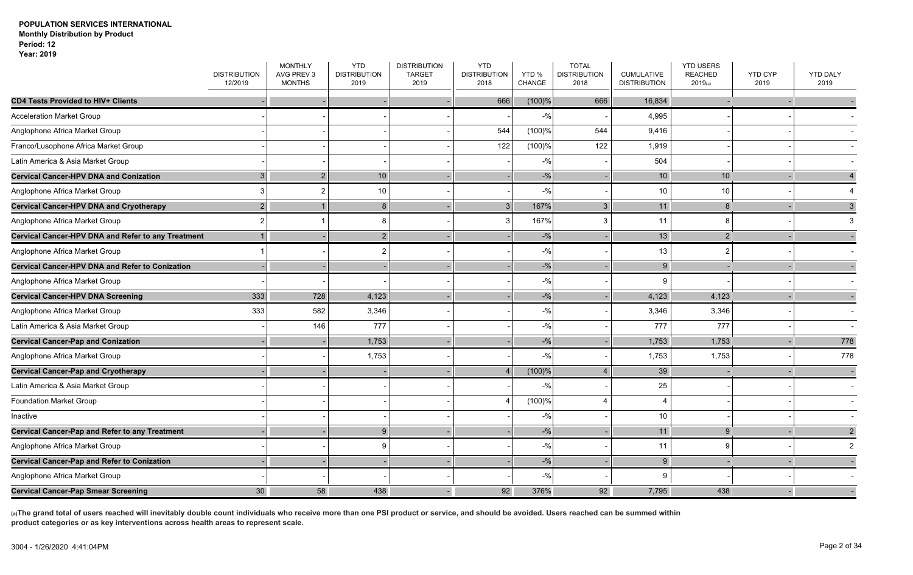**POPULATION SERVICES INTERNATIONAL**
**Monthly Distribution by Product**
**Period: 12**
**Year: 2019**

| | DISTRIBUTION 12/2019 | MONTHLY AVG PREV 3 MONTHS | YTD DISTRIBUTION 2019 | DISTRIBUTION TARGET 2019 | YTD DISTRIBUTION 2018 | YTD % CHANGE | TOTAL DISTRIBUTION 2018 | CUMULATIVE DISTRIBUTION | YTD USERS REACHED 2019(a) | YTD CYP 2019 | YTD DALY 2019 |
|---|---|---|---|---|---|---|---|---|---|---|---|
| **CD4 Tests Provided to HIV+ Clients** | - | - | - | - | 666 | (100)% | 666 | 16,834 | - | - | - |
| Acceleration Market Group | - | - | - | - | - | -% | - | 4,995 | - | - | - |
| Anglophone Africa Market Group | - | - | - | - | 544 | (100)% | 544 | 9,416 | - | - | - |
| Franco/Lusophone Africa Market Group | - | - | - | - | 122 | (100)% | 122 | 1,919 | - | - | - |
| Latin America & Asia Market Group | - | - | - | - | - | -% | - | 504 | - | - | - |
| **Cervical Cancer-HPV DNA and Conization** | 3 | 2 | 10 | - | - | -% | - | 10 | 10 | - | 4 |
| Anglophone Africa Market Group | 3 | 2 | 10 | - | - | -% | - | 10 | 10 | - | 4 |
| **Cervical Cancer-HPV DNA and Cryotherapy** | 2 | 1 | 8 | - | 3 | 167% | 3 | 11 | 8 | - | 3 |
| Anglophone Africa Market Group | 2 | 1 | 8 | - | 3 | 167% | 3 | 11 | 8 | - | 3 |
| **Cervical Cancer-HPV DNA and Refer to any Treatment** | 1 | - | 2 | - | - | -% | - | 13 | 2 | - | - |
| Anglophone Africa Market Group | 1 | - | 2 | - | - | -% | - | 13 | 2 | - | - |
| **Cervical Cancer-HPV DNA and Refer to Conization** | - | - | - | - | - | -% | - | 9 | - | - | - |
| Anglophone Africa Market Group | - | - | - | - | - | -% | - | 9 | - | - | - |
| **Cervical Cancer-HPV DNA Screening** | 333 | 728 | 4,123 | - | - | -% | - | 4,123 | 4,123 | - | - |
| Anglophone Africa Market Group | 333 | 582 | 3,346 | - | - | -% | - | 3,346 | 3,346 | - | - |
| Latin America & Asia Market Group | - | 146 | 777 | - | - | -% | - | 777 | 777 | - | - |
| **Cervical Cancer-Pap and Conization** | - | - | 1,753 | - | - | -% | - | 1,753 | 1,753 | - | 778 |
| Anglophone Africa Market Group | - | - | 1,753 | - | - | -% | - | 1,753 | 1,753 | - | 778 |
| **Cervical Cancer-Pap and Cryotherapy** | - | - | - | - | 4 | (100)% | 4 | 39 | - | - | - |
| Latin America & Asia Market Group | - | - | - | - | - | -% | - | 25 | - | - | - |
| Foundation Market Group | - | - | - | - | 4 | (100)% | 4 | 4 | - | - | - |
| Inactive | - | - | - | - | - | -% | - | 10 | - | - | - |
| **Cervical Cancer-Pap and Refer to any Treatment** | - | - | 9 | - | - | -% | - | 11 | 9 | - | 2 |
| Anglophone Africa Market Group | - | - | 9 | - | - | -% | - | 11 | 9 | - | 2 |
| **Cervical Cancer-Pap and Refer to Conization** | - | - | - | - | - | -% | - | 9 | - | - | - |
| Anglophone Africa Market Group | - | - | - | - | - | -% | - | 9 | - | - | - |
| **Cervical Cancer-Pap Smear Screening** | 30 | 58 | 438 | - | 92 | 376% | 92 | 7,795 | 438 | - | - |

**(a)The grand total of users reached will inevitably double count individuals who receive more than one PSI product or service, and should be avoided. Users reached can be summed within product categories or as key interventions across health areas to represent scale.**

3004 - 1/26/2020 4:41:04PM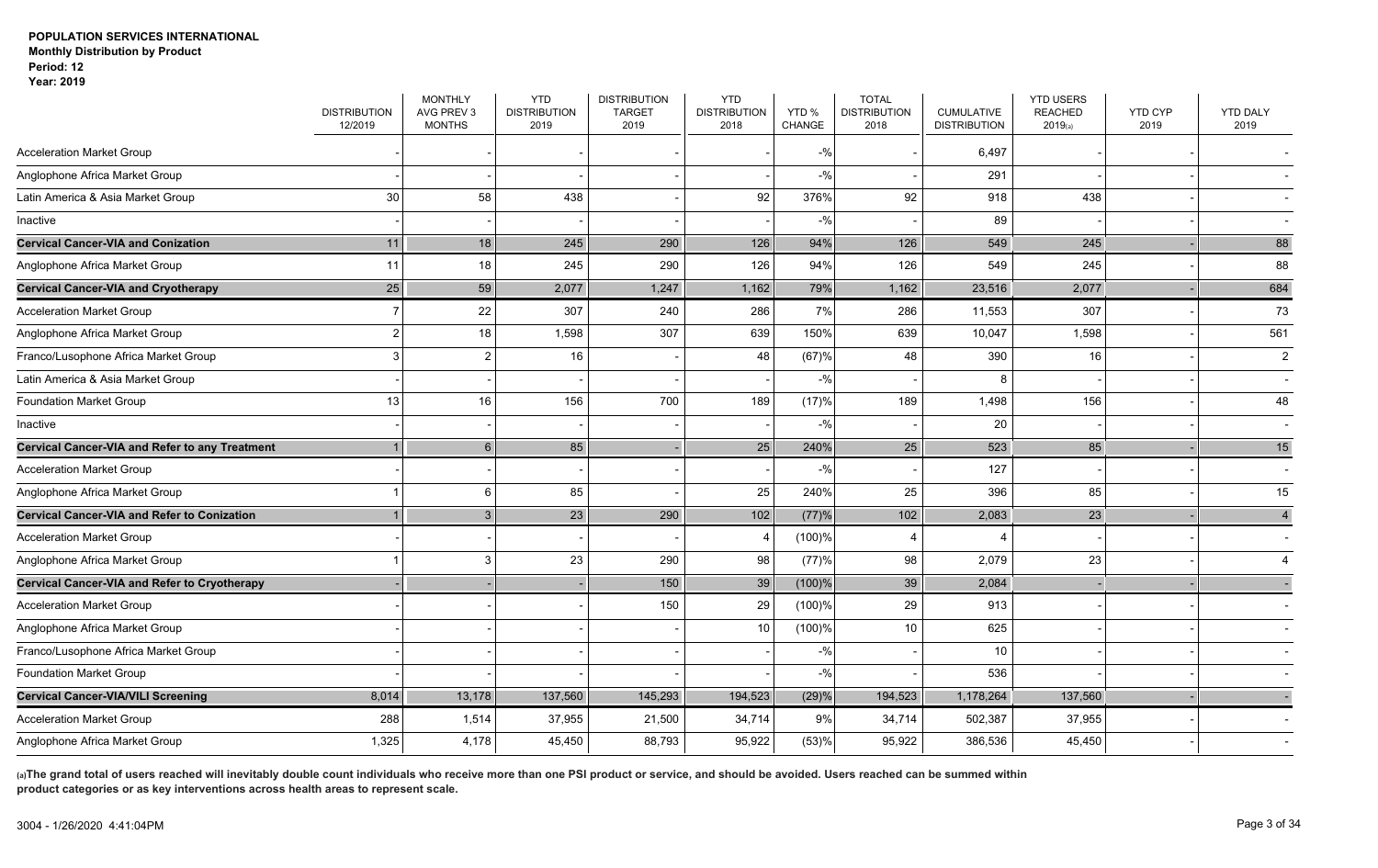**POPULATION SERVICES INTERNATIONAL**
**Monthly Distribution by Product**
**Period: 12**
**Year: 2019**

| | DISTRIBUTION 12/2019 | MONTHLY AVG PREV 3 MONTHS | YTD DISTRIBUTION 2019 | DISTRIBUTION TARGET 2019 | YTD DISTRIBUTION 2018 | YTD % CHANGE | TOTAL DISTRIBUTION 2018 | CUMULATIVE DISTRIBUTION | YTD USERS REACHED 2019(a) | YTD CYP 2019 | YTD DALY 2019 |
|---|---|---|---|---|---|---|---|---|---|---|---|
| Acceleration Market Group | - | - | - | - | - | -% | - | 6,497 | - | - | - |
| Anglophone Africa Market Group | - | - | - | - | - | -% | - | 291 | - | - | - |
| Latin America & Asia Market Group | 30 | 58 | 438 | - | 92 | 376% | 92 | 918 | 438 | - | - |
| Inactive | - | - | - | - | - | -% | - | 89 | - | - | - |
| **Cervical Cancer-VIA and Conization** | 11 | 18 | 245 | 290 | 126 | 94% | 126 | 549 | 245 | - | 88 |
| Anglophone Africa Market Group | 11 | 18 | 245 | 290 | 126 | 94% | 126 | 549 | 245 | - | 88 |
| **Cervical Cancer-VIA and Cryotherapy** | 25 | 59 | 2,077 | 1,247 | 1,162 | 79% | 1,162 | 23,516 | 2,077 | - | 684 |
| Acceleration Market Group | 7 | 22 | 307 | 240 | 286 | 7% | 286 | 11,553 | 307 | - | 73 |
| Anglophone Africa Market Group | 2 | 18 | 1,598 | 307 | 639 | 150% | 639 | 10,047 | 1,598 | - | 561 |
| Franco/Lusophone Africa Market Group | 3 | 2 | 16 | - | 48 | (67)% | 48 | 390 | 16 | - | 2 |
| Latin America & Asia Market Group | - | - | - | - | - | -% | - | 8 | - | - | - |
| Foundation Market Group | 13 | 16 | 156 | 700 | 189 | (17)% | 189 | 1,498 | 156 | - | 48 |
| Inactive | - | - | - | - | - | -% | - | 20 | - | - | - |
| **Cervical Cancer-VIA and Refer to any Treatment** | 1 | 6 | 85 | - | 25 | 240% | 25 | 523 | 85 | - | 15 |
| Acceleration Market Group | - | - | - | - | - | -% | - | 127 | - | - | - |
| Anglophone Africa Market Group | 1 | 6 | 85 | - | 25 | 240% | 25 | 396 | 85 | - | 15 |
| **Cervical Cancer-VIA and Refer to Conization** | 1 | 3 | 23 | 290 | 102 | (77)% | 102 | 2,083 | 23 | - | 4 |
| Acceleration Market Group | - | - | - | - | 4 | (100)% | 4 | 4 | - | - | - |
| Anglophone Africa Market Group | 1 | 3 | 23 | 290 | 98 | (77)% | 98 | 2,079 | 23 | - | 4 |
| **Cervical Cancer-VIA and Refer to Cryotherapy** | - | - | - | 150 | 39 | (100)% | 39 | 2,084 | - | - | - |
| Acceleration Market Group | - | - | - | 150 | 29 | (100)% | 29 | 913 | - | - | - |
| Anglophone Africa Market Group | - | - | - | - | 10 | (100)% | 10 | 625 | - | - | - |
| Franco/Lusophone Africa Market Group | - | - | - | - | - | -% | - | 10 | - | - | - |
| Foundation Market Group | - | - | - | - | - | -% | - | 536 | - | - | - |
| **Cervical Cancer-VIA/VILI Screening** | 8,014 | 13,178 | 137,560 | 145,293 | 194,523 | (29)% | 194,523 | 1,178,264 | 137,560 | - | - |
| Acceleration Market Group | 288 | 1,514 | 37,955 | 21,500 | 34,714 | 9% | 34,714 | 502,387 | 37,955 | - | - |
| Anglophone Africa Market Group | 1,325 | 4,178 | 45,450 | 88,793 | 95,922 | (53)% | 95,922 | 386,536 | 45,450 | - | - |

**(a)The grand total of users reached will inevitably double count individuals who receive more than one PSI product or service, and should be avoided. Users reached can be summed within product categories or as key interventions across health areas to represent scale.**

3004 - 1/26/2020 4:41:04PM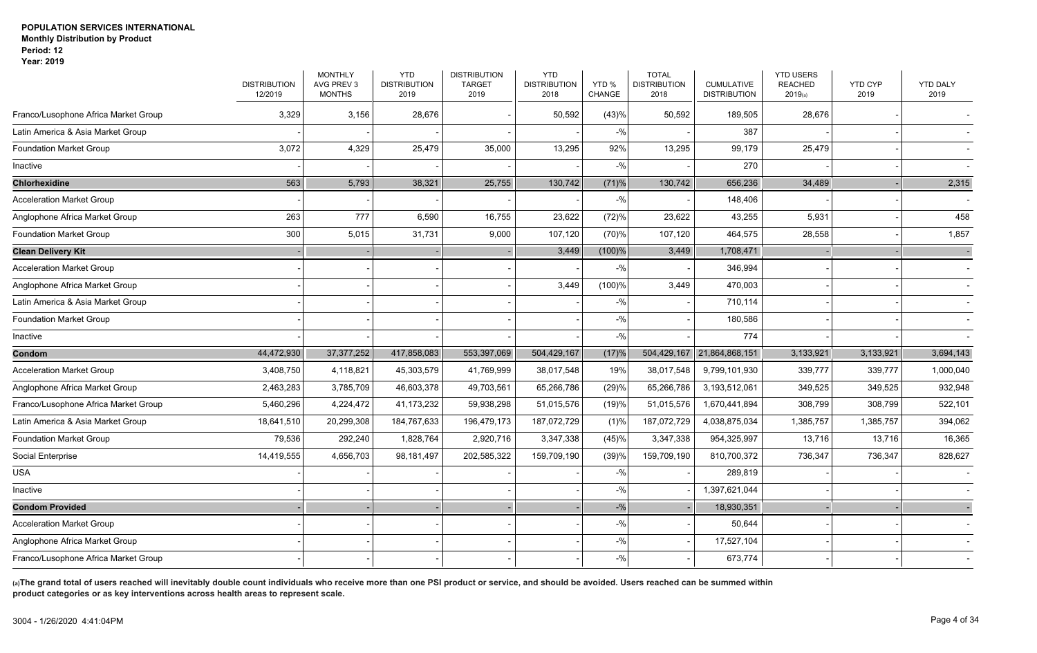**POPULATION SERVICES INTERNATIONAL**
**Monthly Distribution by Product**
**Period: 12**
**Year: 2019**

| | DISTRIBUTION 12/2019 | MONTHLY AVG PREV 3 MONTHS | YTD DISTRIBUTION 2019 | DISTRIBUTION TARGET 2019 | YTD DISTRIBUTION 2018 | YTD % CHANGE | TOTAL DISTRIBUTION 2018 | CUMULATIVE DISTRIBUTION | YTD USERS REACHED 2019(a) | YTD CYP 2019 | YTD DALY 2019 |
|---|---|---|---|---|---|---|---|---|---|---|---|
| Franco/Lusophone Africa Market Group | 3,329 | 3,156 | 28,676 | - | 50,592 | (43)% | 50,592 | 189,505 | 28,676 | - | - |
| Latin America & Asia Market Group | - | - | - | - | - | -% | - | 387 | - | - | - |
| Foundation Market Group | 3,072 | 4,329 | 25,479 | 35,000 | 13,295 | 92% | 13,295 | 99,179 | 25,479 | - | - |
| Inactive | - | - | - | - | - | -% | - | 270 | - | - | - |
| **Chlorhexidine** | 563 | 5,793 | 38,321 | 25,755 | 130,742 | (71)% | 130,742 | 656,236 | 34,489 | - | 2,315 |
| Acceleration Market Group | - | - | - | - | - | -% | - | 148,406 | - | - | - |
| Anglophone Africa Market Group | 263 | 777 | 6,590 | 16,755 | 23,622 | (72)% | 23,622 | 43,255 | 5,931 | - | 458 |
| Foundation Market Group | 300 | 5,015 | 31,731 | 9,000 | 107,120 | (70)% | 107,120 | 464,575 | 28,558 | - | 1,857 |
| **Clean Delivery Kit** | - | - | - | - | 3,449 | (100)% | 3,449 | 1,708,471 | - | - | - |
| Acceleration Market Group | - | - | - | - | - | -% | - | 346,994 | - | - | - |
| Anglophone Africa Market Group | - | - | - | - | 3,449 | (100)% | 3,449 | 470,003 | - | - | - |
| Latin America & Asia Market Group | - | - | - | - | - | -% | - | 710,114 | - | - | - |
| Foundation Market Group | - | - | - | - | - | -% | - | 180,586 | - | - | - |
| Inactive | - | - | - | - | - | -% | - | 774 | - | - | - |
| **Condom** | 44,472,930 | 37,377,252 | 417,858,083 | 553,397,069 | 504,429,167 | (17)% | 504,429,167 | 21,864,868,151 | 3,133,921 | 3,133,921 | 3,694,143 |
| Acceleration Market Group | 3,408,750 | 4,118,821 | 45,303,579 | 41,769,999 | 38,017,548 | 19% | 38,017,548 | 9,799,101,930 | 339,777 | 339,777 | 1,000,040 |
| Anglophone Africa Market Group | 2,463,283 | 3,785,709 | 46,603,378 | 49,703,561 | 65,266,786 | (29)% | 65,266,786 | 3,193,512,061 | 349,525 | 349,525 | 932,948 |
| Franco/Lusophone Africa Market Group | 5,460,296 | 4,224,472 | 41,173,232 | 59,938,298 | 51,015,576 | (19)% | 51,015,576 | 1,670,441,894 | 308,799 | 308,799 | 522,101 |
| Latin America & Asia Market Group | 18,641,510 | 20,299,308 | 184,767,633 | 196,479,173 | 187,072,729 | (1)% | 187,072,729 | 4,038,875,034 | 1,385,757 | 1,385,757 | 394,062 |
| Foundation Market Group | 79,536 | 292,240 | 1,828,764 | 2,920,716 | 3,347,338 | (45)% | 3,347,338 | 954,325,997 | 13,716 | 13,716 | 16,365 |
| Social Enterprise | 14,419,555 | 4,656,703 | 98,181,497 | 202,585,322 | 159,709,190 | (39)% | 159,709,190 | 810,700,372 | 736,347 | 736,347 | 828,627 |
| USA | - | - | - | - | - | -% | - | 289,819 | - | - | - |
| Inactive | - | - | - | - | - | -% | - | 1,397,621,044 | - | - | - |
| **Condom Provided** | - | - | - | - | - | -% | - | 18,930,351 | - | - | - |
| Acceleration Market Group | - | - | - | - | - | -% | - | 50,644 | - | - | - |
| Anglophone Africa Market Group | - | - | - | - | - | -% | - | 17,527,104 | - | - | - |
| Franco/Lusophone Africa Market Group | - | - | - | - | - | -% | - | 673,774 | - | - | - |

**(a)The grand total of users reached will inevitably double count individuals who receive more than one PSI product or service, and should be avoided. Users reached can be summed within product categories or as key interventions across health areas to represent scale.**

3004 - 1/26/2020 4:41:04PM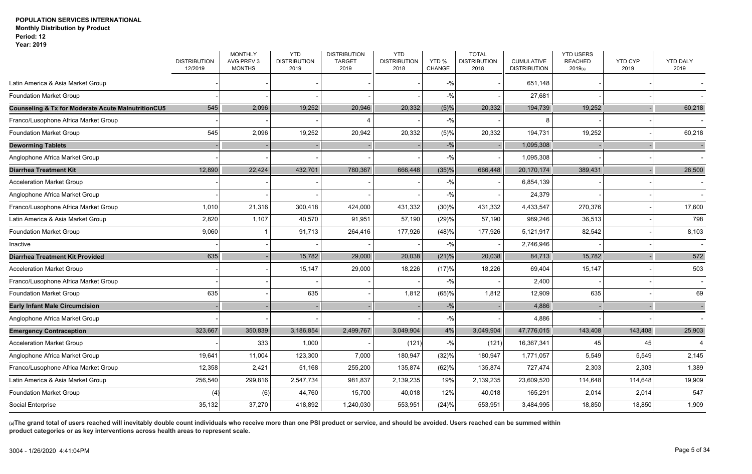**POPULATION SERVICES INTERNATIONAL**
**Monthly Distribution by Product**
**Period: 12**
**Year: 2019**

| | DISTRIBUTION 12/2019 | MONTHLY AVG PREV 3 MONTHS | YTD DISTRIBUTION 2019 | DISTRIBUTION TARGET 2019 | YTD DISTRIBUTION 2018 | YTD % CHANGE | TOTAL DISTRIBUTION 2018 | CUMULATIVE DISTRIBUTION | YTD USERS REACHED 2019(a) | YTD CYP 2019 | YTD DALY 2019 |
|---|---|---|---|---|---|---|---|---|---|---|---|
| Latin America & Asia Market Group | - | - | - | - | - | -% | - | 651,148 | - | - | - |
| Foundation Market Group | - | - | - | - | - | -% | - | 27,681 | - | - | - |
| **Counseling & Tx for Moderate Acute MalnutritionCU5** | **545** | **2,096** | **19,252** | **20,946** | **20,332** | **(5)%** | **20,332** | **194,739** | **19,252** | **-** | **60,218** |
| Franco/Lusophone Africa Market Group | - | - | - | 4 | - | -% | - | 8 | - | - | - |
| Foundation Market Group | 545 | 2,096 | 19,252 | 20,942 | 20,332 | (5)% | 20,332 | 194,731 | 19,252 | - | 60,218 |
| **Deworming Tablets** | **-** | **-** | **-** | **-** | **-** | **-%** | **-** | **1,095,308** | **-** | **-** | **-** |
| Anglophone Africa Market Group | - | - | - | - | - | -% | - | 1,095,308 | - | - | - |
| **Diarrhea Treatment Kit** | **12,890** | **22,424** | **432,701** | **780,367** | **666,448** | **(35)%** | **666,448** | **20,170,174** | **389,431** | **-** | **26,500** |
| Acceleration Market Group | - | - | - | - | - | -% | - | 6,854,139 | - | - | - |
| Anglophone Africa Market Group | - | - | - | - | - | -% | - | 24,379 | - | - | - |
| Franco/Lusophone Africa Market Group | 1,010 | 21,316 | 300,418 | 424,000 | 431,332 | (30)% | 431,332 | 4,433,547 | 270,376 | - | 17,600 |
| Latin America & Asia Market Group | 2,820 | 1,107 | 40,570 | 91,951 | 57,190 | (29)% | 57,190 | 989,246 | 36,513 | - | 798 |
| Foundation Market Group | 9,060 | 1 | 91,713 | 264,416 | 177,926 | (48)% | 177,926 | 5,121,917 | 82,542 | - | 8,103 |
| Inactive | - | - | - | - | - | -% | - | 2,746,946 | - | - | - |
| **Diarrhea Treatment Kit Provided** | **635** | **-** | **15,782** | **29,000** | **20,038** | **(21)%** | **20,038** | **84,713** | **15,782** | **-** | **572** |
| Acceleration Market Group | - | - | 15,147 | 29,000 | 18,226 | (17)% | 18,226 | 69,404 | 15,147 | - | 503 |
| Franco/Lusophone Africa Market Group | - | - | - | - | - | -% | - | 2,400 | - | - | - |
| Foundation Market Group | 635 | - | 635 | - | 1,812 | (65)% | 1,812 | 12,909 | 635 | - | 69 |
| **Early Infant Male Circumcision** | **-** | **-** | **-** | **-** | **-** | **-%** | **-** | **4,886** | **-** | **-** | **-** |
| Anglophone Africa Market Group | - | - | - | - | - | -% | - | 4,886 | - | - | - |
| **Emergency Contraception** | **323,667** | **350,839** | **3,186,854** | **2,499,767** | **3,049,904** | **4%** | **3,049,904** | **47,776,015** | **143,408** | **143,408** | **25,903** |
| Acceleration Market Group | - | 333 | 1,000 | - | (121) | -% | (121) | 16,367,341 | 45 | 45 | 4 |
| Anglophone Africa Market Group | 19,641 | 11,004 | 123,300 | 7,000 | 180,947 | (32)% | 180,947 | 1,771,057 | 5,549 | 5,549 | 2,145 |
| Franco/Lusophone Africa Market Group | 12,358 | 2,421 | 51,168 | 255,200 | 135,874 | (62)% | 135,874 | 727,474 | 2,303 | 2,303 | 1,389 |
| Latin America & Asia Market Group | 256,540 | 299,816 | 2,547,734 | 981,837 | 2,139,235 | 19% | 2,139,235 | 23,609,520 | 114,648 | 114,648 | 19,909 |
| Foundation Market Group | (4) | (6) | 44,760 | 15,700 | 40,018 | 12% | 40,018 | 165,291 | 2,014 | 2,014 | 547 |
| Social Enterprise | 35,132 | 37,270 | 418,892 | 1,240,030 | 553,951 | (24)% | 553,951 | 3,484,995 | 18,850 | 18,850 | 1,909 |

**(a)The grand total of users reached will inevitably double count individuals who receive more than one PSI product or service, and should be avoided. Users reached can be summed within product categories or as key interventions across health areas to represent scale.**

3004 - 1/26/2020 4:41:04PM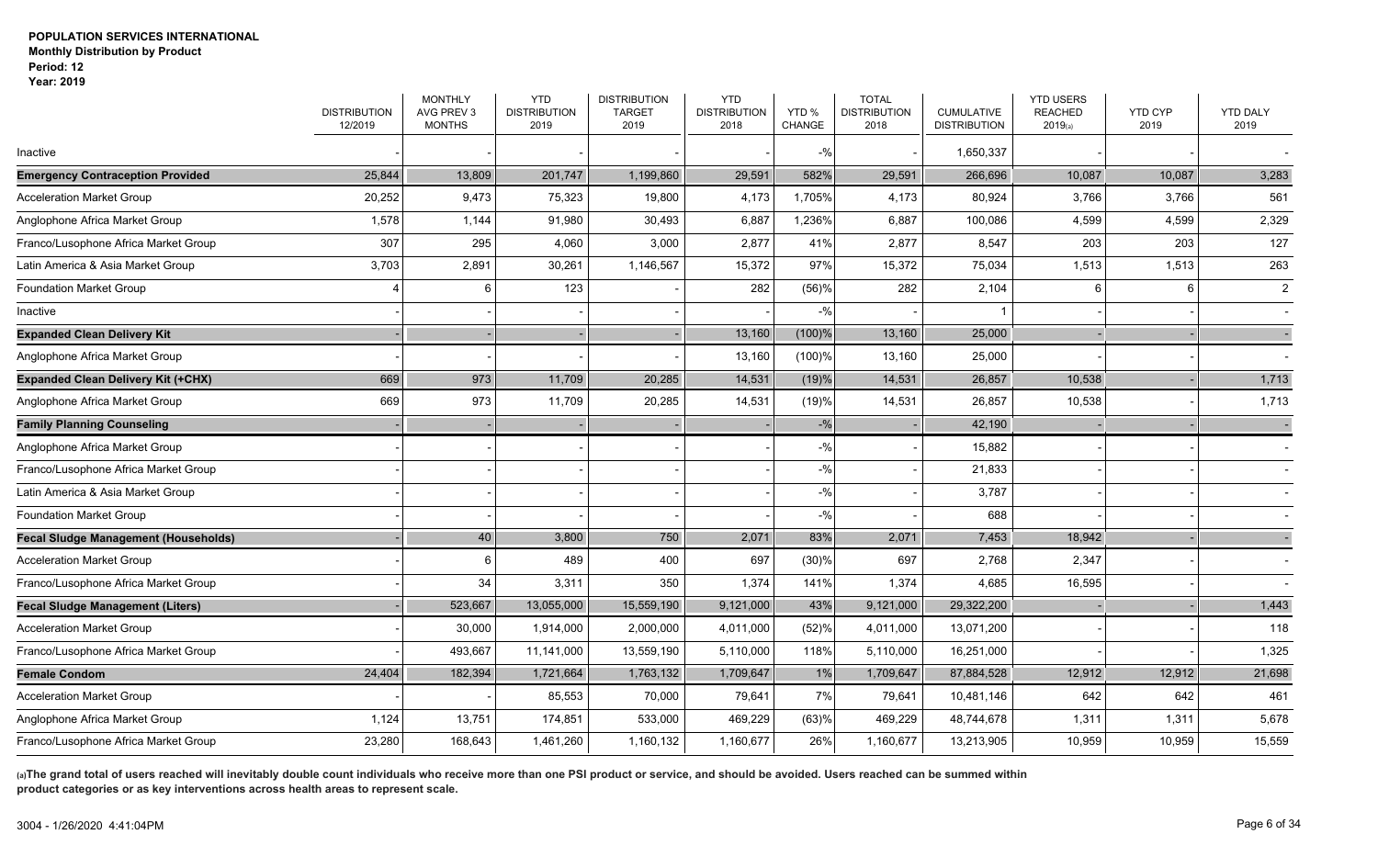**POPULATION SERVICES INTERNATIONAL**
**Monthly Distribution by Product**
**Period: 12**
**Year: 2019**

| | DISTRIBUTION 12/2019 | MONTHLY AVG PREV 3 MONTHS | YTD DISTRIBUTION 2019 | DISTRIBUTION TARGET 2019 | YTD DISTRIBUTION 2018 | YTD % CHANGE | TOTAL DISTRIBUTION 2018 | CUMULATIVE DISTRIBUTION | YTD USERS REACHED 2019(a) | YTD CYP 2019 | YTD DALY 2019 |
|---|---|---|---|---|---|---|---|---|---|---|---|
| Inactive | - | - | - | - | - | -% | - | 1,650,337 | - | - | - |
| **Emergency Contraception Provided** | 25,844 | 13,809 | 201,747 | 1,199,860 | 29,591 | 582% | 29,591 | 266,696 | 10,087 | 10,087 | 3,283 |
| Acceleration Market Group | 20,252 | 9,473 | 75,323 | 19,800 | 4,173 | 1,705% | 4,173 | 80,924 | 3,766 | 3,766 | 561 |
| Anglophone Africa Market Group | 1,578 | 1,144 | 91,980 | 30,493 | 6,887 | 1,236% | 6,887 | 100,086 | 4,599 | 4,599 | 2,329 |
| Franco/Lusophone Africa Market Group | 307 | 295 | 4,060 | 3,000 | 2,877 | 41% | 2,877 | 8,547 | 203 | 203 | 127 |
| Latin America & Asia Market Group | 3,703 | 2,891 | 30,261 | 1,146,567 | 15,372 | 97% | 15,372 | 75,034 | 1,513 | 1,513 | 263 |
| Foundation Market Group | 4 | 6 | 123 | - | 282 | (56)% | 282 | 2,104 | 6 | 6 | 2 |
| Inactive | - | - | - | - | - | -% | - | 1 | - | - | - |
| **Expanded Clean Delivery Kit** | - | - | - | - | 13,160 | (100)% | 13,160 | 25,000 | - | - | - |
| Anglophone Africa Market Group | - | - | - | - | 13,160 | (100)% | 13,160 | 25,000 | - | - | - |
| **Expanded Clean Delivery Kit (+CHX)** | 669 | 973 | 11,709 | 20,285 | 14,531 | (19)% | 14,531 | 26,857 | 10,538 | - | 1,713 |
| Anglophone Africa Market Group | 669 | 973 | 11,709 | 20,285 | 14,531 | (19)% | 14,531 | 26,857 | 10,538 | - | 1,713 |
| **Family Planning Counseling** | - | - | - | - | - | -% | - | 42,190 | - | - | - |
| Anglophone Africa Market Group | - | - | - | - | - | -% | - | 15,882 | - | - | - |
| Franco/Lusophone Africa Market Group | - | - | - | - | - | -% | - | 21,833 | - | - | - |
| Latin America & Asia Market Group | - | - | - | - | - | -% | - | 3,787 | - | - | - |
| Foundation Market Group | - | - | - | - | - | -% | - | 688 | - | - | - |
| **Fecal Sludge Management (Households)** | - | 40 | 3,800 | 750 | 2,071 | 83% | 2,071 | 7,453 | 18,942 | - | - |
| Acceleration Market Group | - | 6 | 489 | 400 | 697 | (30)% | 697 | 2,768 | 2,347 | - | - |
| Franco/Lusophone Africa Market Group | - | 34 | 3,311 | 350 | 1,374 | 141% | 1,374 | 4,685 | 16,595 | - | - |
| **Fecal Sludge Management (Liters)** | - | 523,667 | 13,055,000 | 15,559,190 | 9,121,000 | 43% | 9,121,000 | 29,322,200 | - | - | 1,443 |
| Acceleration Market Group | - | 30,000 | 1,914,000 | 2,000,000 | 4,011,000 | (52)% | 4,011,000 | 13,071,200 | - | - | 118 |
| Franco/Lusophone Africa Market Group | - | 493,667 | 11,141,000 | 13,559,190 | 5,110,000 | 118% | 5,110,000 | 16,251,000 | - | - | 1,325 |
| **Female Condom** | 24,404 | 182,394 | 1,721,664 | 1,763,132 | 1,709,647 | 1% | 1,709,647 | 87,884,528 | 12,912 | 12,912 | 21,698 |
| Acceleration Market Group | - | - | 85,553 | 70,000 | 79,641 | 7% | 79,641 | 10,481,146 | 642 | 642 | 461 |
| Anglophone Africa Market Group | 1,124 | 13,751 | 174,851 | 533,000 | 469,229 | (63)% | 469,229 | 48,744,678 | 1,311 | 1,311 | 5,678 |
| Franco/Lusophone Africa Market Group | 23,280 | 168,643 | 1,461,260 | 1,160,132 | 1,160,677 | 26% | 1,160,677 | 13,213,905 | 10,959 | 10,959 | 15,559 |

**(a)The grand total of users reached will inevitably double count individuals who receive more than one PSI product or service, and should be avoided. Users reached can be summed within product categories or as key interventions across health areas to represent scale.**

3004 - 1/26/2020 4:41:04PM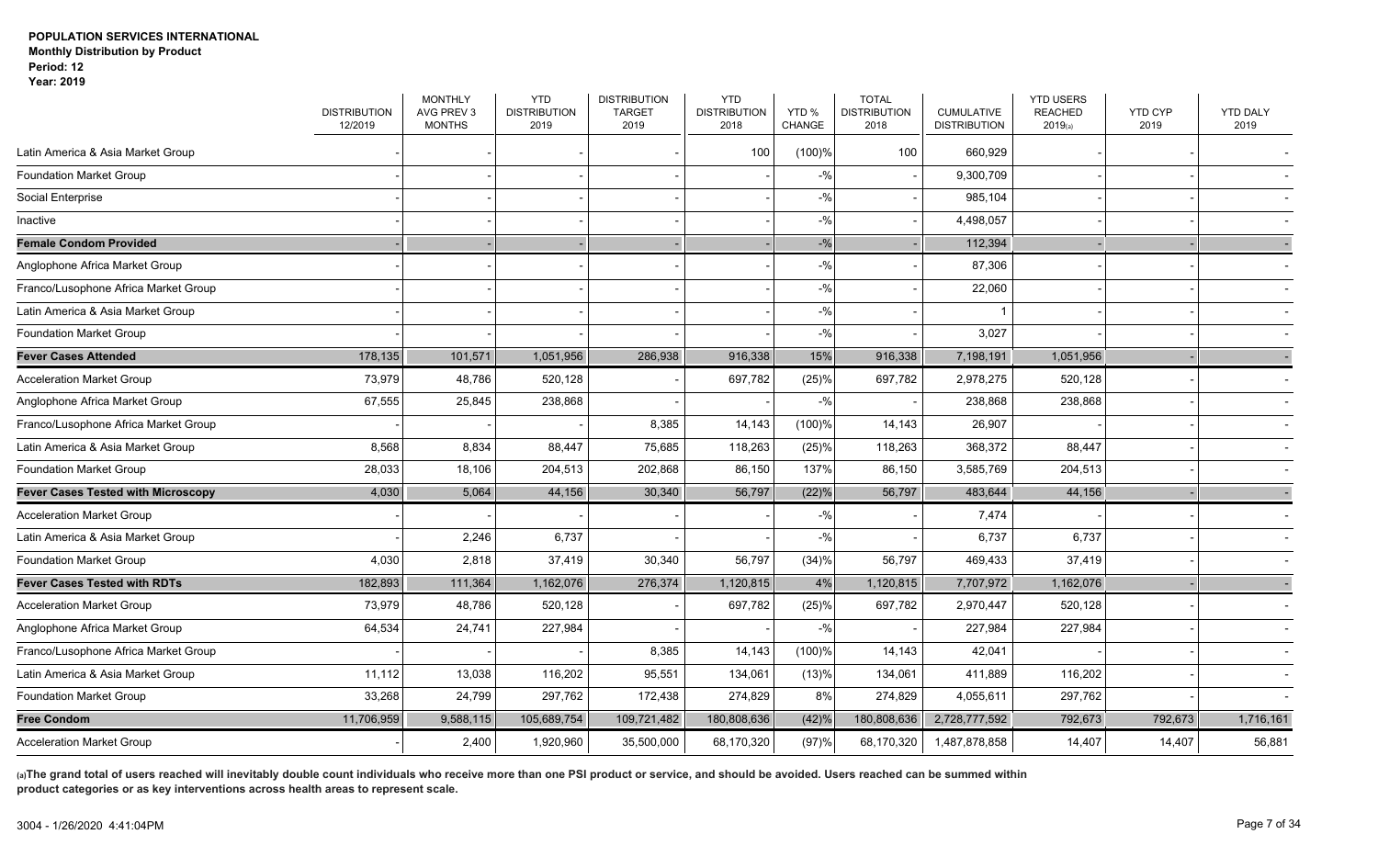**POPULATION SERVICES INTERNATIONAL**
**Monthly Distribution by Product**
**Period: 12**
**Year: 2019**

| | DISTRIBUTION 12/2019 | MONTHLY AVG PREV 3 MONTHS | YTD DISTRIBUTION 2019 | DISTRIBUTION TARGET 2019 | YTD DISTRIBUTION 2018 | YTD % CHANGE | TOTAL DISTRIBUTION 2018 | CUMULATIVE DISTRIBUTION | YTD USERS REACHED 2019(a) | YTD CYP 2019 | YTD DALY 2019 |
|---|---|---|---|---|---|---|---|---|---|---|---|
| Latin America & Asia Market Group | - | - | - | - | 100 | (100)% | 100 | 660,929 | - | - | - |
| Foundation Market Group | - | - | - | - | - | -% | - | 9,300,709 | - | - | - |
| Social Enterprise | - | - | - | - | - | -% | - | 985,104 | - | - | - |
| Inactive | - | - | - | - | - | -% | - | 4,498,057 | - | - | - |
| **Female Condom Provided** | - | - | - | - | - | -% | - | 112,394 | - | - | - |
| Anglophone Africa Market Group | - | - | - | - | - | -% | - | 87,306 | - | - | - |
| Franco/Lusophone Africa Market Group | - | - | - | - | - | -% | - | 22,060 | - | - | - |
| Latin America & Asia Market Group | - | - | - | - | - | -% | - | 1 | - | - | - |
| Foundation Market Group | - | - | - | - | - | -% | - | 3,027 | - | - | - |
| **Fever Cases Attended** | 178,135 | 101,571 | 1,051,956 | 286,938 | 916,338 | 15% | 916,338 | 7,198,191 | 1,051,956 | - | - |
| Acceleration Market Group | 73,979 | 48,786 | 520,128 | - | 697,782 | (25)% | 697,782 | 2,978,275 | 520,128 | - | - |
| Anglophone Africa Market Group | 67,555 | 25,845 | 238,868 | - | - | -% | - | 238,868 | 238,868 | - | - |
| Franco/Lusophone Africa Market Group | - | - | - | 8,385 | 14,143 | (100)% | 14,143 | 26,907 | - | - | - |
| Latin America & Asia Market Group | 8,568 | 8,834 | 88,447 | 75,685 | 118,263 | (25)% | 118,263 | 368,372 | 88,447 | - | - |
| Foundation Market Group | 28,033 | 18,106 | 204,513 | 202,868 | 86,150 | 137% | 86,150 | 3,585,769 | 204,513 | - | - |
| **Fever Cases Tested with Microscopy** | 4,030 | 5,064 | 44,156 | 30,340 | 56,797 | (22)% | 56,797 | 483,644 | 44,156 | - | - |
| Acceleration Market Group | - | - | - | - | - | -% | - | 7,474 | - | - | - |
| Latin America & Asia Market Group | - | 2,246 | 6,737 | - | - | -% | - | 6,737 | 6,737 | - | - |
| Foundation Market Group | 4,030 | 2,818 | 37,419 | 30,340 | 56,797 | (34)% | 56,797 | 469,433 | 37,419 | - | - |
| **Fever Cases Tested with RDTs** | 182,893 | 111,364 | 1,162,076 | 276,374 | 1,120,815 | 4% | 1,120,815 | 7,707,972 | 1,162,076 | - | - |
| Acceleration Market Group | 73,979 | 48,786 | 520,128 | - | 697,782 | (25)% | 697,782 | 2,970,447 | 520,128 | - | - |
| Anglophone Africa Market Group | 64,534 | 24,741 | 227,984 | - | - | -% | - | 227,984 | 227,984 | - | - |
| Franco/Lusophone Africa Market Group | - | - | - | 8,385 | 14,143 | (100)% | 14,143 | 42,041 | - | - | - |
| Latin America & Asia Market Group | 11,112 | 13,038 | 116,202 | 95,551 | 134,061 | (13)% | 134,061 | 411,889 | 116,202 | - | - |
| Foundation Market Group | 33,268 | 24,799 | 297,762 | 172,438 | 274,829 | 8% | 274,829 | 4,055,611 | 297,762 | - | - |
| **Free Condom** | 11,706,959 | 9,588,115 | 105,689,754 | 109,721,482 | 180,808,636 | (42)% | 180,808,636 | 2,728,777,592 | 792,673 | 792,673 | 1,716,161 |
| Acceleration Market Group | - | 2,400 | 1,920,960 | 35,500,000 | 68,170,320 | (97)% | 68,170,320 | 1,487,878,858 | 14,407 | 14,407 | 56,881 |

**(a)The grand total of users reached will inevitably double count individuals who receive more than one PSI product or service, and should be avoided. Users reached can be summed within product categories or as key interventions across health areas to represent scale.**

3004 - 1/26/2020 4:41:04PM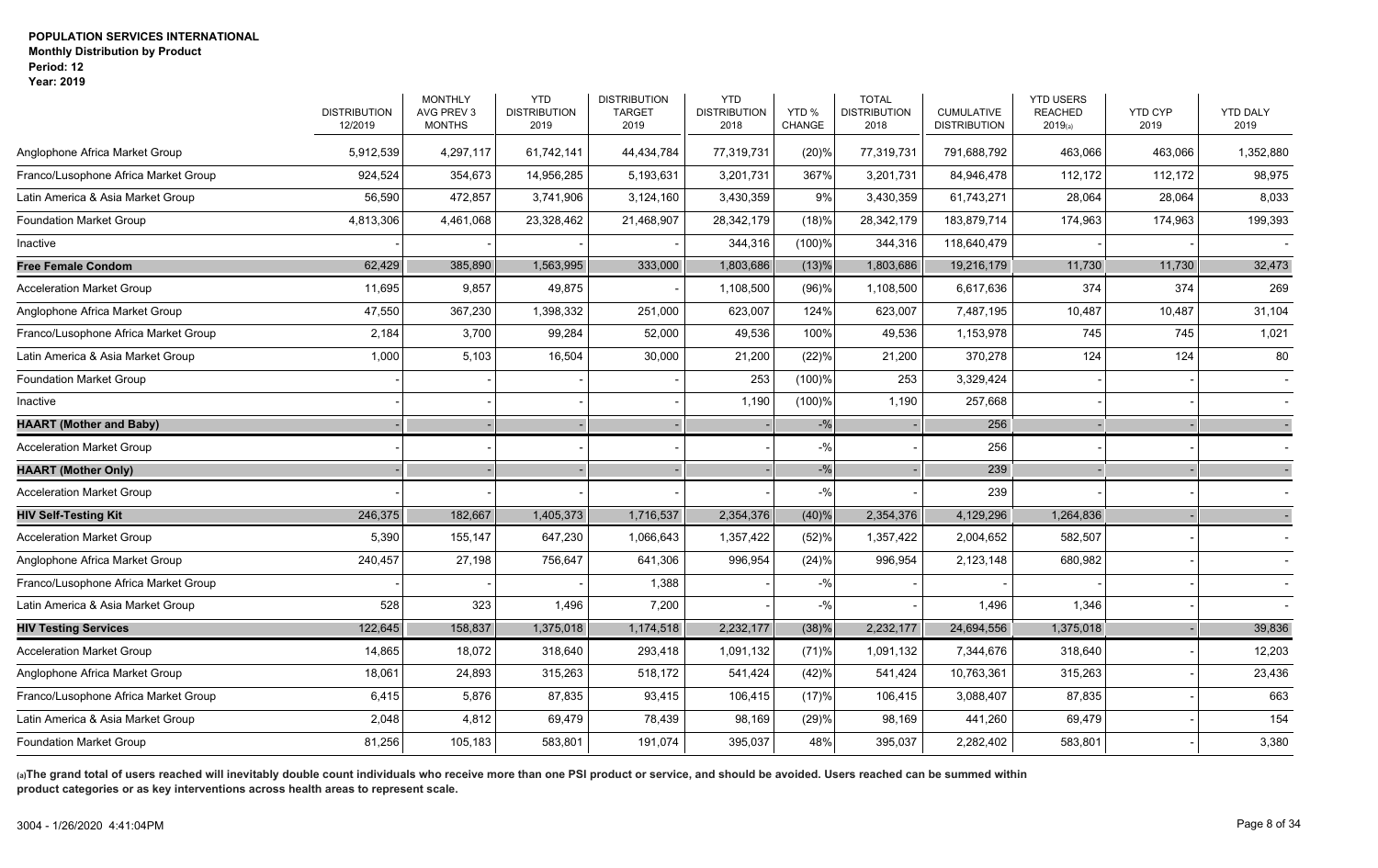**POPULATION SERVICES INTERNATIONAL**
**Monthly Distribution by Product**
**Period: 12**
**Year: 2019**

| | DISTRIBUTION 12/2019 | MONTHLY AVG PREV 3 MONTHS | YTD DISTRIBUTION 2019 | DISTRIBUTION TARGET 2019 | YTD DISTRIBUTION 2018 | YTD % CHANGE | TOTAL DISTRIBUTION 2018 | CUMULATIVE DISTRIBUTION | YTD USERS REACHED 2019(a) | YTD CYP 2019 | YTD DALY 2019 |
|---|---|---|---|---|---|---|---|---|---|---|---|
| Anglophone Africa Market Group | 5,912,539 | 4,297,117 | 61,742,141 | 44,434,784 | 77,319,731 | (20)% | 77,319,731 | 791,688,792 | 463,066 | 463,066 | 1,352,880 |
| Franco/Lusophone Africa Market Group | 924,524 | 354,673 | 14,956,285 | 5,193,631 | 3,201,731 | 367% | 3,201,731 | 84,946,478 | 112,172 | 112,172 | 98,975 |
| Latin America & Asia Market Group | 56,590 | 472,857 | 3,741,906 | 3,124,160 | 3,430,359 | 9% | 3,430,359 | 61,743,271 | 28,064 | 28,064 | 8,033 |
| Foundation Market Group | 4,813,306 | 4,461,068 | 23,328,462 | 21,468,907 | 28,342,179 | (18)% | 28,342,179 | 183,879,714 | 174,963 | 174,963 | 199,393 |
| Inactive | - | - | - | - | 344,316 | (100)% | 344,316 | 118,640,479 | - | - | - |
| **Free Female Condom** | 62,429 | 385,890 | 1,563,995 | 333,000 | 1,803,686 | (13)% | 1,803,686 | 19,216,179 | 11,730 | 11,730 | 32,473 |
| Acceleration Market Group | 11,695 | 9,857 | 49,875 | - | 1,108,500 | (96)% | 1,108,500 | 6,617,636 | 374 | 374 | 269 |
| Anglophone Africa Market Group | 47,550 | 367,230 | 1,398,332 | 251,000 | 623,007 | 124% | 623,007 | 7,487,195 | 10,487 | 10,487 | 31,104 |
| Franco/Lusophone Africa Market Group | 2,184 | 3,700 | 99,284 | 52,000 | 49,536 | 100% | 49,536 | 1,153,978 | 745 | 745 | 1,021 |
| Latin America & Asia Market Group | 1,000 | 5,103 | 16,504 | 30,000 | 21,200 | (22)% | 21,200 | 370,278 | 124 | 124 | 80 |
| Foundation Market Group | - | - | - | - | 253 | (100)% | 253 | 3,329,424 | - | - | - |
| Inactive | - | - | - | - | 1,190 | (100)% | 1,190 | 257,668 | - | - | - |
| **HAART (Mother and Baby)** | - | - | - | - | - | -% | - | 256 | - | - | - |
| Acceleration Market Group | - | - | - | - | - | -% | - | 256 | - | - | - |
| **HAART (Mother Only)** | - | - | - | - | - | -% | - | 239 | - | - | - |
| Acceleration Market Group | - | - | - | - | - | -% | - | 239 | - | - | - |
| **HIV Self-Testing Kit** | 246,375 | 182,667 | 1,405,373 | 1,716,537 | 2,354,376 | (40)% | 2,354,376 | 4,129,296 | 1,264,836 | - | - |
| Acceleration Market Group | 5,390 | 155,147 | 647,230 | 1,066,643 | 1,357,422 | (52)% | 1,357,422 | 2,004,652 | 582,507 | - | - |
| Anglophone Africa Market Group | 240,457 | 27,198 | 756,647 | 641,306 | 996,954 | (24)% | 996,954 | 2,123,148 | 680,982 | - | - |
| Franco/Lusophone Africa Market Group | - | - | - | 1,388 | - | -% | - | - | - | - | - |
| Latin America & Asia Market Group | 528 | 323 | 1,496 | 7,200 | - | -% | - | 1,496 | 1,346 | - | - |
| **HIV Testing Services** | 122,645 | 158,837 | 1,375,018 | 1,174,518 | 2,232,177 | (38)% | 2,232,177 | 24,694,556 | 1,375,018 | - | 39,836 |
| Acceleration Market Group | 14,865 | 18,072 | 318,640 | 293,418 | 1,091,132 | (71)% | 1,091,132 | 7,344,676 | 318,640 | - | 12,203 |
| Anglophone Africa Market Group | 18,061 | 24,893 | 315,263 | 518,172 | 541,424 | (42)% | 541,424 | 10,763,361 | 315,263 | - | 23,436 |
| Franco/Lusophone Africa Market Group | 6,415 | 5,876 | 87,835 | 93,415 | 106,415 | (17)% | 106,415 | 3,088,407 | 87,835 | - | 663 |
| Latin America & Asia Market Group | 2,048 | 4,812 | 69,479 | 78,439 | 98,169 | (29)% | 98,169 | 441,260 | 69,479 | - | 154 |
| Foundation Market Group | 81,256 | 105,183 | 583,801 | 191,074 | 395,037 | 48% | 395,037 | 2,282,402 | 583,801 | - | 3,380 |

**(a)The grand total of users reached will inevitably double count individuals who receive more than one PSI product or service, and should be avoided. Users reached can be summed within product categories or as key interventions across health areas to represent scale.**

3004 - 1/26/2020 4:41:04PM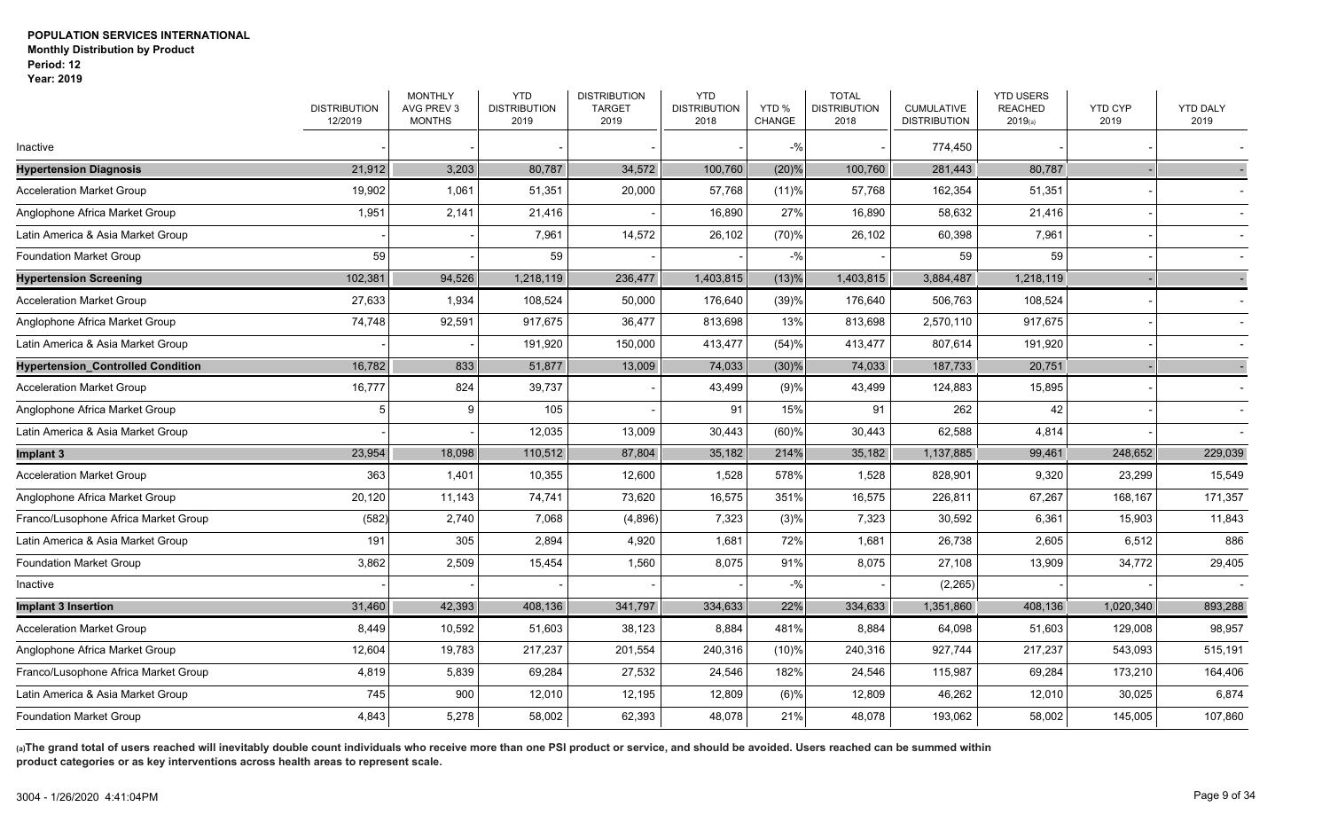**POPULATION SERVICES INTERNATIONAL**
**Monthly Distribution by Product**
**Period: 12**
**Year: 2019**

| | DISTRIBUTION 12/2019 | MONTHLY AVG PREV 3 MONTHS | YTD DISTRIBUTION 2019 | DISTRIBUTION TARGET 2019 | YTD DISTRIBUTION 2018 | YTD % CHANGE | TOTAL DISTRIBUTION 2018 | CUMULATIVE DISTRIBUTION | YTD USERS REACHED 2019(a) | YTD CYP 2019 | YTD DALY 2019 |
|---|---|---|---|---|---|---|---|---|---|---|---|
| Inactive | - | - | - | - | - | -% | - | 774,450 | - | - | - |
| **Hypertension Diagnosis** | 21,912 | 3,203 | 80,787 | 34,572 | 100,760 | (20)% | 100,760 | 281,443 | 80,787 | - | - |
| Acceleration Market Group | 19,902 | 1,061 | 51,351 | 20,000 | 57,768 | (11)% | 57,768 | 162,354 | 51,351 | - | - |
| Anglophone Africa Market Group | 1,951 | 2,141 | 21,416 | - | 16,890 | 27% | 16,890 | 58,632 | 21,416 | - | - |
| Latin America & Asia Market Group | - | - | 7,961 | 14,572 | 26,102 | (70)% | 26,102 | 60,398 | 7,961 | - | - |
| Foundation Market Group | 59 | - | 59 | - | - | -% | - | 59 | 59 | - | - |
| **Hypertension Screening** | 102,381 | 94,526 | 1,218,119 | 236,477 | 1,403,815 | (13)% | 1,403,815 | 3,884,487 | 1,218,119 | - | - |
| Acceleration Market Group | 27,633 | 1,934 | 108,524 | 50,000 | 176,640 | (39)% | 176,640 | 506,763 | 108,524 | - | - |
| Anglophone Africa Market Group | 74,748 | 92,591 | 917,675 | 36,477 | 813,698 | 13% | 813,698 | 2,570,110 | 917,675 | - | - |
| Latin America & Asia Market Group | - | - | 191,920 | 150,000 | 413,477 | (54)% | 413,477 | 807,614 | 191,920 | - | - |
| **Hypertension_Controlled Condition** | 16,782 | 833 | 51,877 | 13,009 | 74,033 | (30)% | 74,033 | 187,733 | 20,751 | - | - |
| Acceleration Market Group | 16,777 | 824 | 39,737 | - | 43,499 | (9)% | 43,499 | 124,883 | 15,895 | - | - |
| Anglophone Africa Market Group | 5 | 9 | 105 | - | 91 | 15% | 91 | 262 | 42 | - | - |
| Latin America & Asia Market Group | - | - | 12,035 | 13,009 | 30,443 | (60)% | 30,443 | 62,588 | 4,814 | - | - |
| **Implant 3** | 23,954 | 18,098 | 110,512 | 87,804 | 35,182 | 214% | 35,182 | 1,137,885 | 99,461 | 248,652 | 229,039 |
| Acceleration Market Group | 363 | 1,401 | 10,355 | 12,600 | 1,528 | 578% | 1,528 | 828,901 | 9,320 | 23,299 | 15,549 |
| Anglophone Africa Market Group | 20,120 | 11,143 | 74,741 | 73,620 | 16,575 | 351% | 16,575 | 226,811 | 67,267 | 168,167 | 171,357 |
| Franco/Lusophone Africa Market Group | (582) | 2,740 | 7,068 | (4,896) | 7,323 | (3)% | 7,323 | 30,592 | 6,361 | 15,903 | 11,843 |
| Latin America & Asia Market Group | 191 | 305 | 2,894 | 4,920 | 1,681 | 72% | 1,681 | 26,738 | 2,605 | 6,512 | 886 |
| Foundation Market Group | 3,862 | 2,509 | 15,454 | 1,560 | 8,075 | 91% | 8,075 | 27,108 | 13,909 | 34,772 | 29,405 |
| Inactive | - | - | - | - | - | -% | - | (2,265) | - | - | - |
| **Implant 3 Insertion** | 31,460 | 42,393 | 408,136 | 341,797 | 334,633 | 22% | 334,633 | 1,351,860 | 408,136 | 1,020,340 | 893,288 |
| Acceleration Market Group | 8,449 | 10,592 | 51,603 | 38,123 | 8,884 | 481% | 8,884 | 64,098 | 51,603 | 129,008 | 98,957 |
| Anglophone Africa Market Group | 12,604 | 19,783 | 217,237 | 201,554 | 240,316 | (10)% | 240,316 | 927,744 | 217,237 | 543,093 | 515,191 |
| Franco/Lusophone Africa Market Group | 4,819 | 5,839 | 69,284 | 27,532 | 24,546 | 182% | 24,546 | 115,987 | 69,284 | 173,210 | 164,406 |
| Latin America & Asia Market Group | 745 | 900 | 12,010 | 12,195 | 12,809 | (6)% | 12,809 | 46,262 | 12,010 | 30,025 | 6,874 |
| Foundation Market Group | 4,843 | 5,278 | 58,002 | 62,393 | 48,078 | 21% | 48,078 | 193,062 | 58,002 | 145,005 | 107,860 |

**(a)The grand total of users reached will inevitably double count individuals who receive more than one PSI product or service, and should be avoided. Users reached can be summed within product categories or as key interventions across health areas to represent scale.**

3004 - 1/26/2020 4:41:04PM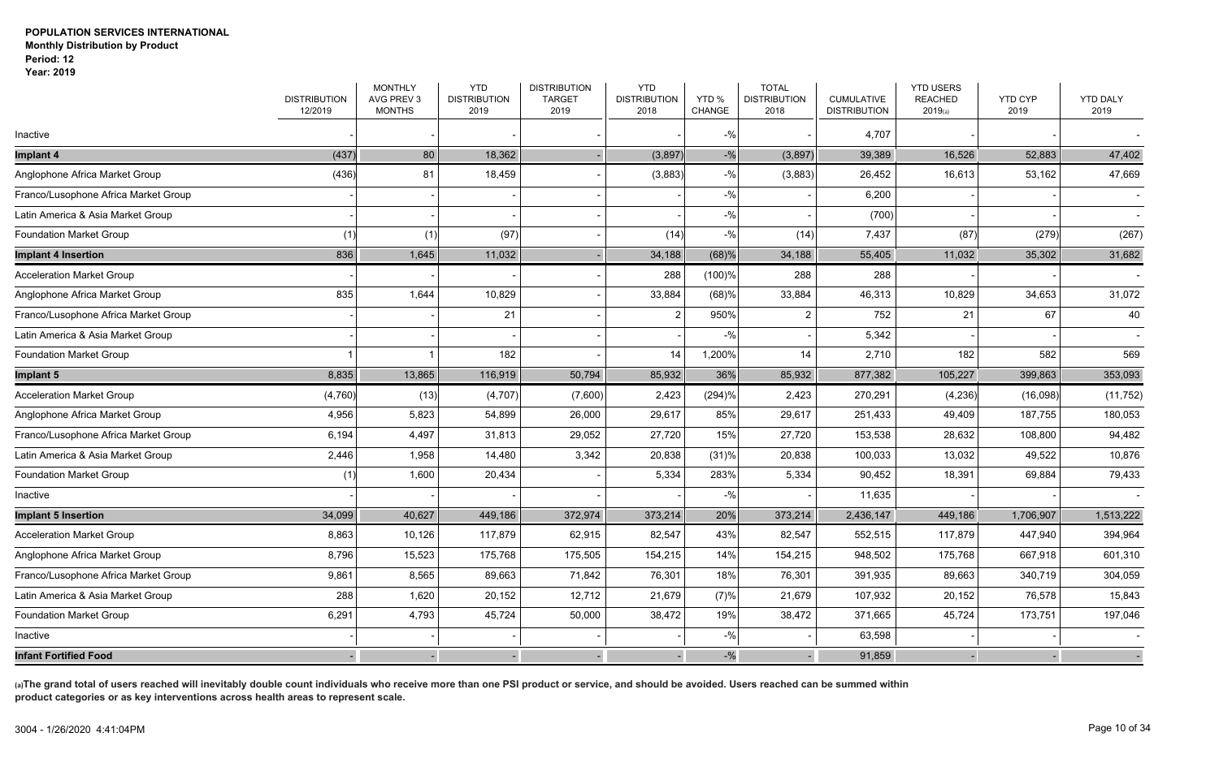**POPULATION SERVICES INTERNATIONAL**
**Monthly Distribution by Product**
**Period: 12**
**Year: 2019**

| | DISTRIBUTION 12/2019 | MONTHLY AVG PREV 3 MONTHS | YTD DISTRIBUTION 2019 | DISTRIBUTION TARGET 2019 | YTD DISTRIBUTION 2018 | YTD % CHANGE | TOTAL DISTRIBUTION 2018 | CUMULATIVE DISTRIBUTION | YTD USERS REACHED 2019(a) | YTD CYP 2019 | YTD DALY 2019 |
|---|---|---|---|---|---|---|---|---|---|---|---|
| Inactive | - | - | - | - | - | -% | - | 4,707 | - | - | - |
| **Implant 4** | (437) | 80 | 18,362 | - | (3,897) | -% | (3,897) | 39,389 | 16,526 | 52,883 | 47,402 |
| Anglophone Africa Market Group | (436) | 81 | 18,459 | - | (3,883) | -% | (3,883) | 26,452 | 16,613 | 53,162 | 47,669 |
| Franco/Lusophone Africa Market Group | - | - | - | - | - | -% | - | 6,200 | - | - | - |
| Latin America & Asia Market Group | - | - | - | - | - | -% | - | (700) | - | - | - |
| Foundation Market Group | (1) | (1) | (97) | - | (14) | -% | (14) | 7,437 | (87) | (279) | (267) |
| **Implant 4 Insertion** | 836 | 1,645 | 11,032 | - | 34,188 | (68)% | 34,188 | 55,405 | 11,032 | 35,302 | 31,682 |
| Acceleration Market Group | - | - | - | - | 288 | (100)% | 288 | 288 | - | - | - |
| Anglophone Africa Market Group | 835 | 1,644 | 10,829 | - | 33,884 | (68)% | 33,884 | 46,313 | 10,829 | 34,653 | 31,072 |
| Franco/Lusophone Africa Market Group | - | - | 21 | - | 2 | 950% | 2 | 752 | 21 | 67 | 40 |
| Latin America & Asia Market Group | - | - | - | - | - | -% | - | 5,342 | - | - | - |
| Foundation Market Group | 1 | 1 | 182 | - | 14 | 1,200% | 14 | 2,710 | 182 | 582 | 569 |
| **Implant 5** | 8,835 | 13,865 | 116,919 | 50,794 | 85,932 | 36% | 85,932 | 877,382 | 105,227 | 399,863 | 353,093 |
| Acceleration Market Group | (4,760) | (13) | (4,707) | (7,600) | 2,423 | (294)% | 2,423 | 270,291 | (4,236) | (16,098) | (11,752) |
| Anglophone Africa Market Group | 4,956 | 5,823 | 54,899 | 26,000 | 29,617 | 85% | 29,617 | 251,433 | 49,409 | 187,755 | 180,053 |
| Franco/Lusophone Africa Market Group | 6,194 | 4,497 | 31,813 | 29,052 | 27,720 | 15% | 27,720 | 153,538 | 28,632 | 108,800 | 94,482 |
| Latin America & Asia Market Group | 2,446 | 1,958 | 14,480 | 3,342 | 20,838 | (31)% | 20,838 | 100,033 | 13,032 | 49,522 | 10,876 |
| Foundation Market Group | (1) | 1,600 | 20,434 | - | 5,334 | 283% | 5,334 | 90,452 | 18,391 | 69,884 | 79,433 |
| Inactive | - | - | - | - | - | -% | - | 11,635 | - | - | - |
| **Implant 5 Insertion** | 34,099 | 40,627 | 449,186 | 372,974 | 373,214 | 20% | 373,214 | 2,436,147 | 449,186 | 1,706,907 | 1,513,222 |
| Acceleration Market Group | 8,863 | 10,126 | 117,879 | 62,915 | 82,547 | 43% | 82,547 | 552,515 | 117,879 | 447,940 | 394,964 |
| Anglophone Africa Market Group | 8,796 | 15,523 | 175,768 | 175,505 | 154,215 | 14% | 154,215 | 948,502 | 175,768 | 667,918 | 601,310 |
| Franco/Lusophone Africa Market Group | 9,861 | 8,565 | 89,663 | 71,842 | 76,301 | 18% | 76,301 | 391,935 | 89,663 | 340,719 | 304,059 |
| Latin America & Asia Market Group | 288 | 1,620 | 20,152 | 12,712 | 21,679 | (7)% | 21,679 | 107,932 | 20,152 | 76,578 | 15,843 |
| Foundation Market Group | 6,291 | 4,793 | 45,724 | 50,000 | 38,472 | 19% | 38,472 | 371,665 | 45,724 | 173,751 | 197,046 |
| Inactive | - | - | - | - | - | -% | - | 63,598 | - | - | - |
| **Infant Fortified Food** | - | - | - | - | - | -% | - | 91,859 | - | - | - |

**(a)The grand total of users reached will inevitably double count individuals who receive more than one PSI product or service, and should be avoided. Users reached can be summed within product categories or as key interventions across health areas to represent scale.**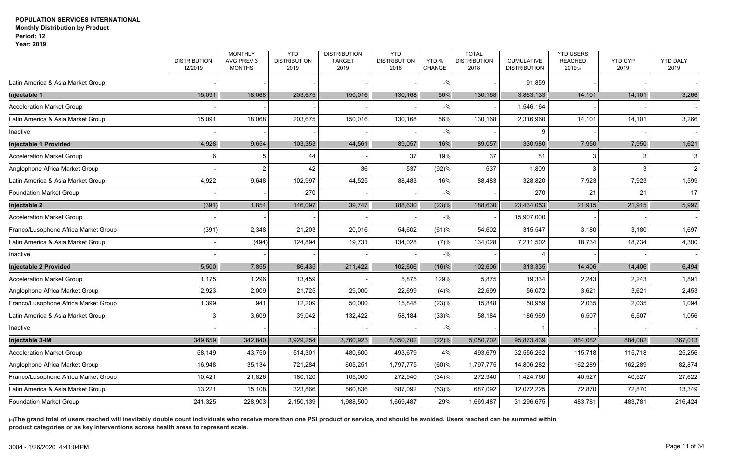**POPULATION SERVICES INTERNATIONAL**
**Monthly Distribution by Product**
**Period: 12**
**Year: 2019**

| | DISTRIBUTION 12/2019 | MONTHLY AVG PREV 3 MONTHS | YTD DISTRIBUTION 2019 | DISTRIBUTION TARGET 2019 | YTD DISTRIBUTION 2018 | YTD % CHANGE | TOTAL DISTRIBUTION 2018 | CUMULATIVE DISTRIBUTION | YTD USERS REACHED 2019(a) | YTD CYP 2019 | YTD DALY 2019 |
|---|---|---|---|---|---|---|---|---|---|---|---|
| Latin America & Asia Market Group | - | - | - | - | - | -% | - | 91,859 | - | - | - |
| **Injectable 1** | 15,091 | 18,068 | 203,675 | 150,016 | 130,168 | 56% | 130,168 | 3,863,133 | 14,101 | 14,101 | 3,266 |
| Acceleration Market Group | - | - | - | - | - | -% | - | 1,546,164 | - | - | - |
| Latin America & Asia Market Group | 15,091 | 18,068 | 203,675 | 150,016 | 130,168 | 56% | 130,168 | 2,316,960 | 14,101 | 14,101 | 3,266 |
| Inactive | - | - | - | - | - | -% | - | 9 | - | - | - |
| **Injectable 1 Provided** | 4,928 | 9,654 | 103,353 | 44,561 | 89,057 | 16% | 89,057 | 330,980 | 7,950 | 7,950 | 1,621 |
| Acceleration Market Group | 6 | 5 | 44 | - | 37 | 19% | 37 | 81 | 3 | 3 | 3 |
| Anglophone Africa Market Group | - | 2 | 42 | 36 | 537 | (92)% | 537 | 1,809 | 3 | 3 | 2 |
| Latin America & Asia Market Group | 4,922 | 9,648 | 102,997 | 44,525 | 88,483 | 16% | 88,483 | 328,820 | 7,923 | 7,923 | 1,599 |
| Foundation Market Group | - | - | 270 | - | - | -% | - | 270 | 21 | 21 | 17 |
| **Injectable 2** | (391) | 1,854 | 146,097 | 39,747 | 188,630 | (23)% | 188,630 | 23,434,053 | 21,915 | 21,915 | 5,997 |
| Acceleration Market Group | - | - | - | - | - | -% | - | 15,907,000 | - | - | - |
| Franco/Lusophone Africa Market Group | (391) | 2,348 | 21,203 | 20,016 | 54,602 | (61)% | 54,602 | 315,547 | 3,180 | 3,180 | 1,697 |
| Latin America & Asia Market Group | - | (494) | 124,894 | 19,731 | 134,028 | (7)% | 134,028 | 7,211,502 | 18,734 | 18,734 | 4,300 |
| Inactive | - | - | - | - | - | -% | - | 4 | - | - | - |
| **Injectable 2 Provided** | 5,500 | 7,855 | 86,435 | 211,422 | 102,606 | (16)% | 102,606 | 313,335 | 14,406 | 14,406 | 6,494 |
| Acceleration Market Group | 1,175 | 1,296 | 13,459 | - | 5,875 | 129% | 5,875 | 19,334 | 2,243 | 2,243 | 1,891 |
| Anglophone Africa Market Group | 2,923 | 2,009 | 21,725 | 29,000 | 22,699 | (4)% | 22,699 | 56,072 | 3,621 | 3,621 | 2,453 |
| Franco/Lusophone Africa Market Group | 1,399 | 941 | 12,209 | 50,000 | 15,848 | (23)% | 15,848 | 50,959 | 2,035 | 2,035 | 1,094 |
| Latin America & Asia Market Group | 3 | 3,609 | 39,042 | 132,422 | 58,184 | (33)% | 58,184 | 186,969 | 6,507 | 6,507 | 1,056 |
| Inactive | - | - | - | - | - | -% | - | 1 | - | - | - |
| **Injectable 3-IM** | 349,659 | 342,840 | 3,929,254 | 3,760,923 | 5,050,702 | (22)% | 5,050,702 | 95,873,439 | 884,082 | 884,082 | 367,013 |
| Acceleration Market Group | 58,149 | 43,750 | 514,301 | 480,600 | 493,679 | 4% | 493,679 | 32,556,262 | 115,718 | 115,718 | 25,256 |
| Anglophone Africa Market Group | 16,948 | 35,134 | 721,284 | 605,251 | 1,797,775 | (60)% | 1,797,775 | 14,806,282 | 162,289 | 162,289 | 82,874 |
| Franco/Lusophone Africa Market Group | 10,421 | 21,826 | 180,120 | 105,000 | 272,940 | (34)% | 272,940 | 1,424,760 | 40,527 | 40,527 | 27,622 |
| Latin America & Asia Market Group | 13,221 | 15,108 | 323,866 | 560,836 | 687,092 | (53)% | 687,092 | 12,072,225 | 72,870 | 72,870 | 13,349 |
| Foundation Market Group | 241,325 | 228,903 | 2,150,139 | 1,988,500 | 1,669,487 | 29% | 1,669,487 | 31,296,675 | 483,781 | 483,781 | 216,424 |

**(a)The grand total of users reached will inevitably double count individuals who receive more than one PSI product or service, and should be avoided. Users reached can be summed within product categories or as key interventions across health areas to represent scale.**

3004 - 1/26/2020 4:41:04PM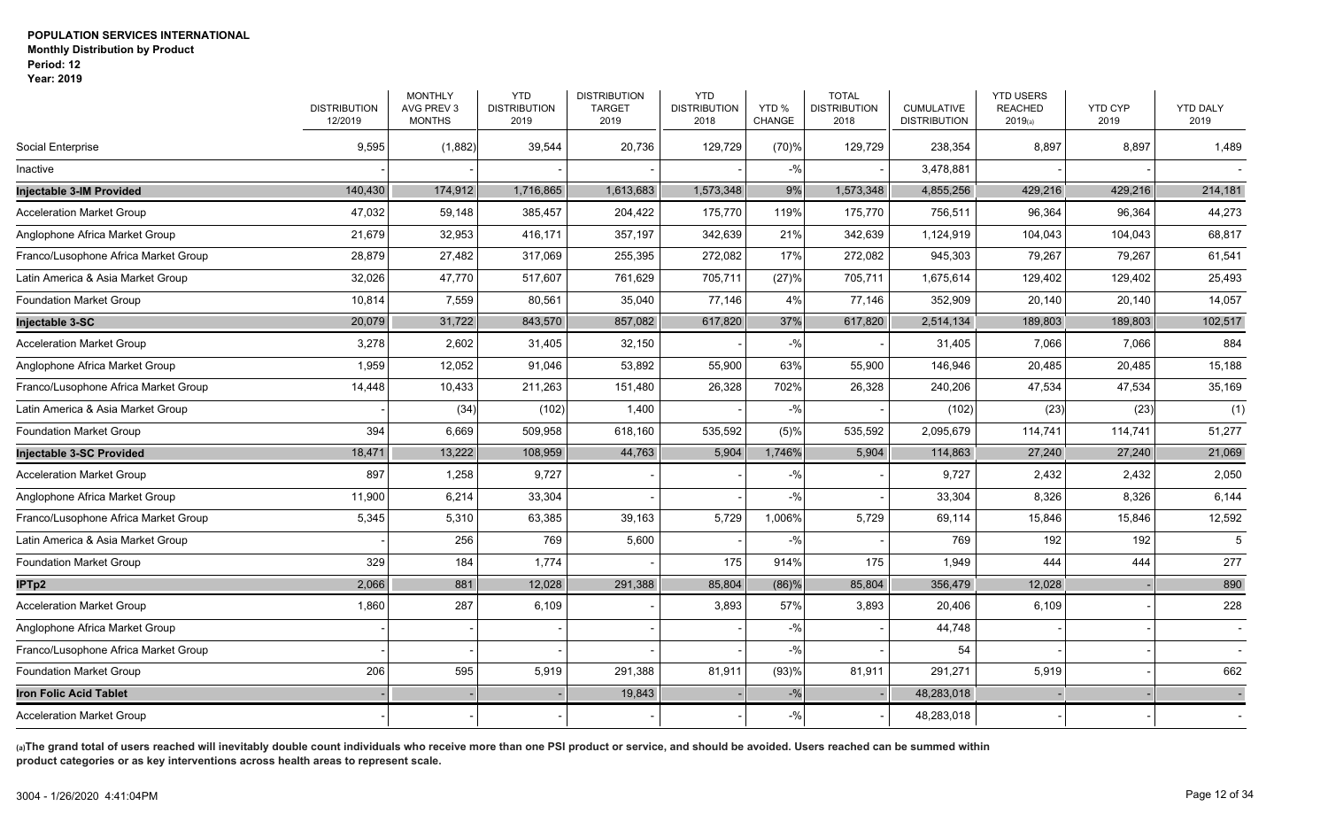**POPULATION SERVICES INTERNATIONAL**
**Monthly Distribution by Product**
**Period: 12**
**Year: 2019**

| | DISTRIBUTION 12/2019 | MONTHLY AVG PREV 3 MONTHS | YTD DISTRIBUTION 2019 | DISTRIBUTION TARGET 2019 | YTD DISTRIBUTION 2018 | YTD % CHANGE | TOTAL DISTRIBUTION 2018 | CUMULATIVE DISTRIBUTION | YTD USERS REACHED 2019(a) | YTD CYP 2019 | YTD DALY 2019 |
|---|---|---|---|---|---|---|---|---|---|---|---|
| Social Enterprise | 9,595 | (1,882) | 39,544 | 20,736 | 129,729 | (70)% | 129,729 | 238,354 | 8,897 | 8,897 | 1,489 |
| Inactive | - | - | - | - | - | -% | - | 3,478,881 | - | - | - |
| **Injectable 3-IM Provided** | 140,430 | 174,912 | 1,716,865 | 1,613,683 | 1,573,348 | 9% | 1,573,348 | 4,855,256 | 429,216 | 429,216 | 214,181 |
| Acceleration Market Group | 47,032 | 59,148 | 385,457 | 204,422 | 175,770 | 119% | 175,770 | 756,511 | 96,364 | 96,364 | 44,273 |
| Anglophone Africa Market Group | 21,679 | 32,953 | 416,171 | 357,197 | 342,639 | 21% | 342,639 | 1,124,919 | 104,043 | 104,043 | 68,817 |
| Franco/Lusophone Africa Market Group | 28,879 | 27,482 | 317,069 | 255,395 | 272,082 | 17% | 272,082 | 945,303 | 79,267 | 79,267 | 61,541 |
| Latin America & Asia Market Group | 32,026 | 47,770 | 517,607 | 761,629 | 705,711 | (27)% | 705,711 | 1,675,614 | 129,402 | 129,402 | 25,493 |
| Foundation Market Group | 10,814 | 7,559 | 80,561 | 35,040 | 77,146 | 4% | 77,146 | 352,909 | 20,140 | 20,140 | 14,057 |
| **Injectable 3-SC** | 20,079 | 31,722 | 843,570 | 857,082 | 617,820 | 37% | 617,820 | 2,514,134 | 189,803 | 189,803 | 102,517 |
| Acceleration Market Group | 3,278 | 2,602 | 31,405 | 32,150 | - | -% | - | 31,405 | 7,066 | 7,066 | 884 |
| Anglophone Africa Market Group | 1,959 | 12,052 | 91,046 | 53,892 | 55,900 | 63% | 55,900 | 146,946 | 20,485 | 20,485 | 15,188 |
| Franco/Lusophone Africa Market Group | 14,448 | 10,433 | 211,263 | 151,480 | 26,328 | 702% | 26,328 | 240,206 | 47,534 | 47,534 | 35,169 |
| Latin America & Asia Market Group | - | (34) | (102) | 1,400 | - | -% | - | (102) | (23) | (23) | (1) |
| Foundation Market Group | 394 | 6,669 | 509,958 | 618,160 | 535,592 | (5)% | 535,592 | 2,095,679 | 114,741 | 114,741 | 51,277 |
| **Injectable 3-SC Provided** | 18,471 | 13,222 | 108,959 | 44,763 | 5,904 | 1,746% | 5,904 | 114,863 | 27,240 | 27,240 | 21,069 |
| Acceleration Market Group | 897 | 1,258 | 9,727 | - | - | -% | - | 9,727 | 2,432 | 2,432 | 2,050 |
| Anglophone Africa Market Group | 11,900 | 6,214 | 33,304 | - | - | -% | - | 33,304 | 8,326 | 8,326 | 6,144 |
| Franco/Lusophone Africa Market Group | 5,345 | 5,310 | 63,385 | 39,163 | 5,729 | 1,006% | 5,729 | 69,114 | 15,846 | 15,846 | 12,592 |
| Latin America & Asia Market Group | - | 256 | 769 | 5,600 | - | -% | - | 769 | 192 | 192 | 5 |
| Foundation Market Group | 329 | 184 | 1,774 | - | 175 | 914% | 175 | 1,949 | 444 | 444 | 277 |
| **IPTp2** | 2,066 | 881 | 12,028 | 291,388 | 85,804 | (86)% | 85,804 | 356,479 | 12,028 | - | 890 |
| Acceleration Market Group | 1,860 | 287 | 6,109 | - | 3,893 | 57% | 3,893 | 20,406 | 6,109 | - | 228 |
| Anglophone Africa Market Group | - | - | - | - | - | -% | - | 44,748 | - | - | - |
| Franco/Lusophone Africa Market Group | - | - | - | - | - | -% | - | 54 | - | - | - |
| Foundation Market Group | 206 | 595 | 5,919 | 291,388 | 81,911 | (93)% | 81,911 | 291,271 | 5,919 | - | 662 |
| **Iron Folic Acid Tablet** | - | - | - | 19,843 | - | -% | - | 48,283,018 | - | - | - |
| Acceleration Market Group | - | - | - | - | - | -% | - | 48,283,018 | - | - | - |

**(a)The grand total of users reached will inevitably double count individuals who receive more than one PSI product or service, and should be avoided. Users reached can be summed within product categories or as key interventions across health areas to represent scale.**

3004 - 1/26/2020 4:41:04PM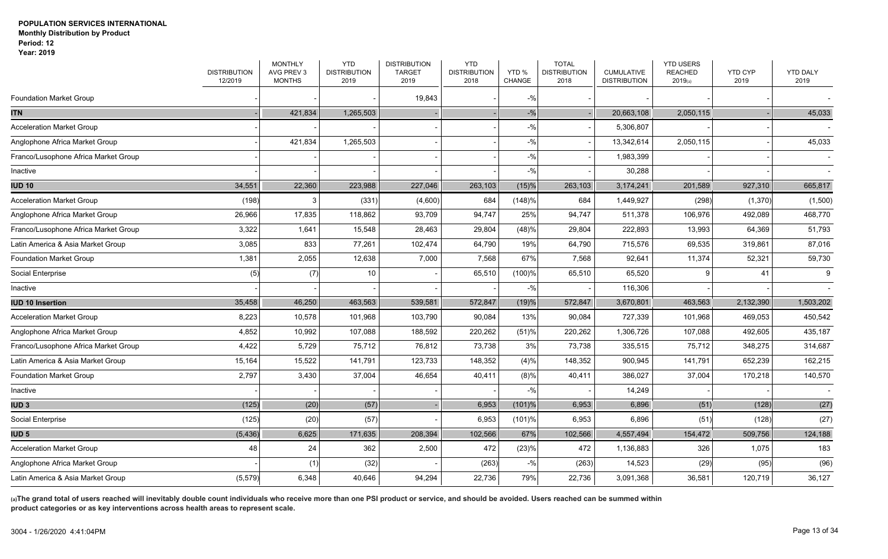**POPULATION SERVICES INTERNATIONAL**
**Monthly Distribution by Product**
**Period: 12**
**Year: 2019**

| | DISTRIBUTION 12/2019 | MONTHLY AVG PREV 3 MONTHS | YTD DISTRIBUTION 2019 | DISTRIBUTION TARGET 2019 | YTD DISTRIBUTION 2018 | YTD % CHANGE | TOTAL DISTRIBUTION 2018 | CUMULATIVE DISTRIBUTION | YTD USERS REACHED 2019(a) | YTD CYP 2019 | YTD DALY 2019 |
|---|---|---|---|---|---|---|---|---|---|---|---|
| Foundation Market Group | - | - | - | 19,843 | - | -% | - | - | - | - | - |
| **ITN** | - | 421,834 | 1,265,503 | - | - | -% | - | 20,663,108 | 2,050,115 | - | 45,033 |
| Acceleration Market Group | - | - | - | - | - | -% | - | 5,306,807 | - | - | - |
| Anglophone Africa Market Group | - | 421,834 | 1,265,503 | - | - | -% | - | 13,342,614 | 2,050,115 | - | 45,033 |
| Franco/Lusophone Africa Market Group | - | - | - | - | - | -% | - | 1,983,399 | - | - | - |
| Inactive | - | - | - | - | - | -% | - | 30,288 | - | - | - |
| **IUD 10** | 34,551 | 22,360 | 223,988 | 227,046 | 263,103 | (15)% | 263,103 | 3,174,241 | 201,589 | 927,310 | 665,817 |
| Acceleration Market Group | (198) | 3 | (331) | (4,600) | 684 | (148)% | 684 | 1,449,927 | (298) | (1,370) | (1,500) |
| Anglophone Africa Market Group | 26,966 | 17,835 | 118,862 | 93,709 | 94,747 | 25% | 94,747 | 511,378 | 106,976 | 492,089 | 468,770 |
| Franco/Lusophone Africa Market Group | 3,322 | 1,641 | 15,548 | 28,463 | 29,804 | (48)% | 29,804 | 222,893 | 13,993 | 64,369 | 51,793 |
| Latin America & Asia Market Group | 3,085 | 833 | 77,261 | 102,474 | 64,790 | 19% | 64,790 | 715,576 | 69,535 | 319,861 | 87,016 |
| Foundation Market Group | 1,381 | 2,055 | 12,638 | 7,000 | 7,568 | 67% | 7,568 | 92,641 | 11,374 | 52,321 | 59,730 |
| Social Enterprise | (5) | (7) | 10 | - | 65,510 | (100)% | 65,510 | 65,520 | 9 | 41 | 9 |
| Inactive | - | - | - | - | - | -% | - | 116,306 | - | - | - |
| **IUD 10 Insertion** | 35,458 | 46,250 | 463,563 | 539,581 | 572,847 | (19)% | 572,847 | 3,670,801 | 463,563 | 2,132,390 | 1,503,202 |
| Acceleration Market Group | 8,223 | 10,578 | 101,968 | 103,790 | 90,084 | 13% | 90,084 | 727,339 | 101,968 | 469,053 | 450,542 |
| Anglophone Africa Market Group | 4,852 | 10,992 | 107,088 | 188,592 | 220,262 | (51)% | 220,262 | 1,306,726 | 107,088 | 492,605 | 435,187 |
| Franco/Lusophone Africa Market Group | 4,422 | 5,729 | 75,712 | 76,812 | 73,738 | 3% | 73,738 | 335,515 | 75,712 | 348,275 | 314,687 |
| Latin America & Asia Market Group | 15,164 | 15,522 | 141,791 | 123,733 | 148,352 | (4)% | 148,352 | 900,945 | 141,791 | 652,239 | 162,215 |
| Foundation Market Group | 2,797 | 3,430 | 37,004 | 46,654 | 40,411 | (8)% | 40,411 | 386,027 | 37,004 | 170,218 | 140,570 |
| Inactive | - | - | - | - | - | -% | - | 14,249 | - | - | - |
| **IUD 3** | (125) | (20) | (57) | - | 6,953 | (101)% | 6,953 | 6,896 | (51) | (128) | (27) |
| Social Enterprise | (125) | (20) | (57) | - | 6,953 | (101)% | 6,953 | 6,896 | (51) | (128) | (27) |
| **IUD 5** | (5,436) | 6,625 | 171,635 | 208,394 | 102,566 | 67% | 102,566 | 4,557,494 | 154,472 | 509,756 | 124,188 |
| Acceleration Market Group | 48 | 24 | 362 | 2,500 | 472 | (23)% | 472 | 1,136,883 | 326 | 1,075 | 183 |
| Anglophone Africa Market Group | - | (1) | (32) | - | (263) | -% | (263) | 14,523 | (29) | (95) | (96) |
| Latin America & Asia Market Group | (5,579) | 6,348 | 40,646 | 94,294 | 22,736 | 79% | 22,736 | 3,091,368 | 36,581 | 120,719 | 36,127 |

**(a)The grand total of users reached will inevitably double count individuals who receive more than one PSI product or service, and should be avoided. Users reached can be summed within product categories or as key interventions across health areas to represent scale.**

3004 - 1/26/2020 4:41:04PM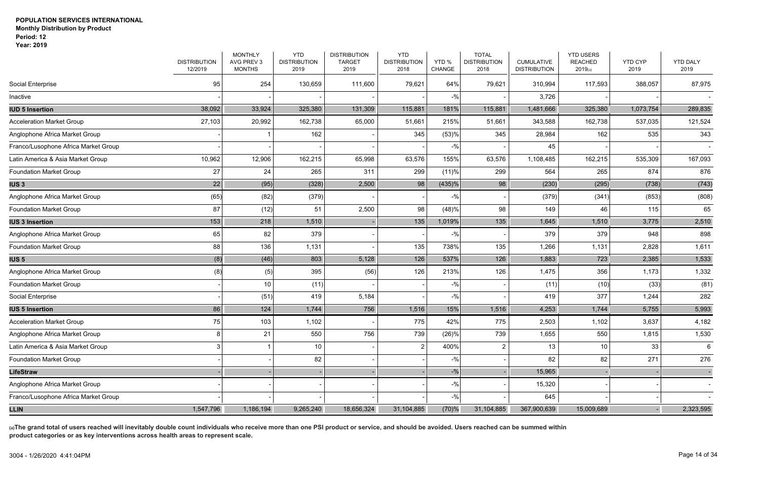**POPULATION SERVICES INTERNATIONAL**
**Monthly Distribution by Product**
**Period: 12**
**Year: 2019**

| | DISTRIBUTION 12/2019 | MONTHLY AVG PREV 3 MONTHS | YTD DISTRIBUTION 2019 | DISTRIBUTION TARGET 2019 | YTD DISTRIBUTION 2018 | YTD % CHANGE | TOTAL DISTRIBUTION 2018 | CUMULATIVE DISTRIBUTION | YTD USERS REACHED 2019(a) | YTD CYP 2019 | YTD DALY 2019 |
|---|---|---|---|---|---|---|---|---|---|---|---|
| Social Enterprise | 95 | 254 | 130,659 | 111,600 | 79,621 | 64% | 79,621 | 310,994 | 117,593 | 388,057 | 87,975 |
| Inactive | - | - | - | - | - | -% | - | 3,726 | - | - | - |
| **IUD 5 Insertion** | 38,092 | 33,924 | 325,380 | 131,309 | 115,881 | 181% | 115,881 | 1,481,666 | 325,380 | 1,073,754 | 289,835 |
| Acceleration Market Group | 27,103 | 20,992 | 162,738 | 65,000 | 51,661 | 215% | 51,661 | 343,588 | 162,738 | 537,035 | 121,524 |
| Anglophone Africa Market Group | - | 1 | 162 | - | 345 | (53)% | 345 | 28,984 | 162 | 535 | 343 |
| Franco/Lusophone Africa Market Group | - | - | - | - | - | -% | - | 45 | - | - | - |
| Latin America & Asia Market Group | 10,962 | 12,906 | 162,215 | 65,998 | 63,576 | 155% | 63,576 | 1,108,485 | 162,215 | 535,309 | 167,093 |
| Foundation Market Group | 27 | 24 | 265 | 311 | 299 | (11)% | 299 | 564 | 265 | 874 | 876 |
| **IUS 3** | 22 | (95) | (328) | 2,500 | 98 | (435)% | 98 | (230) | (295) | (738) | (743) |
| Anglophone Africa Market Group | (65) | (82) | (379) | - | - | -% | - | (379) | (341) | (853) | (808) |
| Foundation Market Group | 87 | (12) | 51 | 2,500 | 98 | (48)% | 98 | 149 | 46 | 115 | 65 |
| **IUS 3 Insertion** | 153 | 218 | 1,510 | - | 135 | 1,019% | 135 | 1,645 | 1,510 | 3,775 | 2,510 |
| Anglophone Africa Market Group | 65 | 82 | 379 | - | - | -% | - | 379 | 379 | 948 | 898 |
| Foundation Market Group | 88 | 136 | 1,131 | - | 135 | 738% | 135 | 1,266 | 1,131 | 2,828 | 1,611 |
| **IUS 5** | (8) | (46) | 803 | 5,128 | 126 | 537% | 126 | 1,883 | 723 | 2,385 | 1,533 |
| Anglophone Africa Market Group | (8) | (5) | 395 | (56) | 126 | 213% | 126 | 1,475 | 356 | 1,173 | 1,332 |
| Foundation Market Group | - | 10 | (11) | - | - | -% | - | (11) | (10) | (33) | (81) |
| Social Enterprise | - | (51) | 419 | 5,184 | - | -% | - | 419 | 377 | 1,244 | 282 |
| **IUS 5 Insertion** | 86 | 124 | 1,744 | 756 | 1,516 | 15% | 1,516 | 4,253 | 1,744 | 5,755 | 5,993 |
| Acceleration Market Group | 75 | 103 | 1,102 | - | 775 | 42% | 775 | 2,503 | 1,102 | 3,637 | 4,182 |
| Anglophone Africa Market Group | 8 | 21 | 550 | 756 | 739 | (26)% | 739 | 1,655 | 550 | 1,815 | 1,530 |
| Latin America & Asia Market Group | 3 | 1 | 10 | - | 2 | 400% | 2 | 13 | 10 | 33 | 6 |
| Foundation Market Group | - | - | 82 | - | - | -% | - | 82 | 82 | 271 | 276 |
| **LifeStraw** | - | - | - | - | - | -% | - | 15,965 | - | - | - |
| Anglophone Africa Market Group | - | - | - | - | - | -% | - | 15,320 | - | - | - |
| Franco/Lusophone Africa Market Group | - | - | - | - | - | -% | - | 645 | - | - | - |
| **LLIN** | 1,547,796 | 1,186,194 | 9,265,240 | 18,656,324 | 31,104,885 | (70)% | 31,104,885 | 367,900,639 | 15,009,689 | - | 2,323,595 |

**(a)The grand total of users reached will inevitably double count individuals who receive more than one PSI product or service, and should be avoided. Users reached can be summed within product categories or as key interventions across health areas to represent scale.**

3004 - 1/26/2020 4:41:04PM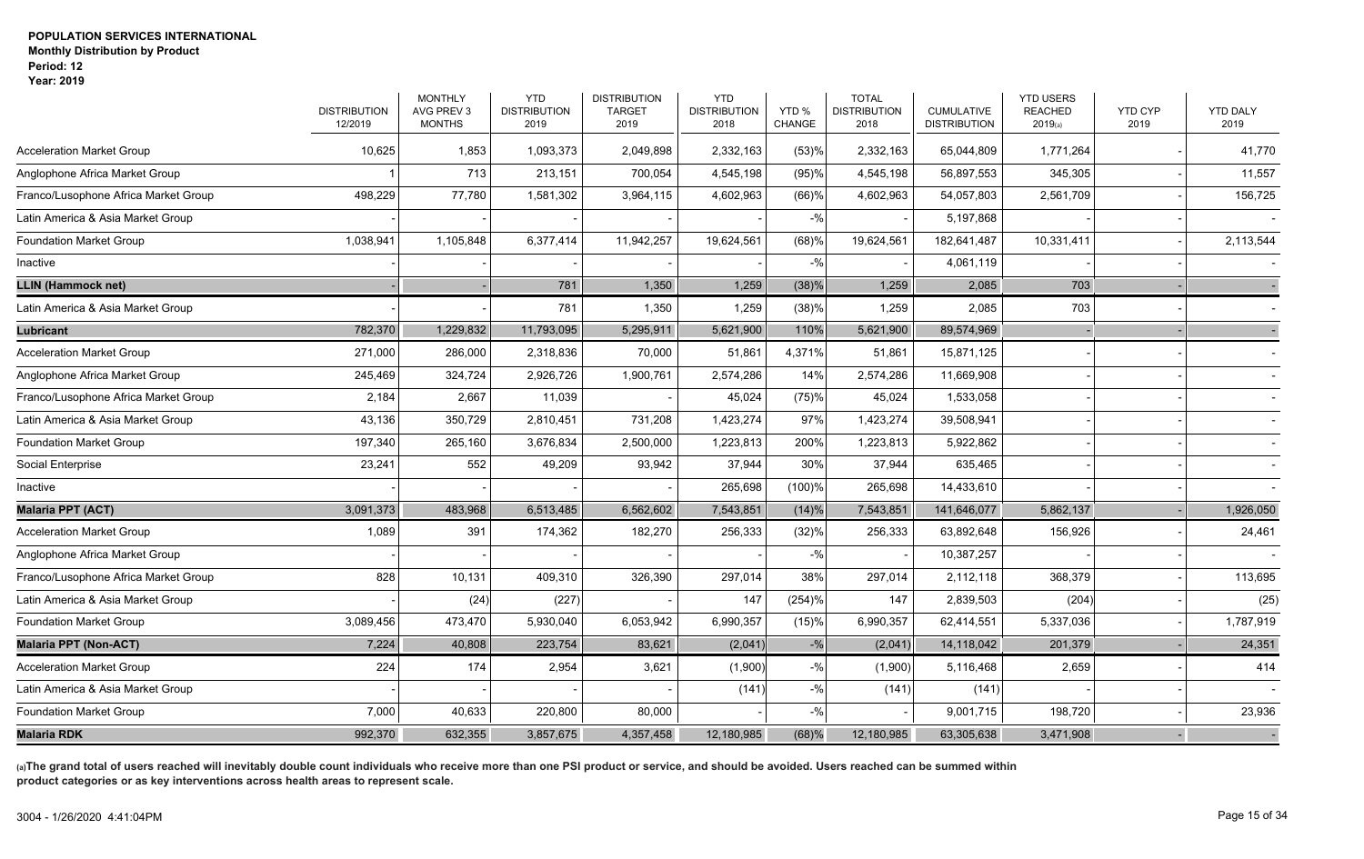**POPULATION SERVICES INTERNATIONAL**
**Monthly Distribution by Product**
**Period: 12**
**Year: 2019**

| | DISTRIBUTION 12/2019 | MONTHLY AVG PREV 3 MONTHS | YTD DISTRIBUTION 2019 | DISTRIBUTION TARGET 2019 | YTD DISTRIBUTION 2018 | YTD % CHANGE | TOTAL DISTRIBUTION 2018 | CUMULATIVE DISTRIBUTION | YTD USERS REACHED 2019(a) | YTD CYP 2019 | YTD DALY 2019 |
|---|---|---|---|---|---|---|---|---|---|---|---|
| Acceleration Market Group | 10,625 | 1,853 | 1,093,373 | 2,049,898 | 2,332,163 | (53)% | 2,332,163 | 65,044,809 | 1,771,264 | - | 41,770 |
| Anglophone Africa Market Group | 1 | 713 | 213,151 | 700,054 | 4,545,198 | (95)% | 4,545,198 | 56,897,553 | 345,305 | - | 11,557 |
| Franco/Lusophone Africa Market Group | 498,229 | 77,780 | 1,581,302 | 3,964,115 | 4,602,963 | (66)% | 4,602,963 | 54,057,803 | 2,561,709 | - | 156,725 |
| Latin America & Asia Market Group | - | - | - | - | - | -% | - | 5,197,868 | - | - | - |
| Foundation Market Group | 1,038,941 | 1,105,848 | 6,377,414 | 11,942,257 | 19,624,561 | (68)% | 19,624,561 | 182,641,487 | 10,331,411 | - | 2,113,544 |
| Inactive | - | - | - | - | - | -% | - | 4,061,119 | - | - | - |
| **LLIN (Hammock net)** | - | - | 781 | 1,350 | 1,259 | (38)% | 1,259 | 2,085 | 703 | - | - |
| Latin America & Asia Market Group | - | - | 781 | 1,350 | 1,259 | (38)% | 1,259 | 2,085 | 703 | - | - |
| **Lubricant** | 782,370 | 1,229,832 | 11,793,095 | 5,295,911 | 5,621,900 | 110% | 5,621,900 | 89,574,969 | - | - | - |
| Acceleration Market Group | 271,000 | 286,000 | 2,318,836 | 70,000 | 51,861 | 4,371% | 51,861 | 15,871,125 | - | - | - |
| Anglophone Africa Market Group | 245,469 | 324,724 | 2,926,726 | 1,900,761 | 2,574,286 | 14% | 2,574,286 | 11,669,908 | - | - | - |
| Franco/Lusophone Africa Market Group | 2,184 | 2,667 | 11,039 | - | 45,024 | (75)% | 45,024 | 1,533,058 | - | - | - |
| Latin America & Asia Market Group | 43,136 | 350,729 | 2,810,451 | 731,208 | 1,423,274 | 97% | 1,423,274 | 39,508,941 | - | - | - |
| Foundation Market Group | 197,340 | 265,160 | 3,676,834 | 2,500,000 | 1,223,813 | 200% | 1,223,813 | 5,922,862 | - | - | - |
| Social Enterprise | 23,241 | 552 | 49,209 | 93,942 | 37,944 | 30% | 37,944 | 635,465 | - | - | - |
| Inactive | - | - | - | - | 265,698 | (100)% | 265,698 | 14,433,610 | - | - | - |
| **Malaria PPT (ACT)** | 3,091,373 | 483,968 | 6,513,485 | 6,562,602 | 7,543,851 | (14)% | 7,543,851 | 141,646,077 | 5,862,137 | - | 1,926,050 |
| Acceleration Market Group | 1,089 | 391 | 174,362 | 182,270 | 256,333 | (32)% | 256,333 | 63,892,648 | 156,926 | - | 24,461 |
| Anglophone Africa Market Group | - | - | - | - | - | -% | - | 10,387,257 | - | - | - |
| Franco/Lusophone Africa Market Group | 828 | 10,131 | 409,310 | 326,390 | 297,014 | 38% | 297,014 | 2,112,118 | 368,379 | - | 113,695 |
| Latin America & Asia Market Group | - | (24) | (227) | - | 147 | (254)% | 147 | 2,839,503 | (204) | - | (25) |
| Foundation Market Group | 3,089,456 | 473,470 | 5,930,040 | 6,053,942 | 6,990,357 | (15)% | 6,990,357 | 62,414,551 | 5,337,036 | - | 1,787,919 |
| **Malaria PPT (Non-ACT)** | 7,224 | 40,808 | 223,754 | 83,621 | (2,041) | -% | (2,041) | 14,118,042 | 201,379 | - | 24,351 |
| Acceleration Market Group | 224 | 174 | 2,954 | 3,621 | (1,900) | -% | (1,900) | 5,116,468 | 2,659 | - | 414 |
| Latin America & Asia Market Group | - | - | - | - | (141) | -% | (141) | (141) | - | - | - |
| Foundation Market Group | 7,000 | 40,633 | 220,800 | 80,000 | - | -% | - | 9,001,715 | 198,720 | - | 23,936 |
| **Malaria RDK** | 992,370 | 632,355 | 3,857,675 | 4,357,458 | 12,180,985 | (68)% | 12,180,985 | 63,305,638 | 3,471,908 | - | - |

**(a)The grand total of users reached will inevitably double count individuals who receive more than one PSI product or service, and should be avoided. Users reached can be summed within product categories or as key interventions across health areas to represent scale.**

3004 - 1/26/2020 4:41:04PM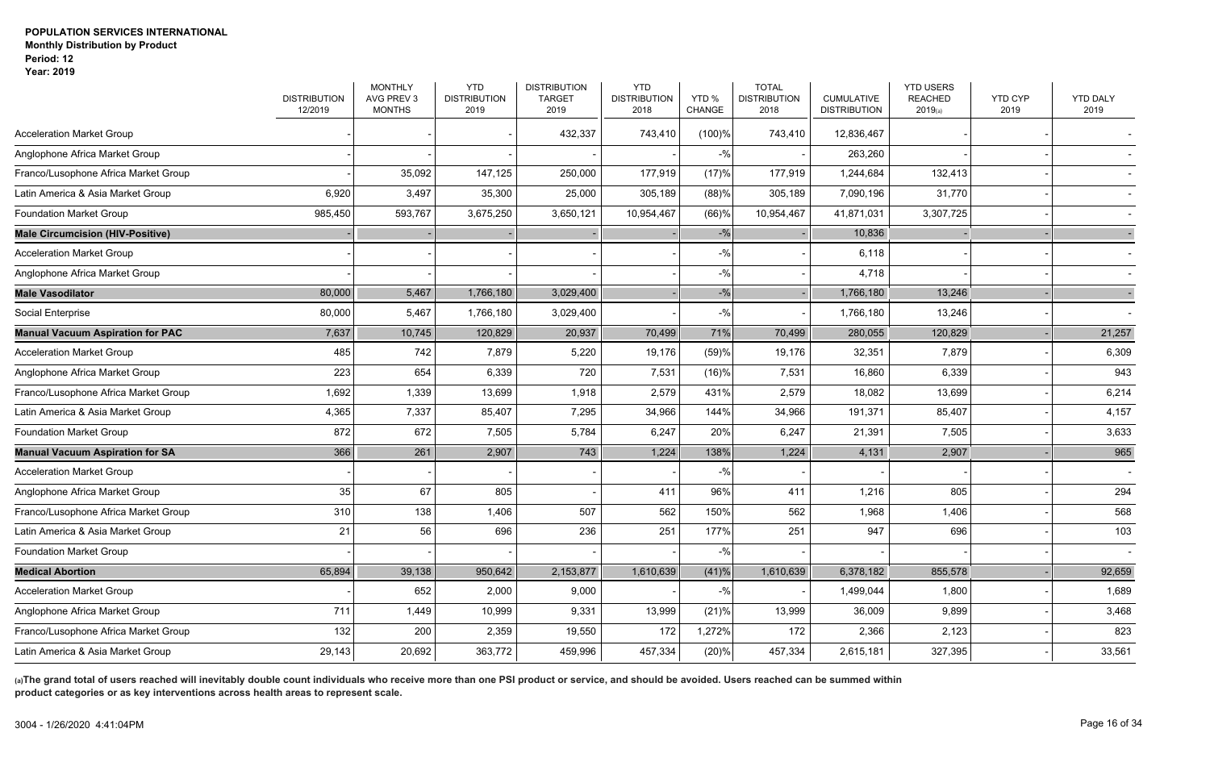**POPULATION SERVICES INTERNATIONAL**
**Monthly Distribution by Product**
**Period: 12**
**Year: 2019**

| | DISTRIBUTION 12/2019 | MONTHLY AVG PREV 3 MONTHS | YTD DISTRIBUTION 2019 | DISTRIBUTION TARGET 2019 | YTD DISTRIBUTION 2018 | YTD % CHANGE | TOTAL DISTRIBUTION 2018 | CUMULATIVE DISTRIBUTION | YTD USERS REACHED 2019(a) | YTD CYP 2019 | YTD DALY 2019 |
|---|---|---|---|---|---|---|---|---|---|---|---|
| Acceleration Market Group | - | - | - | 432,337 | 743,410 | (100)% | 743,410 | 12,836,467 | - | - | - |
| Anglophone Africa Market Group | - | - | - | - | - | -% | - | 263,260 | - | - | - |
| Franco/Lusophone Africa Market Group | - | 35,092 | 147,125 | 250,000 | 177,919 | (17)% | 177,919 | 1,244,684 | 132,413 | - | - |
| Latin America & Asia Market Group | 6,920 | 3,497 | 35,300 | 25,000 | 305,189 | (88)% | 305,189 | 7,090,196 | 31,770 | - | - |
| Foundation Market Group | 985,450 | 593,767 | 3,675,250 | 3,650,121 | 10,954,467 | (66)% | 10,954,467 | 41,871,031 | 3,307,725 | - | - |
| **Male Circumcision (HIV-Positive)** | - | - | - | - | - | -% | - | 10,836 | - | - | - |
| Acceleration Market Group | - | - | - | - | - | -% | - | 6,118 | - | - | - |
| Anglophone Africa Market Group | - | - | - | - | - | -% | - | 4,718 | - | - | - |
| **Male Vasodilator** | 80,000 | 5,467 | 1,766,180 | 3,029,400 | - | -% | - | 1,766,180 | 13,246 | - | - |
| Social Enterprise | 80,000 | 5,467 | 1,766,180 | 3,029,400 | - | -% | - | 1,766,180 | 13,246 | - | - |
| **Manual Vacuum Aspiration for PAC** | 7,637 | 10,745 | 120,829 | 20,937 | 70,499 | 71% | 70,499 | 280,055 | 120,829 | - | 21,257 |
| Acceleration Market Group | 485 | 742 | 7,879 | 5,220 | 19,176 | (59)% | 19,176 | 32,351 | 7,879 | - | 6,309 |
| Anglophone Africa Market Group | 223 | 654 | 6,339 | 720 | 7,531 | (16)% | 7,531 | 16,860 | 6,339 | - | 943 |
| Franco/Lusophone Africa Market Group | 1,692 | 1,339 | 13,699 | 1,918 | 2,579 | 431% | 2,579 | 18,082 | 13,699 | - | 6,214 |
| Latin America & Asia Market Group | 4,365 | 7,337 | 85,407 | 7,295 | 34,966 | 144% | 34,966 | 191,371 | 85,407 | - | 4,157 |
| Foundation Market Group | 872 | 672 | 7,505 | 5,784 | 6,247 | 20% | 6,247 | 21,391 | 7,505 | - | 3,633 |
| **Manual Vacuum Aspiration for SA** | 366 | 261 | 2,907 | 743 | 1,224 | 138% | 1,224 | 4,131 | 2,907 | - | 965 |
| Acceleration Market Group | - | - | - | - | - | -% | - | - | - | - | - |
| Anglophone Africa Market Group | 35 | 67 | 805 | - | 411 | 96% | 411 | 1,216 | 805 | - | 294 |
| Franco/Lusophone Africa Market Group | 310 | 138 | 1,406 | 507 | 562 | 150% | 562 | 1,968 | 1,406 | - | 568 |
| Latin America & Asia Market Group | 21 | 56 | 696 | 236 | 251 | 177% | 251 | 947 | 696 | - | 103 |
| Foundation Market Group | - | - | - | - | - | -% | - | - | - | - | - |
| **Medical Abortion** | 65,894 | 39,138 | 950,642 | 2,153,877 | 1,610,639 | (41)% | 1,610,639 | 6,378,182 | 855,578 | - | 92,659 |
| Acceleration Market Group | - | 652 | 2,000 | 9,000 | - | -% | - | 1,499,044 | 1,800 | - | 1,689 |
| Anglophone Africa Market Group | 711 | 1,449 | 10,999 | 9,331 | 13,999 | (21)% | 13,999 | 36,009 | 9,899 | - | 3,468 |
| Franco/Lusophone Africa Market Group | 132 | 200 | 2,359 | 19,550 | 172 | 1,272% | 172 | 2,366 | 2,123 | - | 823 |
| Latin America & Asia Market Group | 29,143 | 20,692 | 363,772 | 459,996 | 457,334 | (20)% | 457,334 | 2,615,181 | 327,395 | - | 33,561 |

**(a)The grand total of users reached will inevitably double count individuals who receive more than one PSI product or service, and should be avoided. Users reached can be summed within product categories or as key interventions across health areas to represent scale.**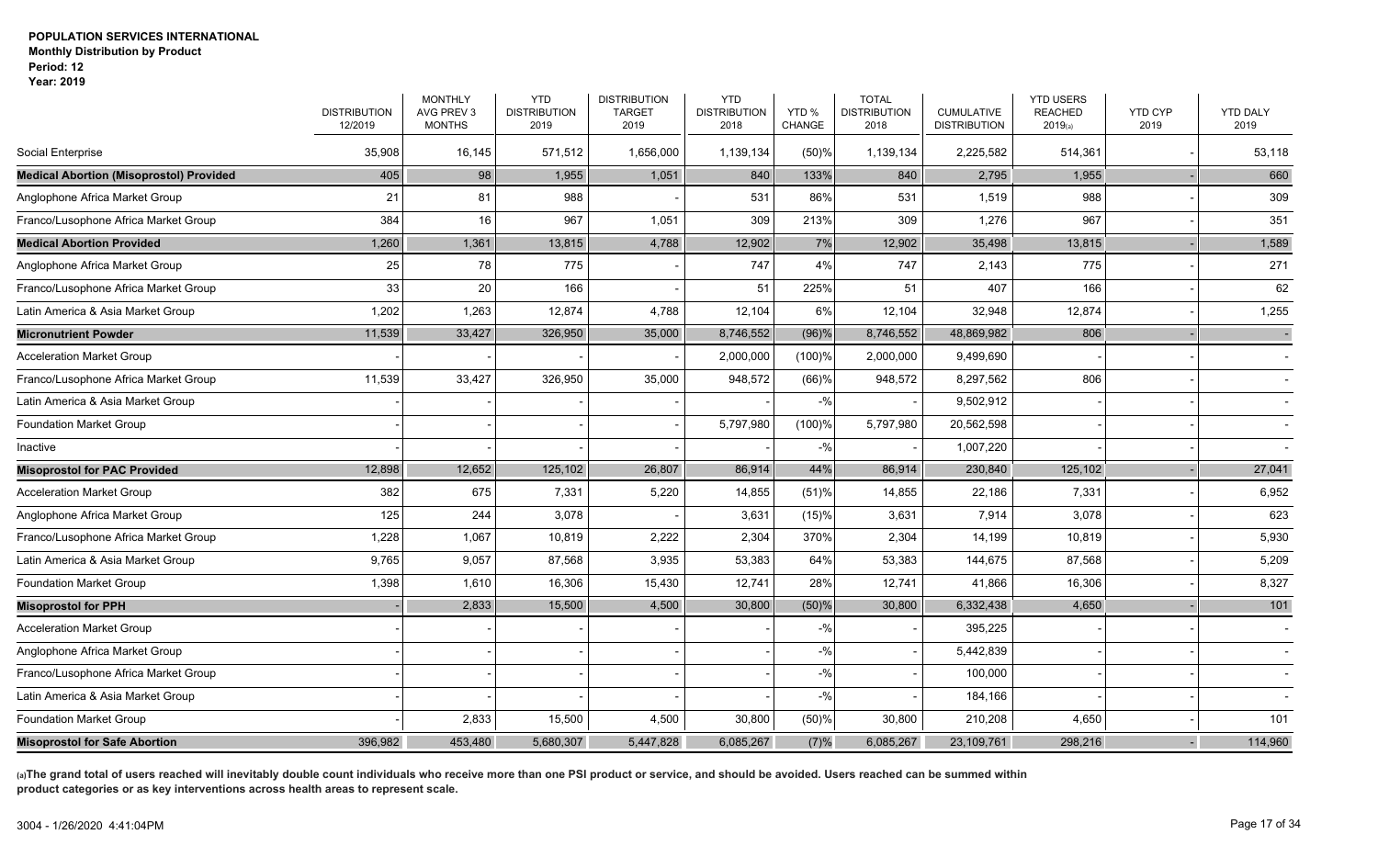**POPULATION SERVICES INTERNATIONAL**
**Monthly Distribution by Product**
**Period: 12**
**Year: 2019**

| | DISTRIBUTION 12/2019 | MONTHLY AVG PREV 3 MONTHS | YTD DISTRIBUTION 2019 | DISTRIBUTION TARGET 2019 | YTD DISTRIBUTION 2018 | YTD % CHANGE | TOTAL DISTRIBUTION 2018 | CUMULATIVE DISTRIBUTION | YTD USERS REACHED 2019(a) | YTD CYP 2019 | YTD DALY 2019 |
|---|---|---|---|---|---|---|---|---|---|---|---|
| Social Enterprise | 35,908 | 16,145 | 571,512 | 1,656,000 | 1,139,134 | (50)% | 1,139,134 | 2,225,582 | 514,361 | - | 53,118 |
| **Medical Abortion (Misoprostol) Provided** | 405 | 98 | 1,955 | 1,051 | 840 | 133% | 840 | 2,795 | 1,955 | - | 660 |
| Anglophone Africa Market Group | 21 | 81 | 988 | - | 531 | 86% | 531 | 1,519 | 988 | - | 309 |
| Franco/Lusophone Africa Market Group | 384 | 16 | 967 | 1,051 | 309 | 213% | 309 | 1,276 | 967 | - | 351 |
| **Medical Abortion Provided** | 1,260 | 1,361 | 13,815 | 4,788 | 12,902 | 7% | 12,902 | 35,498 | 13,815 | - | 1,589 |
| Anglophone Africa Market Group | 25 | 78 | 775 | - | 747 | 4% | 747 | 2,143 | 775 | - | 271 |
| Franco/Lusophone Africa Market Group | 33 | 20 | 166 | - | 51 | 225% | 51 | 407 | 166 | - | 62 |
| Latin America & Asia Market Group | 1,202 | 1,263 | 12,874 | 4,788 | 12,104 | 6% | 12,104 | 32,948 | 12,874 | - | 1,255 |
| **Micronutrient Powder** | 11,539 | 33,427 | 326,950 | 35,000 | 8,746,552 | (96)% | 8,746,552 | 48,869,982 | 806 | - | - |
| Acceleration Market Group | - | - | - | - | 2,000,000 | (100)% | 2,000,000 | 9,499,690 | - | - | - |
| Franco/Lusophone Africa Market Group | 11,539 | 33,427 | 326,950 | 35,000 | 948,572 | (66)% | 948,572 | 8,297,562 | 806 | - | - |
| Latin America & Asia Market Group | - | - | - | - | - | -% | - | 9,502,912 | - | - | - |
| Foundation Market Group | - | - | - | - | 5,797,980 | (100)% | 5,797,980 | 20,562,598 | - | - | - |
| Inactive | - | - | - | - | - | -% | - | 1,007,220 | - | - | - |
| **Misoprostol for PAC Provided** | 12,898 | 12,652 | 125,102 | 26,807 | 86,914 | 44% | 86,914 | 230,840 | 125,102 | - | 27,041 |
| Acceleration Market Group | 382 | 675 | 7,331 | 5,220 | 14,855 | (51)% | 14,855 | 22,186 | 7,331 | - | 6,952 |
| Anglophone Africa Market Group | 125 | 244 | 3,078 | - | 3,631 | (15)% | 3,631 | 7,914 | 3,078 | - | 623 |
| Franco/Lusophone Africa Market Group | 1,228 | 1,067 | 10,819 | 2,222 | 2,304 | 370% | 2,304 | 14,199 | 10,819 | - | 5,930 |
| Latin America & Asia Market Group | 9,765 | 9,057 | 87,568 | 3,935 | 53,383 | 64% | 53,383 | 144,675 | 87,568 | - | 5,209 |
| Foundation Market Group | 1,398 | 1,610 | 16,306 | 15,430 | 12,741 | 28% | 12,741 | 41,866 | 16,306 | - | 8,327 |
| **Misoprostol for PPH** | - | 2,833 | 15,500 | 4,500 | 30,800 | (50)% | 30,800 | 6,332,438 | 4,650 | - | 101 |
| Acceleration Market Group | - | - | - | - | - | -% | - | 395,225 | - | - | - |
| Anglophone Africa Market Group | - | - | - | - | - | -% | - | 5,442,839 | - | - | - |
| Franco/Lusophone Africa Market Group | - | - | - | - | - | -% | - | 100,000 | - | - | - |
| Latin America & Asia Market Group | - | - | - | - | - | -% | - | 184,166 | - | - | - |
| Foundation Market Group | - | 2,833 | 15,500 | 4,500 | 30,800 | (50)% | 30,800 | 210,208 | 4,650 | - | 101 |
| **Misoprostol for Safe Abortion** | 396,982 | 453,480 | 5,680,307 | 5,447,828 | 6,085,267 | (7)% | 6,085,267 | 23,109,761 | 298,216 | - | 114,960 |

**(a)The grand total of users reached will inevitably double count individuals who receive more than one PSI product or service, and should be avoided. Users reached can be summed within product categories or as key interventions across health areas to represent scale.**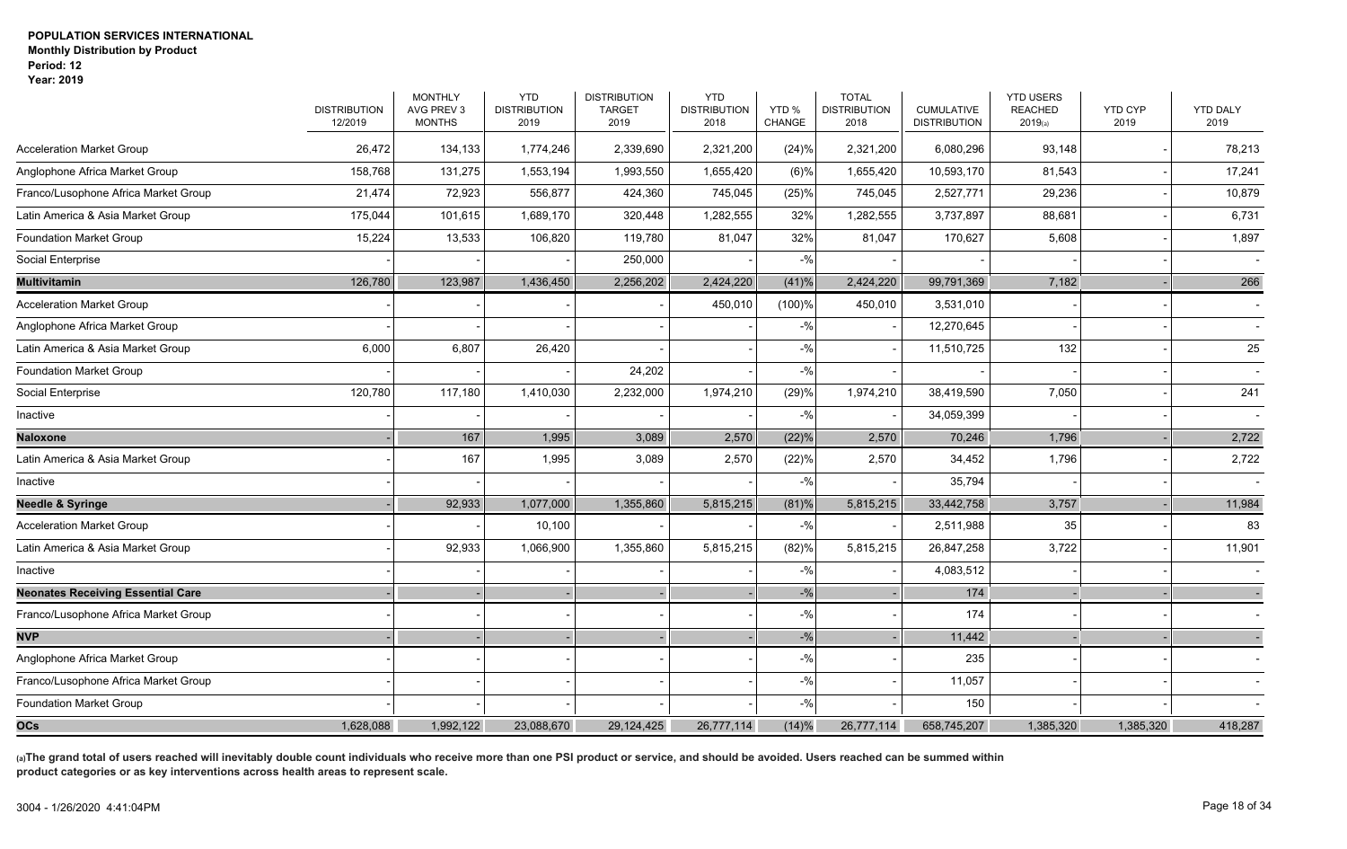**POPULATION SERVICES INTERNATIONAL**
**Monthly Distribution by Product**
**Period: 12**
**Year: 2019**

| | DISTRIBUTION 12/2019 | MONTHLY AVG PREV 3 MONTHS | YTD DISTRIBUTION 2019 | DISTRIBUTION TARGET 2019 | YTD DISTRIBUTION 2018 | YTD % CHANGE | TOTAL DISTRIBUTION 2018 | CUMULATIVE DISTRIBUTION | YTD USERS REACHED 2019(a) | YTD CYP 2019 | YTD DALY 2019 |
|---|---|---|---|---|---|---|---|---|---|---|---|
| Acceleration Market Group | 26,472 | 134,133 | 1,774,246 | 2,339,690 | 2,321,200 | (24)% | 2,321,200 | 6,080,296 | 93,148 | - | 78,213 |
| Anglophone Africa Market Group | 158,768 | 131,275 | 1,553,194 | 1,993,550 | 1,655,420 | (6)% | 1,655,420 | 10,593,170 | 81,543 | - | 17,241 |
| Franco/Lusophone Africa Market Group | 21,474 | 72,923 | 556,877 | 424,360 | 745,045 | (25)% | 745,045 | 2,527,771 | 29,236 | - | 10,879 |
| Latin America & Asia Market Group | 175,044 | 101,615 | 1,689,170 | 320,448 | 1,282,555 | 32% | 1,282,555 | 3,737,897 | 88,681 | - | 6,731 |
| Foundation Market Group | 15,224 | 13,533 | 106,820 | 119,780 | 81,047 | 32% | 81,047 | 170,627 | 5,608 | - | 1,897 |
| Social Enterprise | - | - | - | 250,000 | - | -% | - | - | - | - | - |
| **Multivitamin** | 126,780 | 123,987 | 1,436,450 | 2,256,202 | 2,424,220 | (41)% | 2,424,220 | 99,791,369 | 7,182 | - | 266 |
| Acceleration Market Group | - | - | - | - | 450,010 | (100)% | 450,010 | 3,531,010 | - | - | - |
| Anglophone Africa Market Group | - | - | - | - | - | -% | - | 12,270,645 | - | - | - |
| Latin America & Asia Market Group | 6,000 | 6,807 | 26,420 | - | - | -% | - | 11,510,725 | 132 | - | 25 |
| Foundation Market Group | - | - | - | 24,202 | - | -% | - | - | - | - | - |
| Social Enterprise | 120,780 | 117,180 | 1,410,030 | 2,232,000 | 1,974,210 | (29)% | 1,974,210 | 38,419,590 | 7,050 | - | 241 |
| Inactive | - | - | - | - | - | -% | - | 34,059,399 | - | - | - |
| **Naloxone** | - | 167 | 1,995 | 3,089 | 2,570 | (22)% | 2,570 | 70,246 | 1,796 | - | 2,722 |
| Latin America & Asia Market Group | - | 167 | 1,995 | 3,089 | 2,570 | (22)% | 2,570 | 34,452 | 1,796 | - | 2,722 |
| Inactive | - | - | - | - | - | -% | - | 35,794 | - | - | - |
| **Needle & Syringe** | - | 92,933 | 1,077,000 | 1,355,860 | 5,815,215 | (81)% | 5,815,215 | 33,442,758 | 3,757 | - | 11,984 |
| Acceleration Market Group | - | - | 10,100 | - | - | -% | - | 2,511,988 | 35 | - | 83 |
| Latin America & Asia Market Group | - | 92,933 | 1,066,900 | 1,355,860 | 5,815,215 | (82)% | 5,815,215 | 26,847,258 | 3,722 | - | 11,901 |
| Inactive | - | - | - | - | - | -% | - | 4,083,512 | - | - | - |
| **Neonates Receiving Essential Care** | - | - | - | - | - | -% | - | 174 | - | - | - |
| Franco/Lusophone Africa Market Group | - | - | - | - | - | -% | - | 174 | - | - | - |
| **NVP** | - | - | - | - | - | -% | - | 11,442 | - | - | - |
| Anglophone Africa Market Group | - | - | - | - | - | -% | - | 235 | - | - | - |
| Franco/Lusophone Africa Market Group | - | - | - | - | - | -% | - | 11,057 | - | - | - |
| Foundation Market Group | - | - | - | - | - | -% | - | 150 | - | - | - |
| **OCs** | 1,628,088 | 1,992,122 | 23,088,670 | 29,124,425 | 26,777,114 | (14)% | 26,777,114 | 658,745,207 | 1,385,320 | 1,385,320 | 418,287 |

**(a)The grand total of users reached will inevitably double count individuals who receive more than one PSI product or service, and should be avoided. Users reached can be summed within product categories or as key interventions across health areas to represent scale.**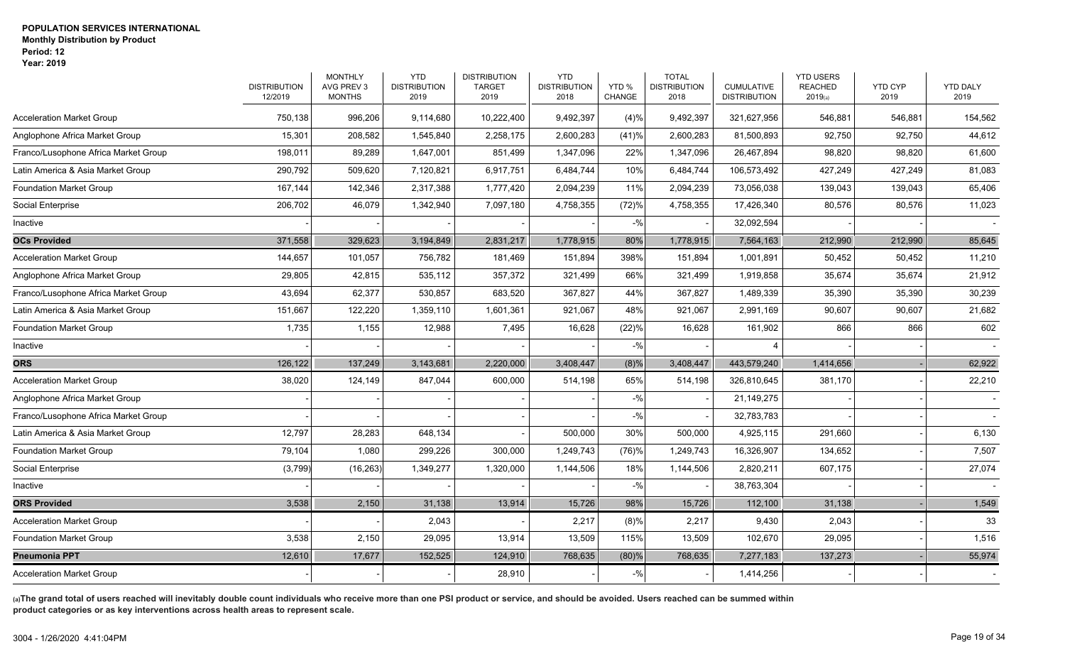**POPULATION SERVICES INTERNATIONAL**
**Monthly Distribution by Product**
**Period: 12**
**Year: 2019**

| | DISTRIBUTION 12/2019 | MONTHLY AVG PREV 3 MONTHS | YTD DISTRIBUTION 2019 | DISTRIBUTION TARGET 2019 | YTD DISTRIBUTION 2018 | YTD % CHANGE | TOTAL DISTRIBUTION 2018 | CUMULATIVE DISTRIBUTION | YTD USERS REACHED 2019(a) | YTD CYP 2019 | YTD DALY 2019 |
|---|---|---|---|---|---|---|---|---|---|---|---|
| Acceleration Market Group | 750,138 | 996,206 | 9,114,680 | 10,222,400 | 9,492,397 | (4)% | 9,492,397 | 321,627,956 | 546,881 | 546,881 | 154,562 |
| Anglophone Africa Market Group | 15,301 | 208,582 | 1,545,840 | 2,258,175 | 2,600,283 | (41)% | 2,600,283 | 81,500,893 | 92,750 | 92,750 | 44,612 |
| Franco/Lusophone Africa Market Group | 198,011 | 89,289 | 1,647,001 | 851,499 | 1,347,096 | 22% | 1,347,096 | 26,467,894 | 98,820 | 98,820 | 61,600 |
| Latin America & Asia Market Group | 290,792 | 509,620 | 7,120,821 | 6,917,751 | 6,484,744 | 10% | 6,484,744 | 106,573,492 | 427,249 | 427,249 | 81,083 |
| Foundation Market Group | 167,144 | 142,346 | 2,317,388 | 1,777,420 | 2,094,239 | 11% | 2,094,239 | 73,056,038 | 139,043 | 139,043 | 65,406 |
| Social Enterprise | 206,702 | 46,079 | 1,342,940 | 7,097,180 | 4,758,355 | (72)% | 4,758,355 | 17,426,340 | 80,576 | 80,576 | 11,023 |
| Inactive | - | - | - | - | - | -% | - | 32,092,594 | - | - | - |
| **OCs Provided** | 371,558 | 329,623 | 3,194,849 | 2,831,217 | 1,778,915 | 80% | 1,778,915 | 7,564,163 | 212,990 | 212,990 | 85,645 |
| Acceleration Market Group | 144,657 | 101,057 | 756,782 | 181,469 | 151,894 | 398% | 151,894 | 1,001,891 | 50,452 | 50,452 | 11,210 |
| Anglophone Africa Market Group | 29,805 | 42,815 | 535,112 | 357,372 | 321,499 | 66% | 321,499 | 1,919,858 | 35,674 | 35,674 | 21,912 |
| Franco/Lusophone Africa Market Group | 43,694 | 62,377 | 530,857 | 683,520 | 367,827 | 44% | 367,827 | 1,489,339 | 35,390 | 35,390 | 30,239 |
| Latin America & Asia Market Group | 151,667 | 122,220 | 1,359,110 | 1,601,361 | 921,067 | 48% | 921,067 | 2,991,169 | 90,607 | 90,607 | 21,682 |
| Foundation Market Group | 1,735 | 1,155 | 12,988 | 7,495 | 16,628 | (22)% | 16,628 | 161,902 | 866 | 866 | 602 |
| Inactive | - | - | - | - | - | -% | - | 4 | - | - | - |
| **ORS** | 126,122 | 137,249 | 3,143,681 | 2,220,000 | 3,408,447 | (8)% | 3,408,447 | 443,579,240 | 1,414,656 | - | 62,922 |
| Acceleration Market Group | 38,020 | 124,149 | 847,044 | 600,000 | 514,198 | 65% | 514,198 | 326,810,645 | 381,170 | - | 22,210 |
| Anglophone Africa Market Group | - | - | - | - | - | -% | - | 21,149,275 | - | - | - |
| Franco/Lusophone Africa Market Group | - | - | - | - | - | -% | - | 32,783,783 | - | - | - |
| Latin America & Asia Market Group | 12,797 | 28,283 | 648,134 | - | 500,000 | 30% | 500,000 | 4,925,115 | 291,660 | - | 6,130 |
| Foundation Market Group | 79,104 | 1,080 | 299,226 | 300,000 | 1,249,743 | (76)% | 1,249,743 | 16,326,907 | 134,652 | - | 7,507 |
| Social Enterprise | (3,799) | (16,263) | 1,349,277 | 1,320,000 | 1,144,506 | 18% | 1,144,506 | 2,820,211 | 607,175 | - | 27,074 |
| Inactive | - | - | - | - | - | -% | - | 38,763,304 | - | - | - |
| **ORS Provided** | 3,538 | 2,150 | 31,138 | 13,914 | 15,726 | 98% | 15,726 | 112,100 | 31,138 | - | 1,549 |
| Acceleration Market Group | - | - | 2,043 | - | 2,217 | (8)% | 2,217 | 9,430 | 2,043 | - | 33 |
| Foundation Market Group | 3,538 | 2,150 | 29,095 | 13,914 | 13,509 | 115% | 13,509 | 102,670 | 29,095 | - | 1,516 |
| **Pneumonia PPT** | 12,610 | 17,677 | 152,525 | 124,910 | 768,635 | (80)% | 768,635 | 7,277,183 | 137,273 | - | 55,974 |
| Acceleration Market Group | - | - | - | 28,910 | - | -% | - | 1,414,256 | - | - | - |

**(a)The grand total of users reached will inevitably double count individuals who receive more than one PSI product or service, and should be avoided. Users reached can be summed within product categories or as key interventions across health areas to represent scale.**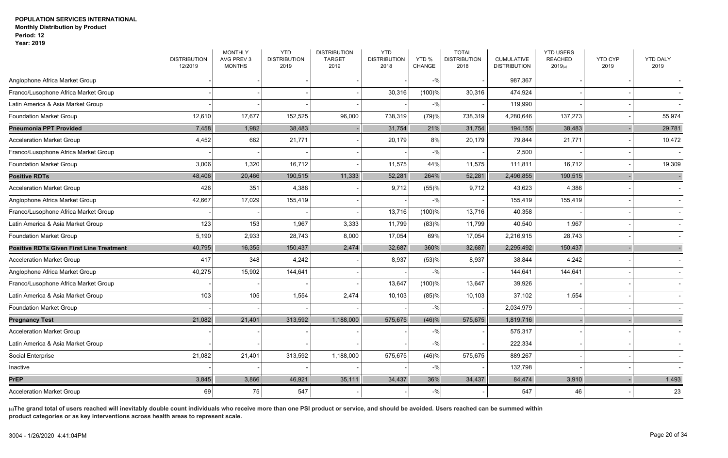**POPULATION SERVICES INTERNATIONAL**
**Monthly Distribution by Product**
**Period: 12**
**Year: 2019**

| | DISTRIBUTION 12/2019 | MONTHLY AVG PREV 3 MONTHS | YTD DISTRIBUTION 2019 | DISTRIBUTION TARGET 2019 | YTD DISTRIBUTION 2018 | YTD % CHANGE | TOTAL DISTRIBUTION 2018 | CUMULATIVE DISTRIBUTION | YTD USERS REACHED 2019(a) | YTD CYP 2019 | YTD DALY 2019 |
|---|---|---|---|---|---|---|---|---|---|---|---|
| Anglophone Africa Market Group | - | - | - | - | - | -% | - | 987,367 | - | - | - |
| Franco/Lusophone Africa Market Group | - | - | - | - | 30,316 | (100)% | 30,316 | 474,924 | - | - | - |
| Latin America & Asia Market Group | - | - | - | - | - | -% | - | 119,990 | - | - | - |
| Foundation Market Group | 12,610 | 17,677 | 152,525 | 96,000 | 738,319 | (79)% | 738,319 | 4,280,646 | 137,273 | - | 55,974 |
| **Pneumonia PPT Provided** | 7,458 | 1,982 | 38,483 | - | 31,754 | 21% | 31,754 | 194,155 | 38,483 | - | 29,781 |
| Acceleration Market Group | 4,452 | 662 | 21,771 | - | 20,179 | 8% | 20,179 | 79,844 | 21,771 | - | 10,472 |
| Franco/Lusophone Africa Market Group | - | - | - | - | - | -% | - | 2,500 | - | - | - |
| Foundation Market Group | 3,006 | 1,320 | 16,712 | - | 11,575 | 44% | 11,575 | 111,811 | 16,712 | - | 19,309 |
| **Positive RDTs** | 48,406 | 20,466 | 190,515 | 11,333 | 52,281 | 264% | 52,281 | 2,496,855 | 190,515 | - | - |
| Acceleration Market Group | 426 | 351 | 4,386 | - | 9,712 | (55)% | 9,712 | 43,623 | 4,386 | - | - |
| Anglophone Africa Market Group | 42,667 | 17,029 | 155,419 | - | - | -% | - | 155,419 | 155,419 | - | - |
| Franco/Lusophone Africa Market Group | - | - | - | - | 13,716 | (100)% | 13,716 | 40,358 | - | - | - |
| Latin America & Asia Market Group | 123 | 153 | 1,967 | 3,333 | 11,799 | (83)% | 11,799 | 40,540 | 1,967 | - | - |
| Foundation Market Group | 5,190 | 2,933 | 28,743 | 8,000 | 17,054 | 69% | 17,054 | 2,216,915 | 28,743 | - | - |
| **Positive RDTs Given First Line Treatment** | 40,795 | 16,355 | 150,437 | 2,474 | 32,687 | 360% | 32,687 | 2,295,492 | 150,437 | - | - |
| Acceleration Market Group | 417 | 348 | 4,242 | - | 8,937 | (53)% | 8,937 | 38,844 | 4,242 | - | - |
| Anglophone Africa Market Group | 40,275 | 15,902 | 144,641 | - | - | -% | - | 144,641 | 144,641 | - | - |
| Franco/Lusophone Africa Market Group | - | - | - | - | 13,647 | (100)% | 13,647 | 39,926 | - | - | - |
| Latin America & Asia Market Group | 103 | 105 | 1,554 | 2,474 | 10,103 | (85)% | 10,103 | 37,102 | 1,554 | - | - |
| Foundation Market Group | - | - | - | - | - | -% | - | 2,034,979 | - | - | - |
| **Pregnancy Test** | 21,082 | 21,401 | 313,592 | 1,188,000 | 575,675 | (46)% | 575,675 | 1,819,716 | - | - | - |
| Acceleration Market Group | - | - | - | - | - | -% | - | 575,317 | - | - | - |
| Latin America & Asia Market Group | - | - | - | - | - | -% | - | 222,334 | - | - | - |
| Social Enterprise | 21,082 | 21,401 | 313,592 | 1,188,000 | 575,675 | (46)% | 575,675 | 889,267 | - | - | - |
| Inactive | - | - | - | - | - | -% | - | 132,798 | - | - | - |
| **PrEP** | 3,845 | 3,866 | 46,921 | 35,111 | 34,437 | 36% | 34,437 | 84,474 | 3,910 | - | 1,493 |
| Acceleration Market Group | 69 | 75 | 547 | - | - | -% | - | 547 | 46 | - | 23 |

**(a)The grand total of users reached will inevitably double count individuals who receive more than one PSI product or service, and should be avoided. Users reached can be summed within product categories or as key interventions across health areas to represent scale.**

3004 - 1/26/2020 4:41:04PM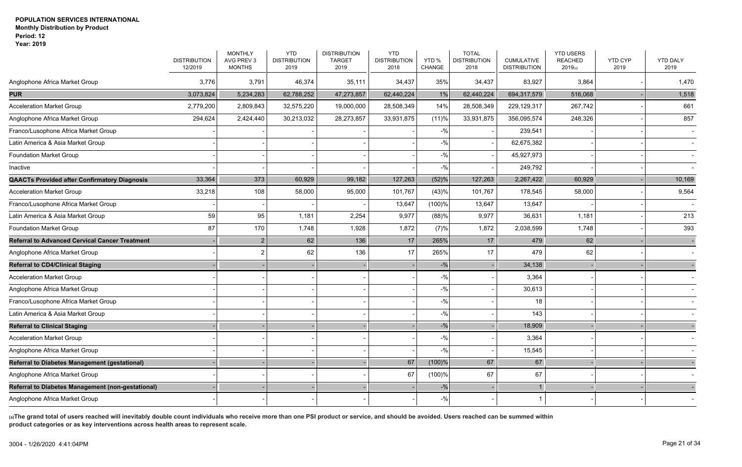**POPULATION SERVICES INTERNATIONAL**
**Monthly Distribution by Product**
**Period: 12**
**Year: 2019**

| | DISTRIBUTION 12/2019 | MONTHLY AVG PREV 3 MONTHS | YTD DISTRIBUTION 2019 | DISTRIBUTION TARGET 2019 | YTD DISTRIBUTION 2018 | YTD % CHANGE | TOTAL DISTRIBUTION 2018 | CUMULATIVE DISTRIBUTION | YTD USERS REACHED 2019(a) | YTD CYP 2019 | YTD DALY 2019 |
|---|---|---|---|---|---|---|---|---|---|---|---|
| Anglophone Africa Market Group | 3,776 | 3,791 | 46,374 | 35,111 | 34,437 | 35% | 34,437 | 83,927 | 3,864 | - | 1,470 |
| **PUR** | 3,073,824 | 5,234,283 | 62,788,252 | 47,273,857 | 62,440,224 | 1% | 62,440,224 | 694,317,579 | 516,068 | - | 1,518 |
| Acceleration Market Group | 2,779,200 | 2,809,843 | 32,575,220 | 19,000,000 | 28,508,349 | 14% | 28,508,349 | 229,129,317 | 267,742 | - | 661 |
| Anglophone Africa Market Group | 294,624 | 2,424,440 | 30,213,032 | 28,273,857 | 33,931,875 | (11)% | 33,931,875 | 356,095,574 | 248,326 | - | 857 |
| Franco/Lusophone Africa Market Group | - | - | - | - | - | -% | - | 239,541 | - | - | - |
| Latin America & Asia Market Group | - | - | - | - | - | -% | - | 62,675,382 | - | - | - |
| Foundation Market Group | - | - | - | - | - | -% | - | 45,927,973 | - | - | - |
| Inactive | - | - | - | - | - | -% | - | 249,792 | - | - | - |
| **QAACTs Provided after Confirmatory Diagnosis** | 33,364 | 373 | 60,929 | 99,182 | 127,263 | (52)% | 127,263 | 2,267,422 | 60,929 | - | 10,169 |
| Acceleration Market Group | 33,218 | 108 | 58,000 | 95,000 | 101,767 | (43)% | 101,767 | 178,545 | 58,000 | - | 9,564 |
| Franco/Lusophone Africa Market Group | - | - | - | - | 13,647 | (100)% | 13,647 | 13,647 | - | - | - |
| Latin America & Asia Market Group | 59 | 95 | 1,181 | 2,254 | 9,977 | (88)% | 9,977 | 36,631 | 1,181 | - | 213 |
| Foundation Market Group | 87 | 170 | 1,748 | 1,928 | 1,872 | (7)% | 1,872 | 2,038,599 | 1,748 | - | 393 |
| **Referral to Advanced Cervical Cancer Treatment** | - | 2 | 62 | 136 | 17 | 265% | 17 | 479 | 62 | - | - |
| Anglophone Africa Market Group | - | 2 | 62 | 136 | 17 | 265% | 17 | 479 | 62 | - | - |
| **Referral to CD4/Clinical Staging** | - | - | - | - | - | -% | - | 34,138 | - | - | - |
| Acceleration Market Group | - | - | - | - | - | -% | - | 3,364 | - | - | - |
| Anglophone Africa Market Group | - | - | - | - | - | -% | - | 30,613 | - | - | - |
| Franco/Lusophone Africa Market Group | - | - | - | - | - | -% | - | 18 | - | - | - |
| Latin America & Asia Market Group | - | - | - | - | - | -% | - | 143 | - | - | - |
| **Referral to Clinical Staging** | - | - | - | - | - | -% | - | 18,909 | - | - | - |
| Acceleration Market Group | - | - | - | - | - | -% | - | 3,364 | - | - | - |
| Anglophone Africa Market Group | - | - | - | - | - | -% | - | 15,545 | - | - | - |
| **Referral to Diabetes Management (gestational)** | - | - | - | - | 67 | (100)% | 67 | 67 | - | - | - |
| Anglophone Africa Market Group | - | - | - | - | 67 | (100)% | 67 | 67 | - | - | - |
| **Referral to Diabetes Management (non-gestational)** | - | - | - | - | - | -% | - | 1 | - | - | - |
| Anglophone Africa Market Group | - | - | - | - | - | -% | - | 1 | - | - | - |

**(a)The grand total of users reached will inevitably double count individuals who receive more than one PSI product or service, and should be avoided. Users reached can be summed within product categories or as key interventions across health areas to represent scale.**

3004 - 1/26/2020 4:41:04PM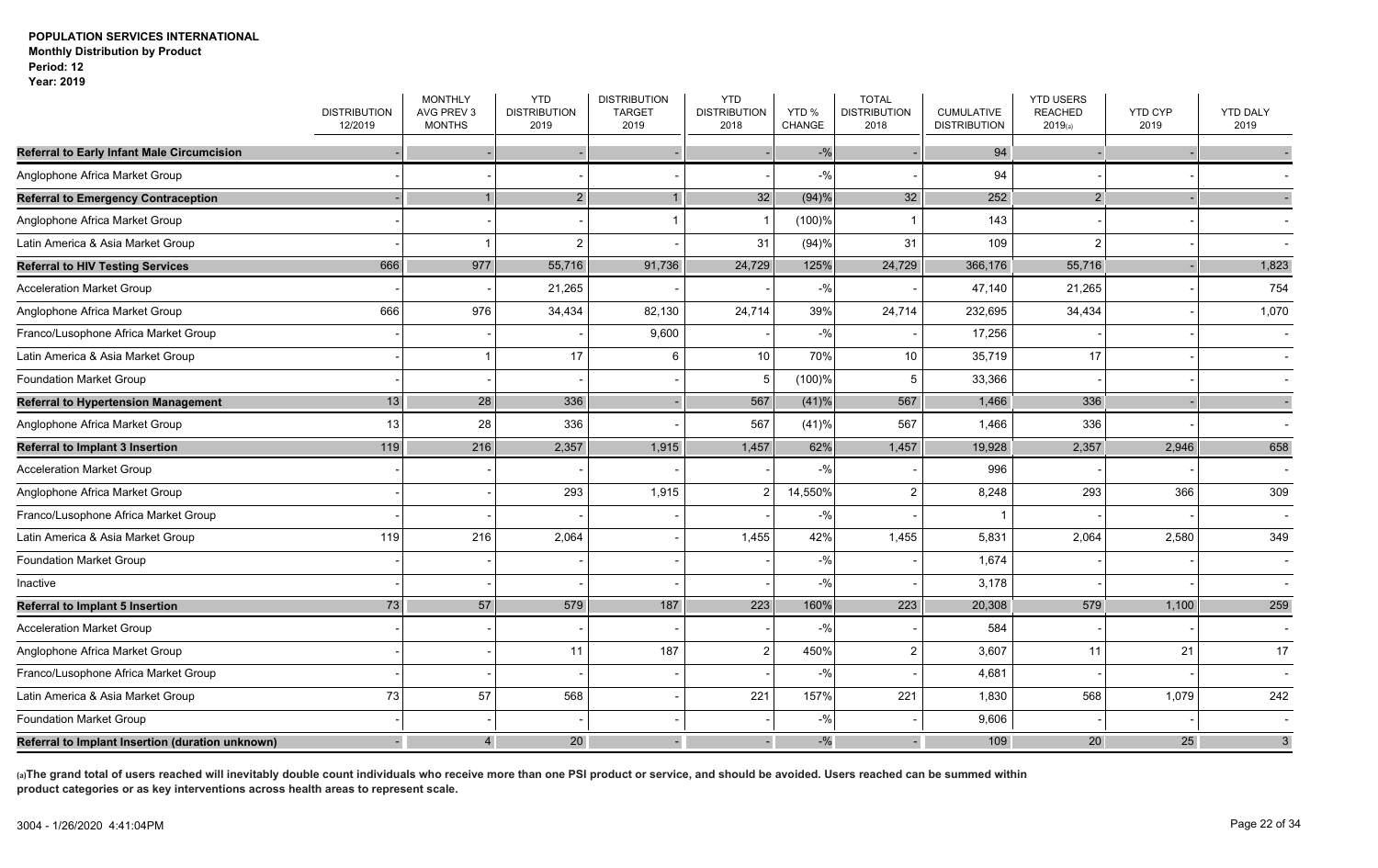**POPULATION SERVICES INTERNATIONAL**
**Monthly Distribution by Product**
**Period: 12**
**Year: 2019**

| | DISTRIBUTION 12/2019 | MONTHLY AVG PREV 3 MONTHS | YTD DISTRIBUTION 2019 | DISTRIBUTION TARGET 2019 | YTD DISTRIBUTION 2018 | YTD % CHANGE | TOTAL DISTRIBUTION 2018 | CUMULATIVE DISTRIBUTION | YTD USERS REACHED 2019(a) | YTD CYP 2019 | YTD DALY 2019 |
|---|---|---|---|---|---|---|---|---|---|---|---|
| **Referral to Early Infant Male Circumcision** | - | - | - | - | - | -% | - | 94 | - | - | - |
| Anglophone Africa Market Group | - | - | - | - | - | -% | - | 94 | - | - | - |
| **Referral to Emergency Contraception** | - | 1 | 2 | 1 | 32 | (94)% | 32 | 252 | 2 | - | - |
| Anglophone Africa Market Group | - | - | - | 1 | 1 | (100)% | 1 | 143 | - | - | - |
| Latin America & Asia Market Group | - | 1 | 2 | - | 31 | (94)% | 31 | 109 | 2 | - | - |
| **Referral to HIV Testing Services** | 666 | 977 | 55,716 | 91,736 | 24,729 | 125% | 24,729 | 366,176 | 55,716 | - | 1,823 |
| Acceleration Market Group | - | - | 21,265 | - | - | -% | - | 47,140 | 21,265 | - | 754 |
| Anglophone Africa Market Group | 666 | 976 | 34,434 | 82,130 | 24,714 | 39% | 24,714 | 232,695 | 34,434 | - | 1,070 |
| Franco/Lusophone Africa Market Group | - | - | - | 9,600 | - | -% | - | 17,256 | - | - | - |
| Latin America & Asia Market Group | - | 1 | 17 | 6 | 10 | 70% | 10 | 35,719 | 17 | - | - |
| Foundation Market Group | - | - | - | - | 5 | (100)% | 5 | 33,366 | - | - | - |
| **Referral to Hypertension Management** | 13 | 28 | 336 | - | 567 | (41)% | 567 | 1,466 | 336 | - | - |
| Anglophone Africa Market Group | 13 | 28 | 336 | - | 567 | (41)% | 567 | 1,466 | 336 | - | - |
| **Referral to Implant 3 Insertion** | 119 | 216 | 2,357 | 1,915 | 1,457 | 62% | 1,457 | 19,928 | 2,357 | 2,946 | 658 |
| Acceleration Market Group | - | - | - | - | - | -% | - | 996 | - | - | - |
| Anglophone Africa Market Group | - | - | 293 | 1,915 | 2 | 14,550% | 2 | 8,248 | 293 | 366 | 309 |
| Franco/Lusophone Africa Market Group | - | - | - | - | - | -% | - | 1 | - | - | - |
| Latin America & Asia Market Group | 119 | 216 | 2,064 | - | 1,455 | 42% | 1,455 | 5,831 | 2,064 | 2,580 | 349 |
| Foundation Market Group | - | - | - | - | - | -% | - | 1,674 | - | - | - |
| Inactive | - | - | - | - | - | -% | - | 3,178 | - | - | - |
| **Referral to Implant 5 Insertion** | 73 | 57 | 579 | 187 | 223 | 160% | 223 | 20,308 | 579 | 1,100 | 259 |
| Acceleration Market Group | - | - | - | - | - | -% | - | 584 | - | - | - |
| Anglophone Africa Market Group | - | - | 11 | 187 | 2 | 450% | 2 | 3,607 | 11 | 21 | 17 |
| Franco/Lusophone Africa Market Group | - | - | - | - | - | -% | - | 4,681 | - | - | - |
| Latin America & Asia Market Group | 73 | 57 | 568 | - | 221 | 157% | 221 | 1,830 | 568 | 1,079 | 242 |
| Foundation Market Group | - | - | - | - | - | -% | - | 9,606 | - | - | - |
| **Referral to Implant Insertion (duration unknown)** | - | 4 | 20 | - | - | -% | - | 109 | 20 | 25 | 3 |

**(a)The grand total of users reached will inevitably double count individuals who receive more than one PSI product or service, and should be avoided. Users reached can be summed within product categories or as key interventions across health areas to represent scale.**

3004 - 1/26/2020 4:41:04PM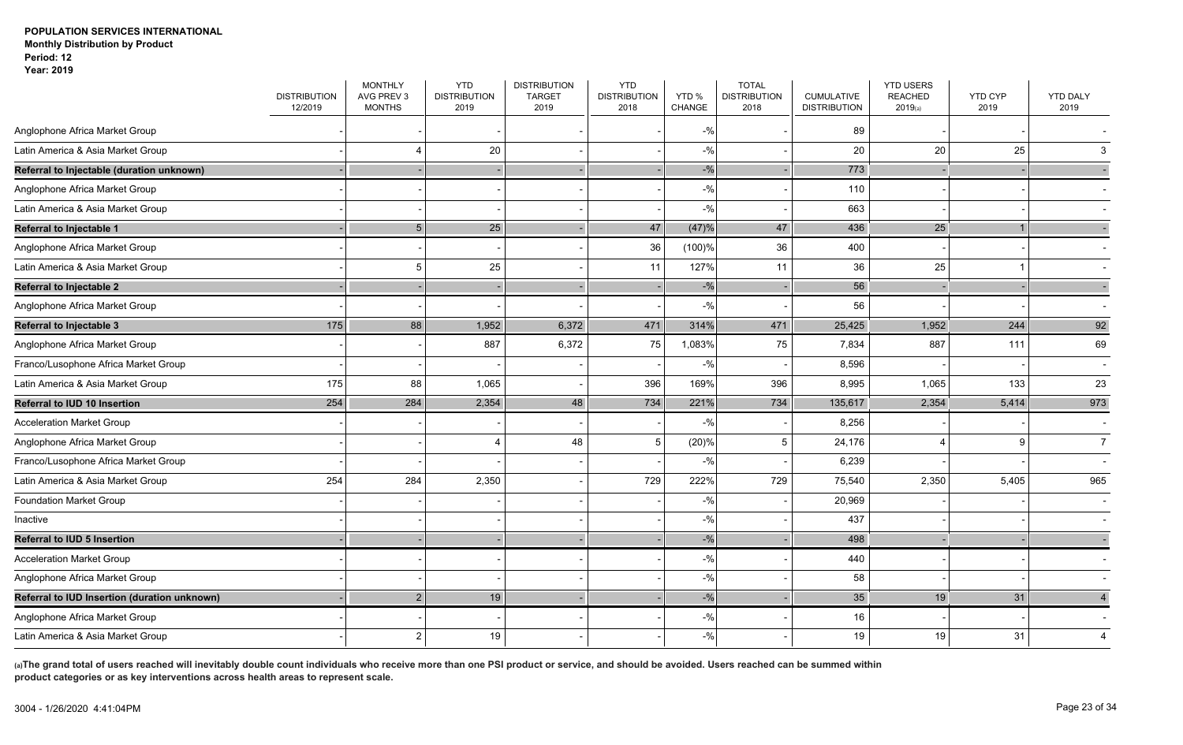**POPULATION SERVICES INTERNATIONAL**
**Monthly Distribution by Product**
**Period: 12**
**Year: 2019**

| | DISTRIBUTION 12/2019 | MONTHLY AVG PREV 3 MONTHS | YTD DISTRIBUTION 2019 | DISTRIBUTION TARGET 2019 | YTD DISTRIBUTION 2018 | YTD % CHANGE | TOTAL DISTRIBUTION 2018 | CUMULATIVE DISTRIBUTION | YTD USERS REACHED 2019(a) | YTD CYP 2019 | YTD DALY 2019 |
|---|---|---|---|---|---|---|---|---|---|---|---|
| Anglophone Africa Market Group | - | - | - | - | - | -% | - | 89 | - | - | - |
| Latin America & Asia Market Group | - | 4 | 20 | - | - | -% | - | 20 | 20 | 25 | 3 |
| **Referral to Injectable (duration unknown)** | - | - | - | - | - | -% | - | 773 | - | - | - |
| Anglophone Africa Market Group | - | - | - | - | - | -% | - | 110 | - | - | - |
| Latin America & Asia Market Group | - | - | - | - | - | -% | - | 663 | - | - | - |
| **Referral to Injectable 1** | - | 5 | 25 | - | 47 | (47)% | 47 | 436 | 25 | 1 | - |
| Anglophone Africa Market Group | - | - | - | - | 36 | (100)% | 36 | 400 | - | - | - |
| Latin America & Asia Market Group | - | 5 | 25 | - | 11 | 127% | 11 | 36 | 25 | 1 | - |
| **Referral to Injectable 2** | - | - | - | - | - | -% | - | 56 | - | - | - |
| Anglophone Africa Market Group | - | - | - | - | - | -% | - | 56 | - | - | - |
| **Referral to Injectable 3** | 175 | 88 | 1,952 | 6,372 | 471 | 314% | 471 | 25,425 | 1,952 | 244 | 92 |
| Anglophone Africa Market Group | - | - | 887 | 6,372 | 75 | 1,083% | 75 | 7,834 | 887 | 111 | 69 |
| Franco/Lusophone Africa Market Group | - | - | - | - | - | -% | - | 8,596 | - | - | - |
| Latin America & Asia Market Group | 175 | 88 | 1,065 | - | 396 | 169% | 396 | 8,995 | 1,065 | 133 | 23 |
| **Referral to IUD 10 Insertion** | 254 | 284 | 2,354 | 48 | 734 | 221% | 734 | 135,617 | 2,354 | 5,414 | 973 |
| Acceleration Market Group | - | - | - | - | - | -% | - | 8,256 | - | - | - |
| Anglophone Africa Market Group | - | - | 4 | 48 | 5 | (20)% | 5 | 24,176 | 4 | 9 | 7 |
| Franco/Lusophone Africa Market Group | - | - | - | - | - | -% | - | 6,239 | - | - | - |
| Latin America & Asia Market Group | 254 | 284 | 2,350 | - | 729 | 222% | 729 | 75,540 | 2,350 | 5,405 | 965 |
| Foundation Market Group | - | - | - | - | - | -% | - | 20,969 | - | - | - |
| Inactive | - | - | - | - | - | -% | - | 437 | - | - | - |
| **Referral to IUD 5 Insertion** | - | - | - | - | - | -% | - | 498 | - | - | - |
| Acceleration Market Group | - | - | - | - | - | -% | - | 440 | - | - | - |
| Anglophone Africa Market Group | - | - | - | - | - | -% | - | 58 | - | - | - |
| **Referral to IUD Insertion (duration unknown)** | - | 2 | 19 | - | - | -% | - | 35 | 19 | 31 | 4 |
| Anglophone Africa Market Group | - | - | - | - | - | -% | - | 16 | - | - | - |
| Latin America & Asia Market Group | - | 2 | 19 | - | - | -% | - | 19 | 19 | 31 | 4 |

**(a)The grand total of users reached will inevitably double count individuals who receive more than one PSI product or service, and should be avoided. Users reached can be summed within product categories or as key interventions across health areas to represent scale.**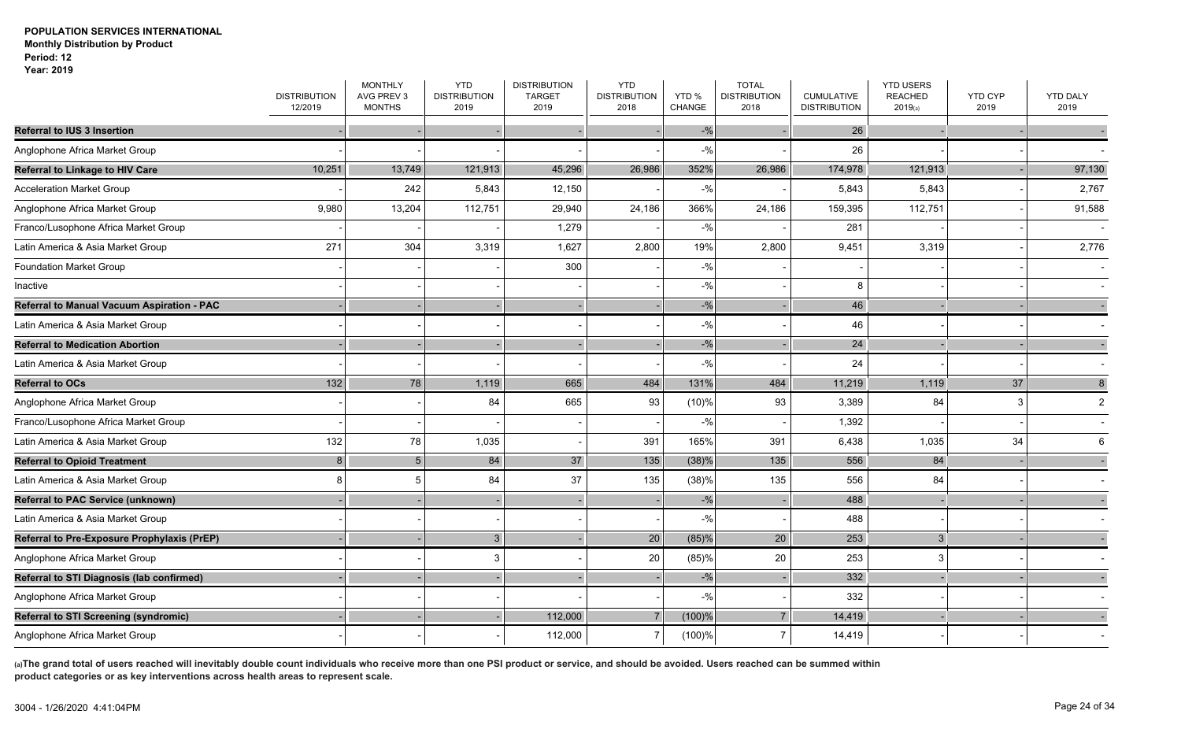**POPULATION SERVICES INTERNATIONAL**
**Monthly Distribution by Product**
**Period: 12**
**Year: 2019**

| | DISTRIBUTION 12/2019 | MONTHLY AVG PREV 3 MONTHS | YTD DISTRIBUTION 2019 | DISTRIBUTION TARGET 2019 | YTD DISTRIBUTION 2018 | YTD % CHANGE | TOTAL DISTRIBUTION 2018 | CUMULATIVE DISTRIBUTION | YTD USERS REACHED 2019(a) | YTD CYP 2019 | YTD DALY 2019 |
|---|---|---|---|---|---|---|---|---|---|---|---|
| **Referral to IUS 3 Insertion** | - | - | - | - | - | -% | - | 26 | - | - | - |
| Anglophone Africa Market Group | - | - | - | - | - | -% | - | 26 | - | - | - |
| **Referral to Linkage to HIV Care** | 10,251 | 13,749 | 121,913 | 45,296 | 26,986 | 352% | 26,986 | 174,978 | 121,913 | - | 97,130 |
| Acceleration Market Group | - | 242 | 5,843 | 12,150 | - | -% | - | 5,843 | 5,843 | - | 2,767 |
| Anglophone Africa Market Group | 9,980 | 13,204 | 112,751 | 29,940 | 24,186 | 366% | 24,186 | 159,395 | 112,751 | - | 91,588 |
| Franco/Lusophone Africa Market Group | - | - | - | 1,279 | - | -% | - | 281 | - | - | - |
| Latin America & Asia Market Group | 271 | 304 | 3,319 | 1,627 | 2,800 | 19% | 2,800 | 9,451 | 3,319 | - | 2,776 |
| Foundation Market Group | - | - | - | 300 | - | -% | - | - | - | - | - |
| Inactive | - | - | - | - | - | -% | - | 8 | - | - | - |
| **Referral to Manual Vacuum Aspiration - PAC** | - | - | - | - | - | -% | - | 46 | - | - | - |
| Latin America & Asia Market Group | - | - | - | - | - | -% | - | 46 | - | - | - |
| **Referral to Medication Abortion** | - | - | - | - | - | -% | - | 24 | - | - | - |
| Latin America & Asia Market Group | - | - | - | - | - | -% | - | 24 | - | - | - |
| **Referral to OCs** | 132 | 78 | 1,119 | 665 | 484 | 131% | 484 | 11,219 | 1,119 | 37 | 8 |
| Anglophone Africa Market Group | - | - | 84 | 665 | 93 | (10)% | 93 | 3,389 | 84 | 3 | 2 |
| Franco/Lusophone Africa Market Group | - | - | - | - | - | -% | - | 1,392 | - | - | - |
| Latin America & Asia Market Group | 132 | 78 | 1,035 | - | 391 | 165% | 391 | 6,438 | 1,035 | 34 | 6 |
| **Referral to Opioid Treatment** | 8 | 5 | 84 | 37 | 135 | (38)% | 135 | 556 | 84 | - | - |
| Latin America & Asia Market Group | 8 | 5 | 84 | 37 | 135 | (38)% | 135 | 556 | 84 | - | - |
| **Referral to PAC Service (unknown)** | - | - | - | - | - | -% | - | 488 | - | - | - |
| Latin America & Asia Market Group | - | - | - | - | - | -% | - | 488 | - | - | - |
| **Referral to Pre-Exposure Prophylaxis (PrEP)** | - | - | 3 | - | 20 | (85)% | 20 | 253 | 3 | - | - |
| Anglophone Africa Market Group | - | - | 3 | - | 20 | (85)% | 20 | 253 | 3 | - | - |
| **Referral to STI Diagnosis (lab confirmed)** | - | - | - | - | - | -% | - | 332 | - | - | - |
| Anglophone Africa Market Group | - | - | - | - | - | -% | - | 332 | - | - | - |
| **Referral to STI Screening (syndromic)** | - | - | - | 112,000 | 7 | (100)% | 7 | 14,419 | - | - | - |
| Anglophone Africa Market Group | - | - | - | 112,000 | 7 | (100)% | 7 | 14,419 | - | - | - |

**(a)The grand total of users reached will inevitably double count individuals who receive more than one PSI product or service, and should be avoided. Users reached can be summed within product categories or as key interventions across health areas to represent scale.**

3004 - 1/26/2020 4:41:04PM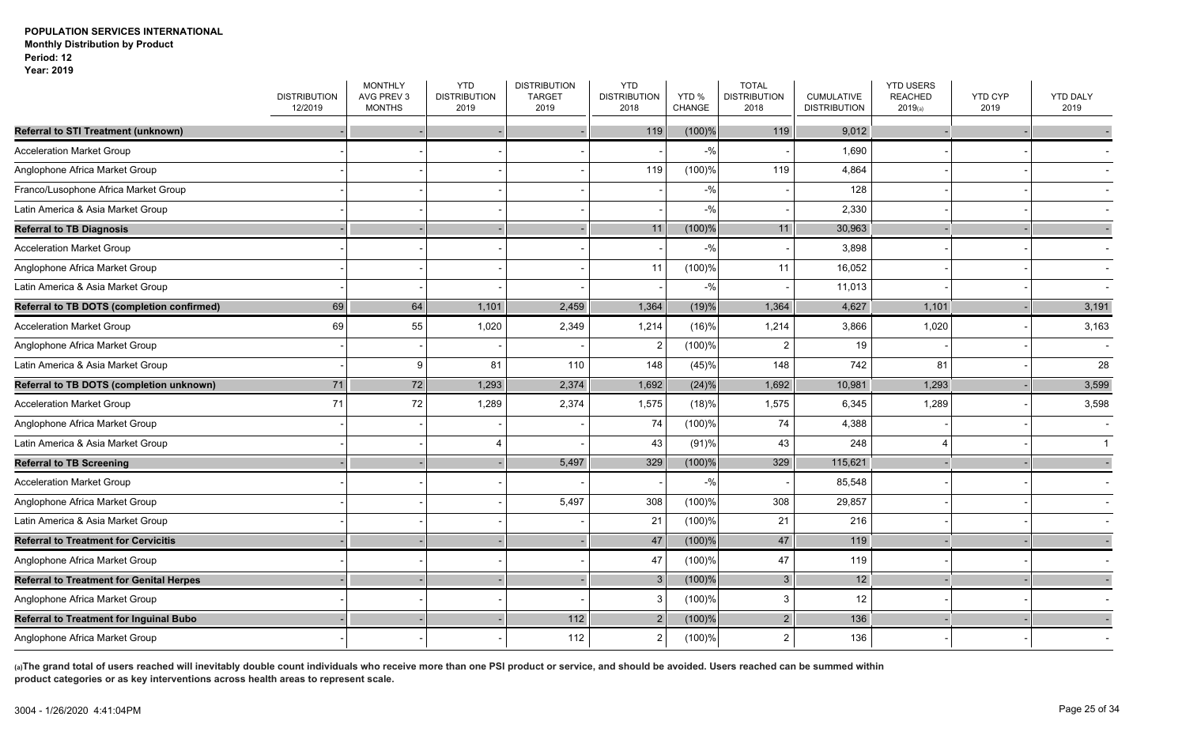**POPULATION SERVICES INTERNATIONAL**
**Monthly Distribution by Product**
**Period: 12**
**Year: 2019**

| | DISTRIBUTION 12/2019 | MONTHLY AVG PREV 3 MONTHS | YTD DISTRIBUTION 2019 | DISTRIBUTION TARGET 2019 | YTD DISTRIBUTION 2018 | YTD % CHANGE | TOTAL DISTRIBUTION 2018 | CUMULATIVE DISTRIBUTION | YTD USERS REACHED 2019(a) | YTD CYP 2019 | YTD DALY 2019 |
|---|---|---|---|---|---|---|---|---|---|---|---|
| **Referral to STI Treatment (unknown)** | - | - | - | - | 119 | (100)% | 119 | 9,012 | - | - | - |
| Acceleration Market Group | - | - | - | - | - | -% | - | 1,690 | - | - | - |
| Anglophone Africa Market Group | - | - | - | - | 119 | (100)% | 119 | 4,864 | - | - | - |
| Franco/Lusophone Africa Market Group | - | - | - | - | - | -% | - | 128 | - | - | - |
| Latin America & Asia Market Group | - | - | - | - | - | -% | - | 2,330 | - | - | - |
| **Referral to TB Diagnosis** | - | - | - | - | 11 | (100)% | 11 | 30,963 | - | - | - |
| Acceleration Market Group | - | - | - | - | - | -% | - | 3,898 | - | - | - |
| Anglophone Africa Market Group | - | - | - | - | 11 | (100)% | 11 | 16,052 | - | - | - |
| Latin America & Asia Market Group | - | - | - | - | - | -% | - | 11,013 | - | - | - |
| **Referral to TB DOTS (completion confirmed)** | 69 | 64 | 1,101 | 2,459 | 1,364 | (19)% | 1,364 | 4,627 | 1,101 | - | 3,191 |
| Acceleration Market Group | 69 | 55 | 1,020 | 2,349 | 1,214 | (16)% | 1,214 | 3,866 | 1,020 | - | 3,163 |
| Anglophone Africa Market Group | - | - | - | - | 2 | (100)% | 2 | 19 | - | - | - |
| Latin America & Asia Market Group | - | 9 | 81 | 110 | 148 | (45)% | 148 | 742 | 81 | - | 28 |
| **Referral to TB DOTS (completion unknown)** | 71 | 72 | 1,293 | 2,374 | 1,692 | (24)% | 1,692 | 10,981 | 1,293 | - | 3,599 |
| Acceleration Market Group | 71 | 72 | 1,289 | 2,374 | 1,575 | (18)% | 1,575 | 6,345 | 1,289 | - | 3,598 |
| Anglophone Africa Market Group | - | - | - | - | 74 | (100)% | 74 | 4,388 | - | - | - |
| Latin America & Asia Market Group | - | - | 4 | - | 43 | (91)% | 43 | 248 | 4 | - | 1 |
| **Referral to TB Screening** | - | - | - | 5,497 | 329 | (100)% | 329 | 115,621 | - | - | - |
| Acceleration Market Group | - | - | - | - | - | -% | - | 85,548 | - | - | - |
| Anglophone Africa Market Group | - | - | - | 5,497 | 308 | (100)% | 308 | 29,857 | - | - | - |
| Latin America & Asia Market Group | - | - | - | - | 21 | (100)% | 21 | 216 | - | - | - |
| **Referral to Treatment for Cervicitis** | - | - | - | - | 47 | (100)% | 47 | 119 | - | - | - |
| Anglophone Africa Market Group | - | - | - | - | 47 | (100)% | 47 | 119 | - | - | - |
| **Referral to Treatment for Genital Herpes** | - | - | - | - | 3 | (100)% | 3 | 12 | - | - | - |
| Anglophone Africa Market Group | - | - | - | - | 3 | (100)% | 3 | 12 | - | - | - |
| **Referral to Treatment for Inguinal Bubo** | - | - | - | 112 | 2 | (100)% | 2 | 136 | - | - | - |
| Anglophone Africa Market Group | - | - | - | 112 | 2 | (100)% | 2 | 136 | - | - | - |

**(a)The grand total of users reached will inevitably double count individuals who receive more than one PSI product or service, and should be avoided. Users reached can be summed within product categories or as key interventions across health areas to represent scale.**

3004 - 1/26/2020 4:41:04PM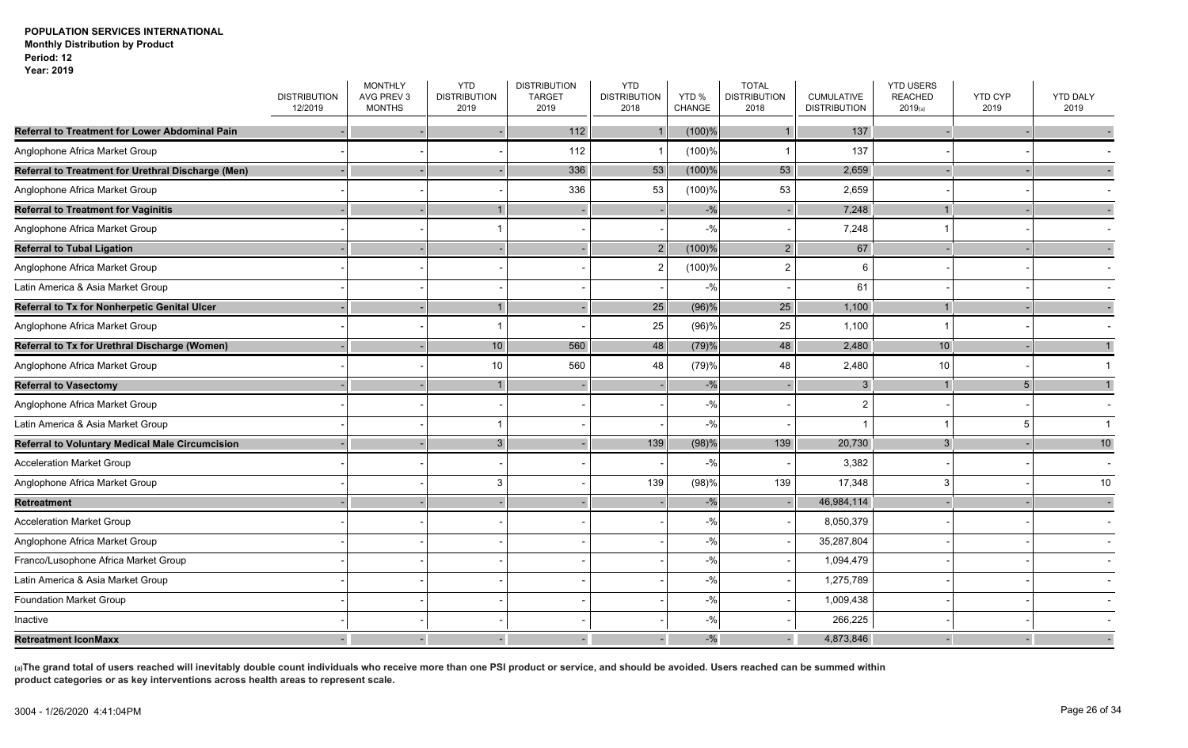**POPULATION SERVICES INTERNATIONAL**
**Monthly Distribution by Product**
**Period: 12**
**Year: 2019**

| | DISTRIBUTION 12/2019 | MONTHLY AVG PREV 3 MONTHS | YTD DISTRIBUTION 2019 | DISTRIBUTION TARGET 2019 | YTD DISTRIBUTION 2018 | YTD % CHANGE | TOTAL DISTRIBUTION 2018 | CUMULATIVE DISTRIBUTION | YTD USERS REACHED 2019(a) | YTD CYP 2019 | YTD DALY 2019 |
|---|---|---|---|---|---|---|---|---|---|---|---|
| **Referral to Treatment for Lower Abdominal Pain** | - | - | - | 112 | 1 | (100)% | 1 | 137 | - | - | - |
| Anglophone Africa Market Group | - | - | - | 112 | 1 | (100)% | 1 | 137 | - | - | - |
| **Referral to Treatment for Urethral Discharge (Men)** | - | - | - | 336 | 53 | (100)% | 53 | 2,659 | - | - | - |
| Anglophone Africa Market Group | - | - | - | 336 | 53 | (100)% | 53 | 2,659 | - | - | - |
| **Referral to Treatment for Vaginitis** | - | - | 1 | - | - | -% | - | 7,248 | 1 | - | - |
| Anglophone Africa Market Group | - | - | 1 | - | - | -% | - | 7,248 | 1 | - | - |
| **Referral to Tubal Ligation** | - | - | - | - | 2 | (100)% | 2 | 67 | - | - | - |
| Anglophone Africa Market Group | - | - | - | - | 2 | (100)% | 2 | 6 | - | - | - |
| Latin America & Asia Market Group | - | - | - | - | - | -% | - | 61 | - | - | - |
| **Referral to Tx for Nonherpetic Genital Ulcer** | - | - | 1 | - | 25 | (96)% | 25 | 1,100 | 1 | - | - |
| Anglophone Africa Market Group | - | - | 1 | - | 25 | (96)% | 25 | 1,100 | 1 | - | - |
| **Referral to Tx for Urethral Discharge (Women)** | - | - | 10 | 560 | 48 | (79)% | 48 | 2,480 | 10 | - | 1 |
| Anglophone Africa Market Group | - | - | 10 | 560 | 48 | (79)% | 48 | 2,480 | 10 | - | 1 |
| **Referral to Vasectomy** | - | - | 1 | - | - | -% | - | 3 | 1 | 5 | 1 |
| Anglophone Africa Market Group | - | - | - | - | - | -% | - | 2 | - | - | - |
| Latin America & Asia Market Group | - | - | 1 | - | - | -% | - | 1 | 1 | 5 | 1 |
| **Referral to Voluntary Medical Male Circumcision** | - | - | 3 | - | 139 | (98)% | 139 | 20,730 | 3 | - | 10 |
| Acceleration Market Group | - | - | - | - | - | -% | - | 3,382 | - | - | - |
| Anglophone Africa Market Group | - | - | 3 | - | 139 | (98)% | 139 | 17,348 | 3 | - | 10 |
| **Retreatment** | - | - | - | - | - | -% | - | 46,984,114 | - | - | - |
| Acceleration Market Group | - | - | - | - | - | -% | - | 8,050,379 | - | - | - |
| Anglophone Africa Market Group | - | - | - | - | - | -% | - | 35,287,804 | - | - | - |
| Franco/Lusophone Africa Market Group | - | - | - | - | - | -% | - | 1,094,479 | - | - | - |
| Latin America & Asia Market Group | - | - | - | - | - | -% | - | 1,275,789 | - | - | - |
| Foundation Market Group | - | - | - | - | - | -% | - | 1,009,438 | - | - | - |
| Inactive | - | - | - | - | - | -% | - | 266,225 | - | - | - |
| **Retreatment IconMaxx** | - | - | - | - | - | -% | - | 4,873,846 | - | - | - |

**(a)The grand total of users reached will inevitably double count individuals who receive more than one PSI product or service, and should be avoided. Users reached can be summed within product categories or as key interventions across health areas to represent scale.**

3004 - 1/26/2020 4:41:04PM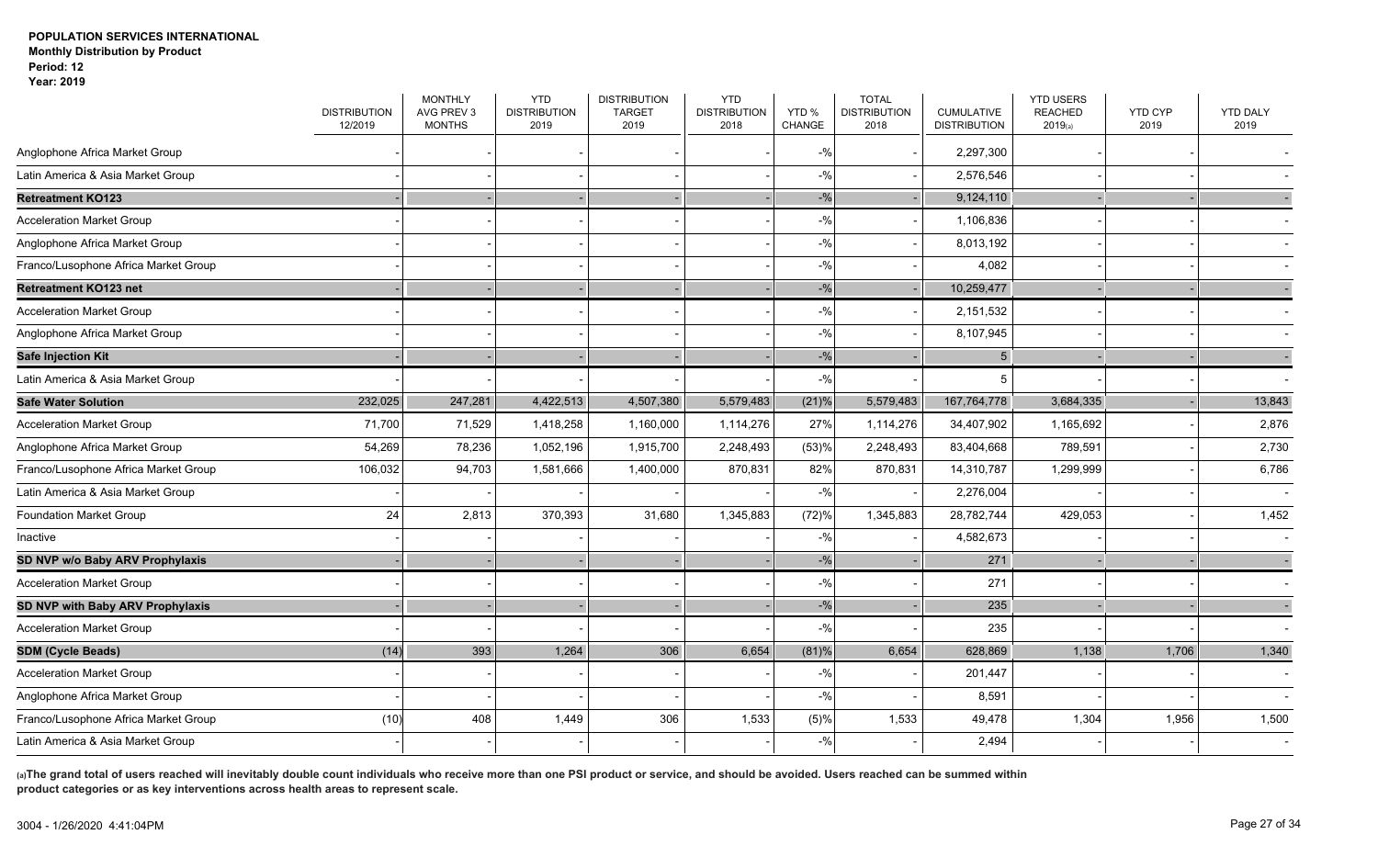**POPULATION SERVICES INTERNATIONAL**
**Monthly Distribution by Product**
**Period: 12**
**Year: 2019**

| | DISTRIBUTION 12/2019 | MONTHLY AVG PREV 3 MONTHS | YTD DISTRIBUTION 2019 | DISTRIBUTION TARGET 2019 | YTD DISTRIBUTION 2018 | YTD % CHANGE | TOTAL DISTRIBUTION 2018 | CUMULATIVE DISTRIBUTION | YTD USERS REACHED 2019(a) | YTD CYP 2019 | YTD DALY 2019 |
|---|---|---|---|---|---|---|---|---|---|---|---|
| Anglophone Africa Market Group | - | - | - | - | - | -% | - | 2,297,300 | - | - | - |
| Latin America & Asia Market Group | - | - | - | - | - | -% | - | 2,576,546 | - | - | - |
| **Retreatment KO123** | - | - | - | - | - | -% | - | 9,124,110 | - | - | - |
| Acceleration Market Group | - | - | - | - | - | -% | - | 1,106,836 | - | - | - |
| Anglophone Africa Market Group | - | - | - | - | - | -% | - | 8,013,192 | - | - | - |
| Franco/Lusophone Africa Market Group | - | - | - | - | - | -% | - | 4,082 | - | - | - |
| **Retreatment KO123 net** | - | - | - | - | - | -% | - | 10,259,477 | - | - | - |
| Acceleration Market Group | - | - | - | - | - | -% | - | 2,151,532 | - | - | - |
| Anglophone Africa Market Group | - | - | - | - | - | -% | - | 8,107,945 | - | - | - |
| **Safe Injection Kit** | - | - | - | - | - | -% | - | 5 | - | - | - |
| Latin America & Asia Market Group | - | - | - | - | - | -% | - | 5 | - | - | - |
| **Safe Water Solution** | 232,025 | 247,281 | 4,422,513 | 4,507,380 | 5,579,483 | (21)% | 5,579,483 | 167,764,778 | 3,684,335 | - | 13,843 |
| Acceleration Market Group | 71,700 | 71,529 | 1,418,258 | 1,160,000 | 1,114,276 | 27% | 1,114,276 | 34,407,902 | 1,165,692 | - | 2,876 |
| Anglophone Africa Market Group | 54,269 | 78,236 | 1,052,196 | 1,915,700 | 2,248,493 | (53)% | 2,248,493 | 83,404,668 | 789,591 | - | 2,730 |
| Franco/Lusophone Africa Market Group | 106,032 | 94,703 | 1,581,666 | 1,400,000 | 870,831 | 82% | 870,831 | 14,310,787 | 1,299,999 | - | 6,786 |
| Latin America & Asia Market Group | - | - | - | - | - | -% | - | 2,276,004 | - | - | - |
| Foundation Market Group | 24 | 2,813 | 370,393 | 31,680 | 1,345,883 | (72)% | 1,345,883 | 28,782,744 | 429,053 | - | 1,452 |
| Inactive | - | - | - | - | - | -% | - | 4,582,673 | - | - | - |
| **SD NVP w/o Baby ARV Prophylaxis** | - | - | - | - | - | -% | - | 271 | - | - | - |
| Acceleration Market Group | - | - | - | - | - | -% | - | 271 | - | - | - |
| **SD NVP with Baby ARV Prophylaxis** | - | - | - | - | - | -% | - | 235 | - | - | - |
| Acceleration Market Group | - | - | - | - | - | -% | - | 235 | - | - | - |
| **SDM (Cycle Beads)** | (14) | 393 | 1,264 | 306 | 6,654 | (81)% | 6,654 | 628,869 | 1,138 | 1,706 | 1,340 |
| Acceleration Market Group | - | - | - | - | - | -% | - | 201,447 | - | - | - |
| Anglophone Africa Market Group | - | - | - | - | - | -% | - | 8,591 | - | - | - |
| Franco/Lusophone Africa Market Group | (10) | 408 | 1,449 | 306 | 1,533 | (5)% | 1,533 | 49,478 | 1,304 | 1,956 | 1,500 |
| Latin America & Asia Market Group | - | - | - | - | - | -% | - | 2,494 | - | - | - |

**(a)The grand total of users reached will inevitably double count individuals who receive more than one PSI product or service, and should be avoided. Users reached can be summed within product categories or as key interventions across health areas to represent scale.**

3004 - 1/26/2020 4:41:04PM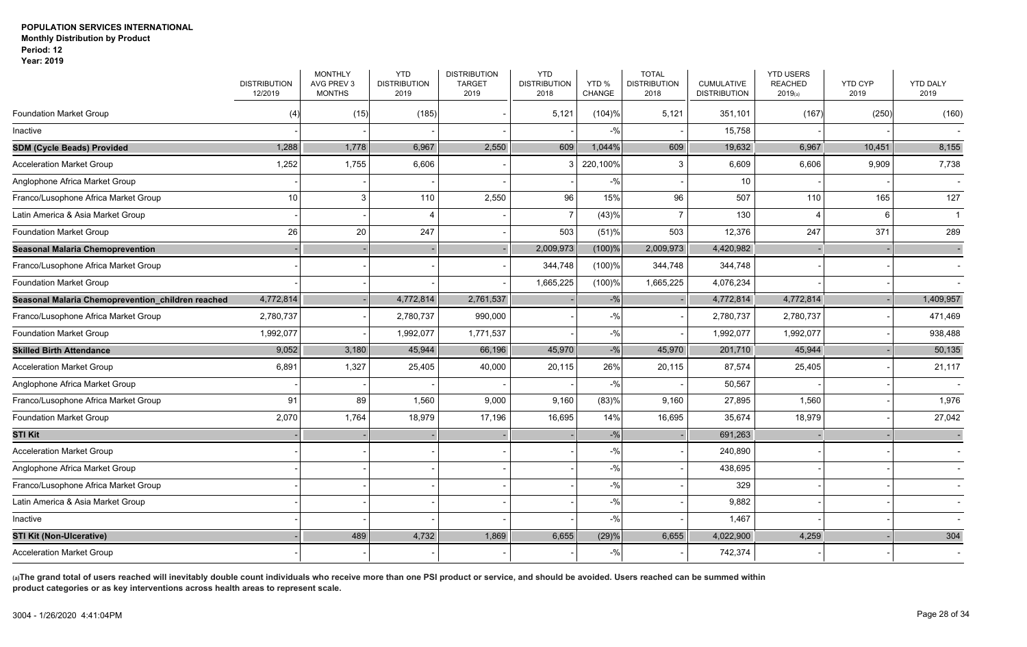**POPULATION SERVICES INTERNATIONAL**
**Monthly Distribution by Product**
**Period: 12**
**Year: 2019**

| | DISTRIBUTION 12/2019 | MONTHLY AVG PREV 3 MONTHS | YTD DISTRIBUTION 2019 | DISTRIBUTION TARGET 2019 | YTD DISTRIBUTION 2018 | YTD % CHANGE | TOTAL DISTRIBUTION 2018 | CUMULATIVE DISTRIBUTION | YTD USERS REACHED 2019(a) | YTD CYP 2019 | YTD DALY 2019 |
|---|---|---|---|---|---|---|---|---|---|---|---|
| Foundation Market Group | (4) | (15) | (185) | - | 5,121 | (104)% | 5,121 | 351,101 | (167) | (250) | (160) |
| Inactive | - | - | - | - | - | -% | - | 15,758 | - | - | - |
| **SDM (Cycle Beads) Provided** | 1,288 | 1,778 | 6,967 | 2,550 | 609 | 1,044% | 609 | 19,632 | 6,967 | 10,451 | 8,155 |
| Acceleration Market Group | 1,252 | 1,755 | 6,606 | - | 3 | 220,100% | 3 | 6,609 | 6,606 | 9,909 | 7,738 |
| Anglophone Africa Market Group | - | - | - | - | - | -% | - | 10 | - | - | - |
| Franco/Lusophone Africa Market Group | 10 | 3 | 110 | 2,550 | 96 | 15% | 96 | 507 | 110 | 165 | 127 |
| Latin America & Asia Market Group | - | - | 4 | - | 7 | (43)% | 7 | 130 | 4 | 6 | 1 |
| Foundation Market Group | 26 | 20 | 247 | - | 503 | (51)% | 503 | 12,376 | 247 | 371 | 289 |
| **Seasonal Malaria Chemoprevention** | - | - | - | - | 2,009,973 | (100)% | 2,009,973 | 4,420,982 | - | - | - |
| Franco/Lusophone Africa Market Group | - | - | - | - | 344,748 | (100)% | 344,748 | 344,748 | - | - | - |
| Foundation Market Group | - | - | - | - | 1,665,225 | (100)% | 1,665,225 | 4,076,234 | - | - | - |
| **Seasonal Malaria Chemoprevention_children reached** | 4,772,814 | - | 4,772,814 | 2,761,537 | - | -% | - | 4,772,814 | 4,772,814 | - | 1,409,957 |
| Franco/Lusophone Africa Market Group | 2,780,737 | - | 2,780,737 | 990,000 | - | -% | - | 2,780,737 | 2,780,737 | - | 471,469 |
| Foundation Market Group | 1,992,077 | - | 1,992,077 | 1,771,537 | - | -% | - | 1,992,077 | 1,992,077 | - | 938,488 |
| **Skilled Birth Attendance** | 9,052 | 3,180 | 45,944 | 66,196 | 45,970 | -% | 45,970 | 201,710 | 45,944 | - | 50,135 |
| Acceleration Market Group | 6,891 | 1,327 | 25,405 | 40,000 | 20,115 | 26% | 20,115 | 87,574 | 25,405 | - | 21,117 |
| Anglophone Africa Market Group | - | - | - | - | - | -% | - | 50,567 | - | - | - |
| Franco/Lusophone Africa Market Group | 91 | 89 | 1,560 | 9,000 | 9,160 | (83)% | 9,160 | 27,895 | 1,560 | - | 1,976 |
| Foundation Market Group | 2,070 | 1,764 | 18,979 | 17,196 | 16,695 | 14% | 16,695 | 35,674 | 18,979 | - | 27,042 |
| **STI Kit** | - | - | - | - | - | -% | - | 691,263 | - | - | - |
| Acceleration Market Group | - | - | - | - | - | -% | - | 240,890 | - | - | - |
| Anglophone Africa Market Group | - | - | - | - | - | -% | - | 438,695 | - | - | - |
| Franco/Lusophone Africa Market Group | - | - | - | - | - | -% | - | 329 | - | - | - |
| Latin America & Asia Market Group | - | - | - | - | - | -% | - | 9,882 | - | - | - |
| Inactive | - | - | - | - | - | -% | - | 1,467 | - | - | - |
| **STI Kit (Non-Ulcerative)** | - | 489 | 4,732 | 1,869 | 6,655 | (29)% | 6,655 | 4,022,900 | 4,259 | - | 304 |
| Acceleration Market Group | - | - | - | - | - | -% | - | 742,374 | - | - | - |

**(a)The grand total of users reached will inevitably double count individuals who receive more than one PSI product or service, and should be avoided. Users reached can be summed within product categories or as key interventions across health areas to represent scale.**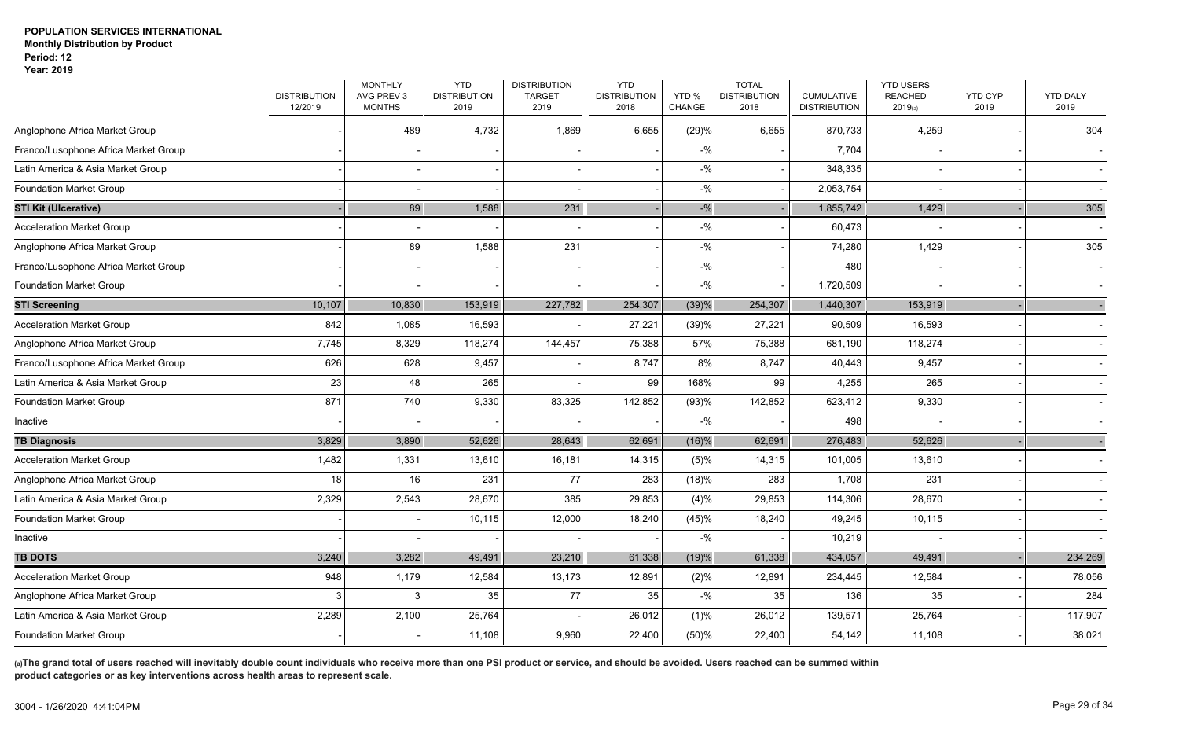**POPULATION SERVICES INTERNATIONAL**
**Monthly Distribution by Product**
**Period: 12**
**Year: 2019**

| | DISTRIBUTION 12/2019 | MONTHLY AVG PREV 3 MONTHS | YTD DISTRIBUTION 2019 | DISTRIBUTION TARGET 2019 | YTD DISTRIBUTION 2018 | YTD % CHANGE | TOTAL DISTRIBUTION 2018 | CUMULATIVE DISTRIBUTION | YTD USERS REACHED 2019(a) | YTD CYP 2019 | YTD DALY 2019 |
|---|---|---|---|---|---|---|---|---|---|---|---|
| Anglophone Africa Market Group | - | 489 | 4,732 | 1,869 | 6,655 | (29)% | 6,655 | 870,733 | 4,259 | - | 304 |
| Franco/Lusophone Africa Market Group | - | - | - | - | - | -% | - | 7,704 | - | - | - |
| Latin America & Asia Market Group | - | - | - | - | - | -% | - | 348,335 | - | - | - |
| Foundation Market Group | - | - | - | - | - | -% | - | 2,053,754 | - | - | - |
| **STI Kit (Ulcerative)** | - | 89 | 1,588 | 231 | - | -% | - | 1,855,742 | 1,429 | - | 305 |
| Acceleration Market Group | - | - | - | - | - | -% | - | 60,473 | - | - | - |
| Anglophone Africa Market Group | - | 89 | 1,588 | 231 | - | -% | - | 74,280 | 1,429 | - | 305 |
| Franco/Lusophone Africa Market Group | - | - | - | - | - | -% | - | 480 | - | - | - |
| Foundation Market Group | - | - | - | - | - | -% | - | 1,720,509 | - | - | - |
| **STI Screening** | 10,107 | 10,830 | 153,919 | 227,782 | 254,307 | (39)% | 254,307 | 1,440,307 | 153,919 | - | - |
| Acceleration Market Group | 842 | 1,085 | 16,593 | - | 27,221 | (39)% | 27,221 | 90,509 | 16,593 | - | - |
| Anglophone Africa Market Group | 7,745 | 8,329 | 118,274 | 144,457 | 75,388 | 57% | 75,388 | 681,190 | 118,274 | - | - |
| Franco/Lusophone Africa Market Group | 626 | 628 | 9,457 | - | 8,747 | 8% | 8,747 | 40,443 | 9,457 | - | - |
| Latin America & Asia Market Group | 23 | 48 | 265 | - | 99 | 168% | 99 | 4,255 | 265 | - | - |
| Foundation Market Group | 871 | 740 | 9,330 | 83,325 | 142,852 | (93)% | 142,852 | 623,412 | 9,330 | - | - |
| Inactive | - | - | - | - | - | -% | - | 498 | - | - | - |
| **TB Diagnosis** | 3,829 | 3,890 | 52,626 | 28,643 | 62,691 | (16)% | 62,691 | 276,483 | 52,626 | - | - |
| Acceleration Market Group | 1,482 | 1,331 | 13,610 | 16,181 | 14,315 | (5)% | 14,315 | 101,005 | 13,610 | - | - |
| Anglophone Africa Market Group | 18 | 16 | 231 | 77 | 283 | (18)% | 283 | 1,708 | 231 | - | - |
| Latin America & Asia Market Group | 2,329 | 2,543 | 28,670 | 385 | 29,853 | (4)% | 29,853 | 114,306 | 28,670 | - | - |
| Foundation Market Group | - | - | 10,115 | 12,000 | 18,240 | (45)% | 18,240 | 49,245 | 10,115 | - | - |
| Inactive | - | - | - | - | - | -% | - | 10,219 | - | - | - |
| **TB DOTS** | 3,240 | 3,282 | 49,491 | 23,210 | 61,338 | (19)% | 61,338 | 434,057 | 49,491 | - | 234,269 |
| Acceleration Market Group | 948 | 1,179 | 12,584 | 13,173 | 12,891 | (2)% | 12,891 | 234,445 | 12,584 | - | 78,056 |
| Anglophone Africa Market Group | 3 | 3 | 35 | 77 | 35 | -% | 35 | 136 | 35 | - | 284 |
| Latin America & Asia Market Group | 2,289 | 2,100 | 25,764 | - | 26,012 | (1)% | 26,012 | 139,571 | 25,764 | - | 117,907 |
| Foundation Market Group | - | - | 11,108 | 9,960 | 22,400 | (50)% | 22,400 | 54,142 | 11,108 | - | 38,021 |

**(a) The grand total of users reached will inevitably double count individuals who receive more than one PSI product or service, and should be avoided. Users reached can be summed within product categories or as key interventions across health areas to represent scale.**

3004 - 1/26/2020 4:41:04PM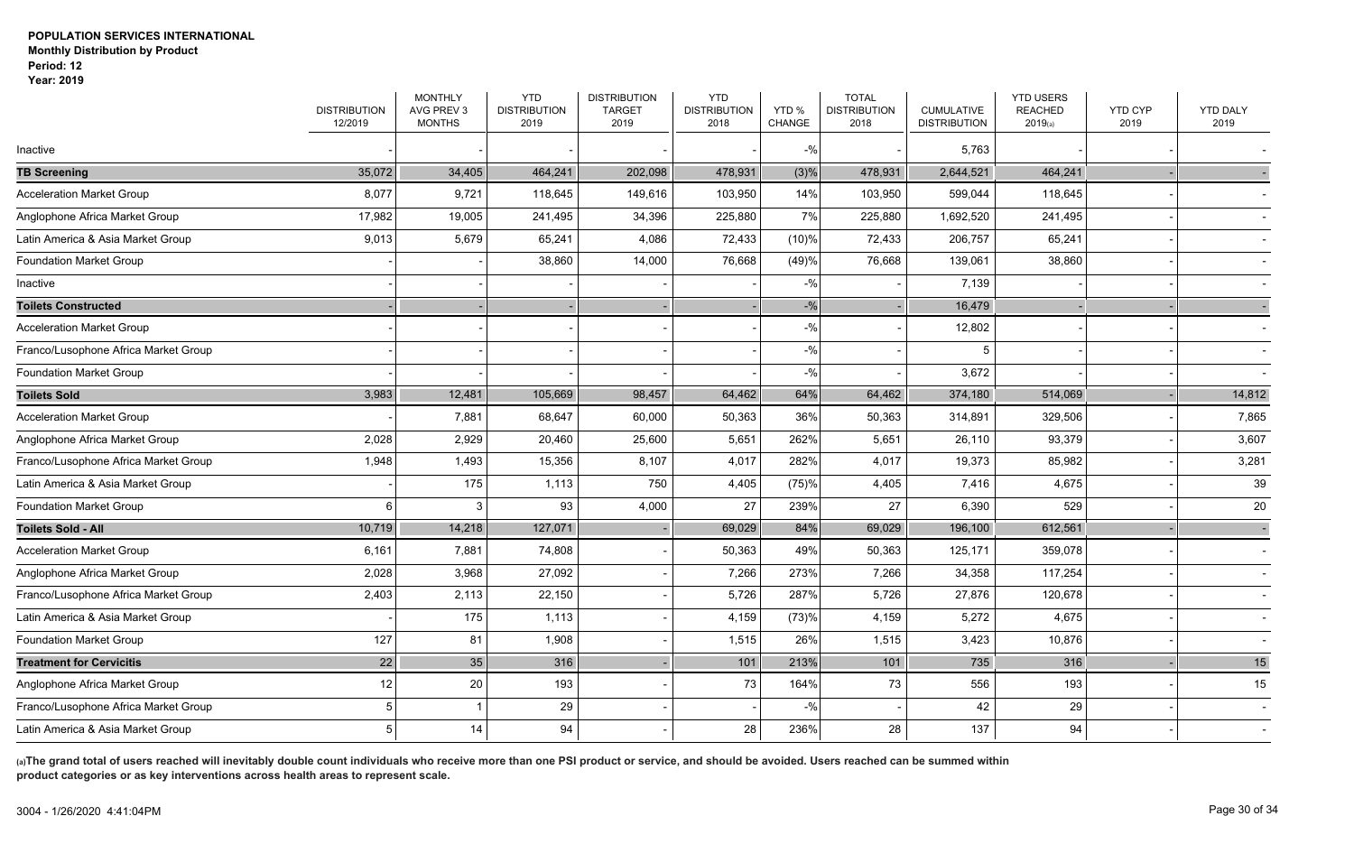**POPULATION SERVICES INTERNATIONAL**
**Monthly Distribution by Product**
**Period: 12**
**Year: 2019**

| | DISTRIBUTION 12/2019 | MONTHLY AVG PREV 3 MONTHS | YTD DISTRIBUTION 2019 | DISTRIBUTION TARGET 2019 | YTD DISTRIBUTION 2018 | YTD % CHANGE | TOTAL DISTRIBUTION 2018 | CUMULATIVE DISTRIBUTION | YTD USERS REACHED 2019(a) | YTD CYP 2019 | YTD DALY 2019 |
|---|---|---|---|---|---|---|---|---|---|---|---|
| Inactive | - | - | - | - | - | -% | - | 5,763 | - | - | - |
| **TB Screening** | 35,072 | 34,405 | 464,241 | 202,098 | 478,931 | (3)% | 478,931 | 2,644,521 | 464,241 | - | - |
| Acceleration Market Group | 8,077 | 9,721 | 118,645 | 149,616 | 103,950 | 14% | 103,950 | 599,044 | 118,645 | - | - |
| Anglophone Africa Market Group | 17,982 | 19,005 | 241,495 | 34,396 | 225,880 | 7% | 225,880 | 1,692,520 | 241,495 | - | - |
| Latin America & Asia Market Group | 9,013 | 5,679 | 65,241 | 4,086 | 72,433 | (10)% | 72,433 | 206,757 | 65,241 | - | - |
| Foundation Market Group | - | - | 38,860 | 14,000 | 76,668 | (49)% | 76,668 | 139,061 | 38,860 | - | - |
| Inactive | - | - | - | - | - | -% | - | 7,139 | - | - | - |
| **Toilets Constructed** | - | - | - | - | - | -% | - | 16,479 | - | - | - |
| Acceleration Market Group | - | - | - | - | - | -% | - | 12,802 | - | - | - |
| Franco/Lusophone Africa Market Group | - | - | - | - | - | -% | - | 5 | - | - | - |
| Foundation Market Group | - | - | - | - | - | -% | - | 3,672 | - | - | - |
| **Toilets Sold** | 3,983 | 12,481 | 105,669 | 98,457 | 64,462 | 64% | 64,462 | 374,180 | 514,069 | - | 14,812 |
| Acceleration Market Group | - | 7,881 | 68,647 | 60,000 | 50,363 | 36% | 50,363 | 314,891 | 329,506 | - | 7,865 |
| Anglophone Africa Market Group | 2,028 | 2,929 | 20,460 | 25,600 | 5,651 | 262% | 5,651 | 26,110 | 93,379 | - | 3,607 |
| Franco/Lusophone Africa Market Group | 1,948 | 1,493 | 15,356 | 8,107 | 4,017 | 282% | 4,017 | 19,373 | 85,982 | - | 3,281 |
| Latin America & Asia Market Group | - | 175 | 1,113 | 750 | 4,405 | (75)% | 4,405 | 7,416 | 4,675 | - | 39 |
| Foundation Market Group | 6 | 3 | 93 | 4,000 | 27 | 239% | 27 | 6,390 | 529 | - | 20 |
| **Toilets Sold - All** | 10,719 | 14,218 | 127,071 | - | 69,029 | 84% | 69,029 | 196,100 | 612,561 | - | - |
| Acceleration Market Group | 6,161 | 7,881 | 74,808 | - | 50,363 | 49% | 50,363 | 125,171 | 359,078 | - | - |
| Anglophone Africa Market Group | 2,028 | 3,968 | 27,092 | - | 7,266 | 273% | 7,266 | 34,358 | 117,254 | - | - |
| Franco/Lusophone Africa Market Group | 2,403 | 2,113 | 22,150 | - | 5,726 | 287% | 5,726 | 27,876 | 120,678 | - | - |
| Latin America & Asia Market Group | - | 175 | 1,113 | - | 4,159 | (73)% | 4,159 | 5,272 | 4,675 | - | - |
| Foundation Market Group | 127 | 81 | 1,908 | - | 1,515 | 26% | 1,515 | 3,423 | 10,876 | - | - |
| **Treatment for Cervicitis** | 22 | 35 | 316 | - | 101 | 213% | 101 | 735 | 316 | - | 15 |
| Anglophone Africa Market Group | 12 | 20 | 193 | - | 73 | 164% | 73 | 556 | 193 | - | 15 |
| Franco/Lusophone Africa Market Group | 5 | 1 | 29 | - | - | -% | - | 42 | 29 | - | - |
| Latin America & Asia Market Group | 5 | 14 | 94 | - | 28 | 236% | 28 | 137 | 94 | - | - |

**(a)The grand total of users reached will inevitably double count individuals who receive more than one PSI product or service, and should be avoided. Users reached can be summed within product categories or as key interventions across health areas to represent scale.**

3004 - 1/26/2020 4:41:04PM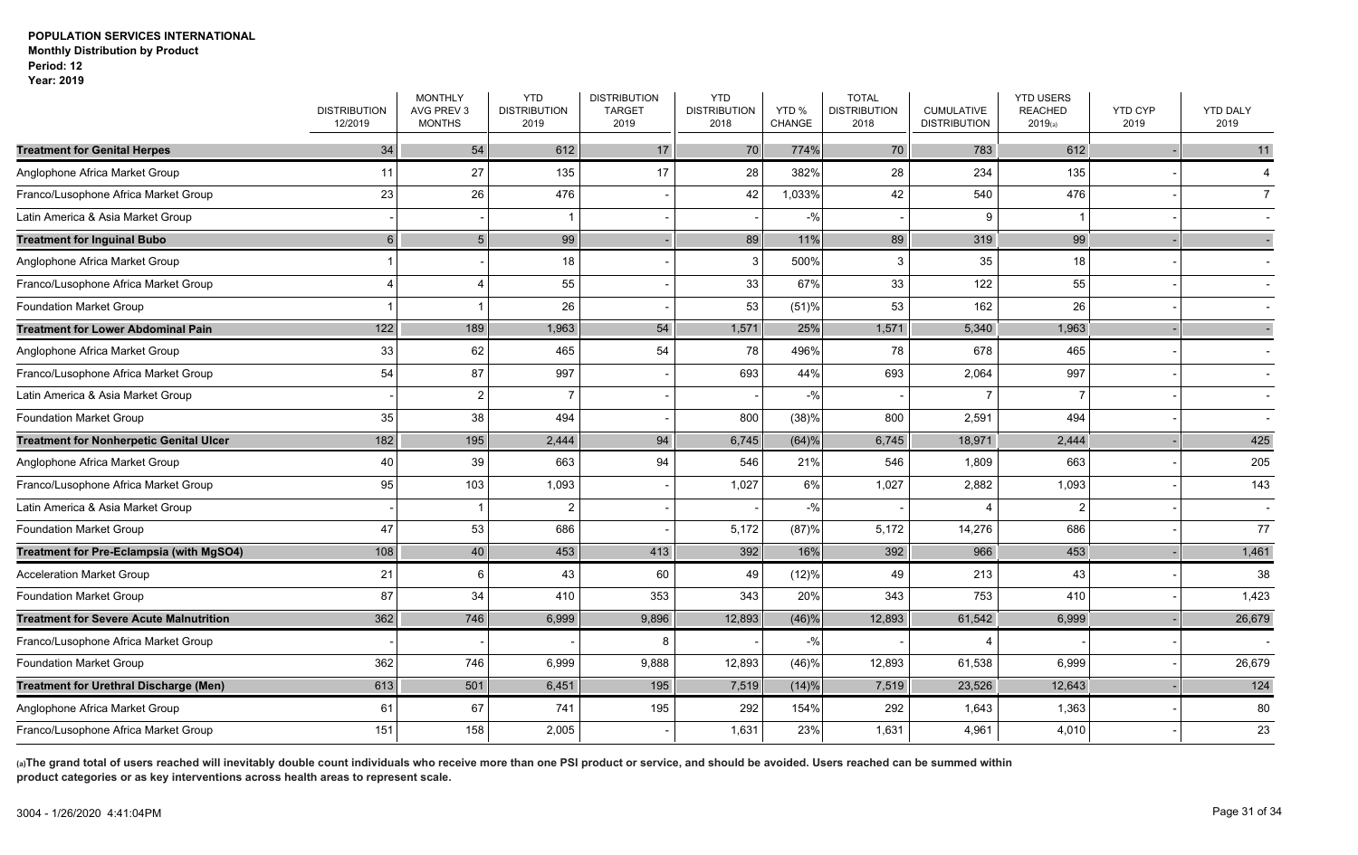**POPULATION SERVICES INTERNATIONAL**
**Monthly Distribution by Product**
**Period: 12**
**Year: 2019**

| | DISTRIBUTION 12/2019 | MONTHLY AVG PREV 3 MONTHS | YTD DISTRIBUTION 2019 | DISTRIBUTION TARGET 2019 | YTD DISTRIBUTION 2018 | YTD % CHANGE | TOTAL DISTRIBUTION 2018 | CUMULATIVE DISTRIBUTION | YTD USERS REACHED 2019(a) | YTD CYP 2019 | YTD DALY 2019 |
|---|---|---|---|---|---|---|---|---|---|---|---|
| **Treatment for Genital Herpes** | 34 | 54 | 612 | 17 | 70 | 774% | 70 | 783 | 612 | - | 11 |
| Anglophone Africa Market Group | 11 | 27 | 135 | 17 | 28 | 382% | 28 | 234 | 135 | - | 4 |
| Franco/Lusophone Africa Market Group | 23 | 26 | 476 | - | 42 | 1,033% | 42 | 540 | 476 | - | 7 |
| Latin America & Asia Market Group | - | - | 1 | - | - | -% | - | 9 | 1 | - | - |
| **Treatment for Inguinal Bubo** | 6 | 5 | 99 | - | 89 | 11% | 89 | 319 | 99 | - | - |
| Anglophone Africa Market Group | 1 | - | 18 | - | 3 | 500% | 3 | 35 | 18 | - | - |
| Franco/Lusophone Africa Market Group | 4 | 4 | 55 | - | 33 | 67% | 33 | 122 | 55 | - | - |
| Foundation Market Group | 1 | 1 | 26 | - | 53 | (51)% | 53 | 162 | 26 | - | - |
| **Treatment for Lower Abdominal Pain** | 122 | 189 | 1,963 | 54 | 1,571 | 25% | 1,571 | 5,340 | 1,963 | - | - |
| Anglophone Africa Market Group | 33 | 62 | 465 | 54 | 78 | 496% | 78 | 678 | 465 | - | - |
| Franco/Lusophone Africa Market Group | 54 | 87 | 997 | - | 693 | 44% | 693 | 2,064 | 997 | - | - |
| Latin America & Asia Market Group | - | 2 | 7 | - | - | -% | - | 7 | 7 | - | - |
| Foundation Market Group | 35 | 38 | 494 | - | 800 | (38)% | 800 | 2,591 | 494 | - | - |
| **Treatment for Nonherpetic Genital Ulcer** | 182 | 195 | 2,444 | 94 | 6,745 | (64)% | 6,745 | 18,971 | 2,444 | - | 425 |
| Anglophone Africa Market Group | 40 | 39 | 663 | 94 | 546 | 21% | 546 | 1,809 | 663 | - | 205 |
| Franco/Lusophone Africa Market Group | 95 | 103 | 1,093 | - | 1,027 | 6% | 1,027 | 2,882 | 1,093 | - | 143 |
| Latin America & Asia Market Group | - | 1 | 2 | - | - | -% | - | 4 | 2 | - | - |
| Foundation Market Group | 47 | 53 | 686 | - | 5,172 | (87)% | 5,172 | 14,276 | 686 | - | 77 |
| **Treatment for Pre-Eclampsia (with MgSO4)** | 108 | 40 | 453 | 413 | 392 | 16% | 392 | 966 | 453 | - | 1,461 |
| Acceleration Market Group | 21 | 6 | 43 | 60 | 49 | (12)% | 49 | 213 | 43 | - | 38 |
| Foundation Market Group | 87 | 34 | 410 | 353 | 343 | 20% | 343 | 753 | 410 | - | 1,423 |
| **Treatment for Severe Acute Malnutrition** | 362 | 746 | 6,999 | 9,896 | 12,893 | (46)% | 12,893 | 61,542 | 6,999 | - | 26,679 |
| Franco/Lusophone Africa Market Group | - | - | - | 8 | - | -% | - | 4 | - | - | - |
| Foundation Market Group | 362 | 746 | 6,999 | 9,888 | 12,893 | (46)% | 12,893 | 61,538 | 6,999 | - | 26,679 |
| **Treatment for Urethral Discharge (Men)** | 613 | 501 | 6,451 | 195 | 7,519 | (14)% | 7,519 | 23,526 | 12,643 | - | 124 |
| Anglophone Africa Market Group | 61 | 67 | 741 | 195 | 292 | 154% | 292 | 1,643 | 1,363 | - | 80 |
| Franco/Lusophone Africa Market Group | 151 | 158 | 2,005 | - | 1,631 | 23% | 1,631 | 4,961 | 4,010 | - | 23 |

**(a)The grand total of users reached will inevitably double count individuals who receive more than one PSI product or service, and should be avoided. Users reached can be summed within product categories or as key interventions across health areas to represent scale.**

3004 - 1/26/2020 4:41:04PM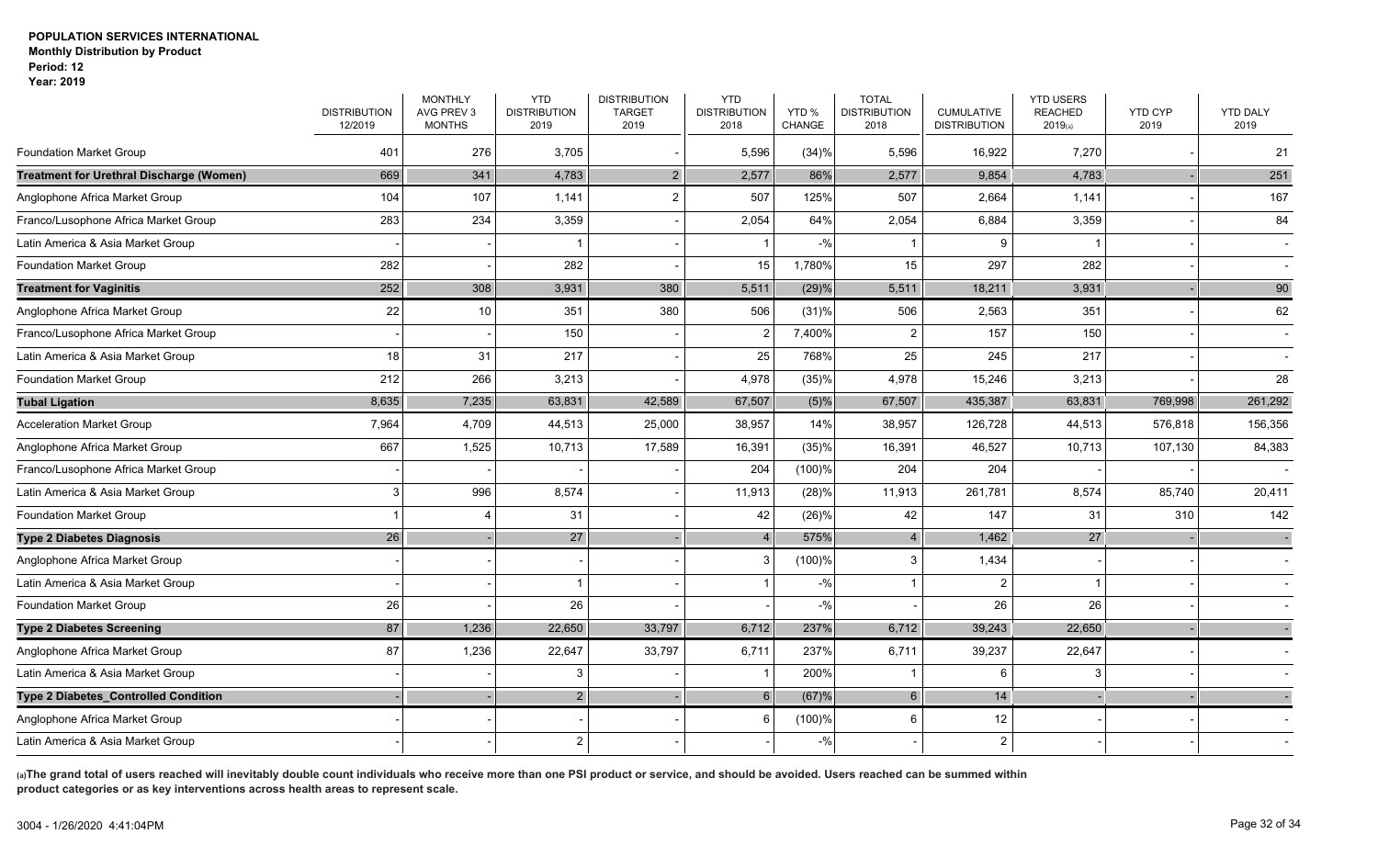**POPULATION SERVICES INTERNATIONAL**
**Monthly Distribution by Product**
**Period: 12**
**Year: 2019**

| | DISTRIBUTION 12/2019 | MONTHLY AVG PREV 3 MONTHS | YTD DISTRIBUTION 2019 | DISTRIBUTION TARGET 2019 | YTD DISTRIBUTION 2018 | YTD % CHANGE | TOTAL DISTRIBUTION 2018 | CUMULATIVE DISTRIBUTION | YTD USERS REACHED 2019(a) | YTD CYP 2019 | YTD DALY 2019 |
|---|---|---|---|---|---|---|---|---|---|---|---|
| Foundation Market Group | 401 | 276 | 3,705 | - | 5,596 | (34)% | 5,596 | 16,922 | 7,270 | - | 21 |
| **Treatment for Urethral Discharge (Women)** | 669 | 341 | 4,783 | 2 | 2,577 | 86% | 2,577 | 9,854 | 4,783 | - | 251 |
| Anglophone Africa Market Group | 104 | 107 | 1,141 | 2 | 507 | 125% | 507 | 2,664 | 1,141 | - | 167 |
| Franco/Lusophone Africa Market Group | 283 | 234 | 3,359 | - | 2,054 | 64% | 2,054 | 6,884 | 3,359 | - | 84 |
| Latin America & Asia Market Group | - | - | 1 | - | 1 | -% | 1 | 9 | 1 | - | - |
| Foundation Market Group | 282 | - | 282 | - | 15 | 1,780% | 15 | 297 | 282 | - | - |
| **Treatment for Vaginitis** | 252 | 308 | 3,931 | 380 | 5,511 | (29)% | 5,511 | 18,211 | 3,931 | - | 90 |
| Anglophone Africa Market Group | 22 | 10 | 351 | 380 | 506 | (31)% | 506 | 2,563 | 351 | - | 62 |
| Franco/Lusophone Africa Market Group | - | - | 150 | - | 2 | 7,400% | 2 | 157 | 150 | - | - |
| Latin America & Asia Market Group | 18 | 31 | 217 | - | 25 | 768% | 25 | 245 | 217 | - | - |
| Foundation Market Group | 212 | 266 | 3,213 | - | 4,978 | (35)% | 4,978 | 15,246 | 3,213 | - | 28 |
| **Tubal Ligation** | 8,635 | 7,235 | 63,831 | 42,589 | 67,507 | (5)% | 67,507 | 435,387 | 63,831 | 769,998 | 261,292 |
| Acceleration Market Group | 7,964 | 4,709 | 44,513 | 25,000 | 38,957 | 14% | 38,957 | 126,728 | 44,513 | 576,818 | 156,356 |
| Anglophone Africa Market Group | 667 | 1,525 | 10,713 | 17,589 | 16,391 | (35)% | 16,391 | 46,527 | 10,713 | 107,130 | 84,383 |
| Franco/Lusophone Africa Market Group | - | - | - | - | 204 | (100)% | 204 | 204 | - | - | - |
| Latin America & Asia Market Group | 3 | 996 | 8,574 | - | 11,913 | (28)% | 11,913 | 261,781 | 8,574 | 85,740 | 20,411 |
| Foundation Market Group | 1 | 4 | 31 | - | 42 | (26)% | 42 | 147 | 31 | 310 | 142 |
| **Type 2 Diabetes Diagnosis** | 26 | - | 27 | - | 4 | 575% | 4 | 1,462 | 27 | - | - |
| Anglophone Africa Market Group | - | - | - | - | 3 | (100)% | 3 | 1,434 | - | - | - |
| Latin America & Asia Market Group | - | - | 1 | - | 1 | -% | 1 | 2 | 1 | - | - |
| Foundation Market Group | 26 | - | 26 | - | - | -% | - | 26 | 26 | - | - |
| **Type 2 Diabetes Screening** | 87 | 1,236 | 22,650 | 33,797 | 6,712 | 237% | 6,712 | 39,243 | 22,650 | - | - |
| Anglophone Africa Market Group | 87 | 1,236 | 22,647 | 33,797 | 6,711 | 237% | 6,711 | 39,237 | 22,647 | - | - |
| Latin America & Asia Market Group | - | - | 3 | - | 1 | 200% | 1 | 6 | 3 | - | - |
| **Type 2 Diabetes_Controlled Condition** | - | - | 2 | - | 6 | (67)% | 6 | 14 | - | - | - |
| Anglophone Africa Market Group | - | - | - | - | 6 | (100)% | 6 | 12 | - | - | - |
| Latin America & Asia Market Group | - | - | 2 | - | - | -% | - | 2 | - | - | - |

**(a)The grand total of users reached will inevitably double count individuals who receive more than one PSI product or service, and should be avoided. Users reached can be summed within product categories or as key interventions across health areas to represent scale.**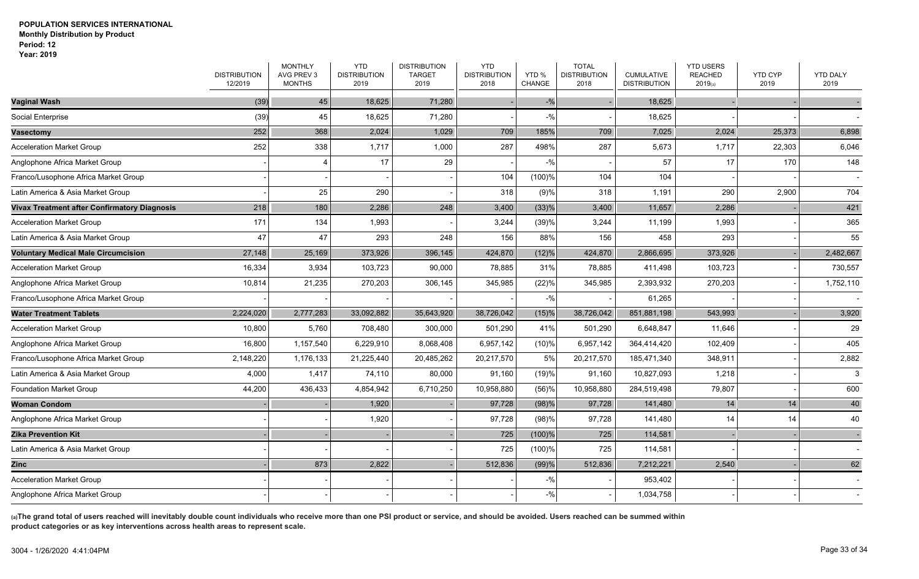**POPULATION SERVICES INTERNATIONAL**
**Monthly Distribution by Product**
**Period: 12**
**Year: 2019**

| | DISTRIBUTION 12/2019 | MONTHLY AVG PREV 3 MONTHS | YTD DISTRIBUTION 2019 | DISTRIBUTION TARGET 2019 | YTD DISTRIBUTION 2018 | YTD % CHANGE | TOTAL DISTRIBUTION 2018 | CUMULATIVE DISTRIBUTION | YTD USERS REACHED 2019(a) | YTD CYP 2019 | YTD DALY 2019 |
|---|---|---|---|---|---|---|---|---|---|---|---|
| **Vaginal Wash** | (39) | 45 | 18,625 | 71,280 | - | -% | - | 18,625 | - | - | - |
| Social Enterprise | (39) | 45 | 18,625 | 71,280 | - | -% | - | 18,625 | - | - | - |
| **Vasectomy** | 252 | 368 | 2,024 | 1,029 | 709 | 185% | 709 | 7,025 | 2,024 | 25,373 | 6,898 |
| Acceleration Market Group | 252 | 338 | 1,717 | 1,000 | 287 | 498% | 287 | 5,673 | 1,717 | 22,303 | 6,046 |
| Anglophone Africa Market Group | - | 4 | 17 | 29 | - | -% | - | 57 | 17 | 170 | 148 |
| Franco/Lusophone Africa Market Group | - | - | - | - | 104 | (100)% | 104 | 104 | - | - | - |
| Latin America & Asia Market Group | - | 25 | 290 | - | 318 | (9)% | 318 | 1,191 | 290 | 2,900 | 704 |
| **Vivax Treatment after Confirmatory Diagnosis** | 218 | 180 | 2,286 | 248 | 3,400 | (33)% | 3,400 | 11,657 | 2,286 | - | 421 |
| Acceleration Market Group | 171 | 134 | 1,993 | - | 3,244 | (39)% | 3,244 | 11,199 | 1,993 | - | 365 |
| Latin America & Asia Market Group | 47 | 47 | 293 | 248 | 156 | 88% | 156 | 458 | 293 | - | 55 |
| **Voluntary Medical Male Circumcision** | 27,148 | 25,169 | 373,926 | 396,145 | 424,870 | (12)% | 424,870 | 2,866,695 | 373,926 | - | 2,482,667 |
| Acceleration Market Group | 16,334 | 3,934 | 103,723 | 90,000 | 78,885 | 31% | 78,885 | 411,498 | 103,723 | - | 730,557 |
| Anglophone Africa Market Group | 10,814 | 21,235 | 270,203 | 306,145 | 345,985 | (22)% | 345,985 | 2,393,932 | 270,203 | - | 1,752,110 |
| Franco/Lusophone Africa Market Group | - | - | - | - | - | -% | - | 61,265 | - | - | - |
| **Water Treatment Tablets** | 2,224,020 | 2,777,283 | 33,092,882 | 35,643,920 | 38,726,042 | (15)% | 38,726,042 | 851,881,198 | 543,993 | - | 3,920 |
| Acceleration Market Group | 10,800 | 5,760 | 708,480 | 300,000 | 501,290 | 41% | 501,290 | 6,648,847 | 11,646 | - | 29 |
| Anglophone Africa Market Group | 16,800 | 1,157,540 | 6,229,910 | 8,068,408 | 6,957,142 | (10)% | 6,957,142 | 364,414,420 | 102,409 | - | 405 |
| Franco/Lusophone Africa Market Group | 2,148,220 | 1,176,133 | 21,225,440 | 20,485,262 | 20,217,570 | 5% | 20,217,570 | 185,471,340 | 348,911 | - | 2,882 |
| Latin America & Asia Market Group | 4,000 | 1,417 | 74,110 | 80,000 | 91,160 | (19)% | 91,160 | 10,827,093 | 1,218 | - | 3 |
| Foundation Market Group | 44,200 | 436,433 | 4,854,942 | 6,710,250 | 10,958,880 | (56)% | 10,958,880 | 284,519,498 | 79,807 | - | 600 |
| **Woman Condom** | - | - | 1,920 | - | 97,728 | (98)% | 97,728 | 141,480 | 14 | 14 | 40 |
| Anglophone Africa Market Group | - | - | 1,920 | - | 97,728 | (98)% | 97,728 | 141,480 | 14 | 14 | 40 |
| **Zika Prevention Kit** | - | - | - | - | 725 | (100)% | 725 | 114,581 | - | - | - |
| Latin America & Asia Market Group | - | - | - | - | 725 | (100)% | 725 | 114,581 | - | - | - |
| **Zinc** | - | 873 | 2,822 | - | 512,836 | (99)% | 512,836 | 7,212,221 | 2,540 | - | 62 |
| Acceleration Market Group | - | - | - | - | - | -% | - | 953,402 | - | - | - |
| Anglophone Africa Market Group | - | - | - | - | - | -% | - | 1,034,758 | - | - | - |

**(a)The grand total of users reached will inevitably double count individuals who receive more than one PSI product or service, and should be avoided. Users reached can be summed within product categories or as key interventions across health areas to represent scale.**

3004 - 1/26/2020 4:41:04PM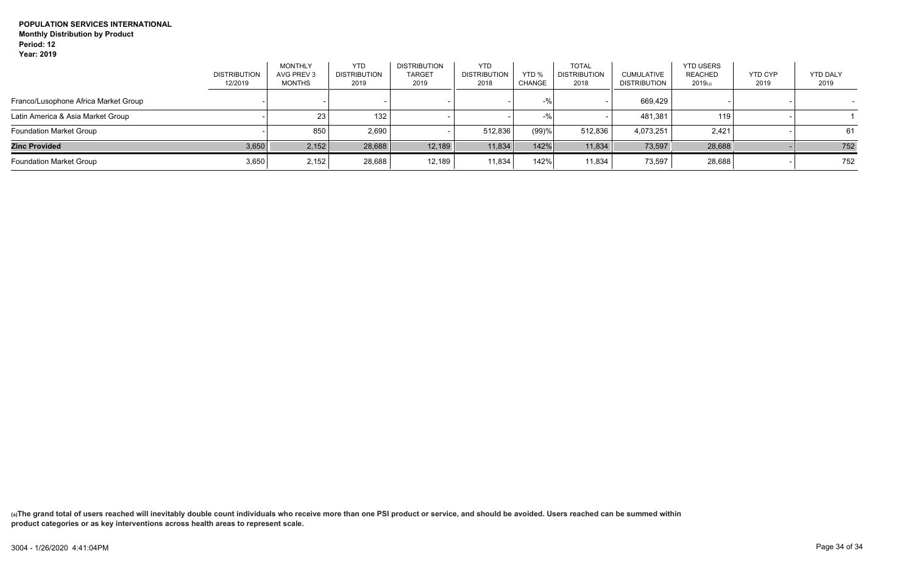**POPULATION SERVICES INTERNATIONAL**
**Monthly Distribution by Product**
**Period: 12**
**Year: 2019**

| | DISTRIBUTION 12/2019 | MONTHLY AVG PREV 3 MONTHS | YTD DISTRIBUTION 2019 | DISTRIBUTION TARGET 2019 | YTD DISTRIBUTION 2018 | YTD % CHANGE | TOTAL DISTRIBUTION 2018 | CUMULATIVE DISTRIBUTION | YTD USERS REACHED 2019(a) | YTD CYP 2019 | YTD DALY 2019 |
|---|---|---|---|---|---|---|---|---|---|---|---|
| Franco/Lusophone Africa Market Group | - | - | - | - | - | -% | - | 669,429 | - | - | - |
| Latin America & Asia Market Group | - | 23 | 132 | - | - | -% | - | 481,381 | 119 | - | 1 |
| Foundation Market Group | - | 850 | 2,690 | - | 512,836 | (99)% | 512,836 | 4,073,251 | 2,421 | - | 61 |
| **Zinc Provided** | 3,650 | 2,152 | 28,688 | 12,189 | 11,834 | 142% | 11,834 | 73,597 | 28,688 | - | 752 |
| Foundation Market Group | 3,650 | 2,152 | 28,688 | 12,189 | 11,834 | 142% | 11,834 | 73,597 | 28,688 | - | 752 |

**(a)The grand total of users reached will inevitably double count individuals who receive more than one PSI product or service, and should be avoided. Users reached can be summed within product categories or as key interventions across health areas to represent scale.**

3004 - 1/26/2020 4:41:04PM